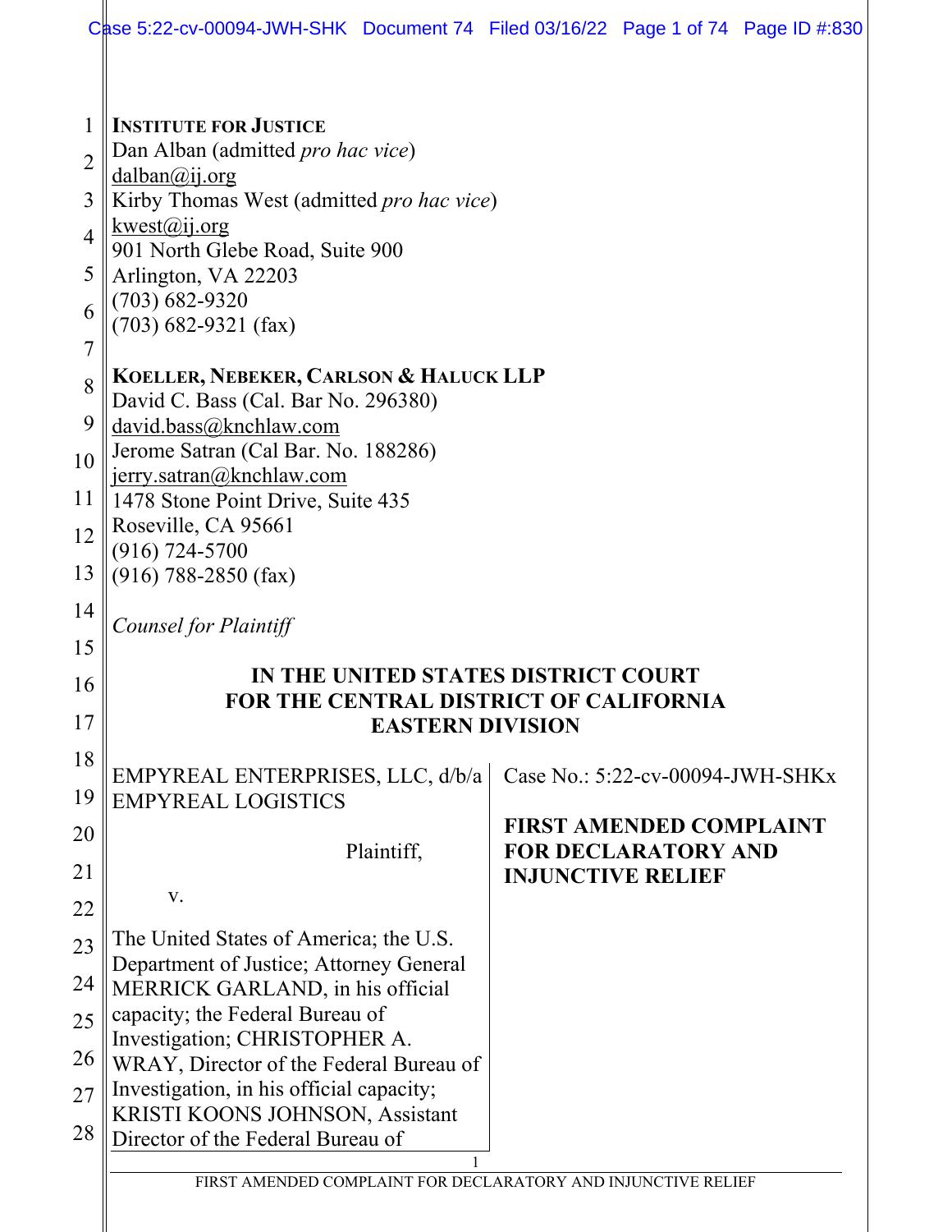**INSTITUTE FOR JUSTICE**
Dan Alban (admitted *pro hac vice*)
dalban@ij.org
Kirby Thomas West (admitted *pro hac vice*)
kwest@ij.org
901 North Glebe Road, Suite 900
Arlington, VA 22203
(703) 682-9320
(703) 682-9321 (fax)

**KOELLER, NEBEKER, CARLSON & HALUCK LLP**
David C. Bass (Cal. Bar No. 296380)
david.bass@knchlaw.com
Jerome Satran (Cal Bar. No. 188286)
jerry.satran@knchlaw.com
1478 Stone Point Drive, Suite 435
Roseville, CA 95661
(916) 724-5700
(916) 788-2850 (fax)

*Counsel for Plaintiff*

**IN THE UNITED STATES DISTRICT COURT**
**FOR THE CENTRAL DISTRICT OF CALIFORNIA**
**EASTERN DIVISION**

EMPYREAL ENTERPRISES, LLC, d/b/a EMPYREAL LOGISTICS

Plaintiff,

v.

The United States of America; the U.S. Department of Justice; Attorney General MERRICK GARLAND, in his official capacity; the Federal Bureau of Investigation; CHRISTOPHER A. WRAY, Director of the Federal Bureau of Investigation, in his official capacity; KRISTI KOONS JOHNSON, Assistant Director of the Federal Bureau of

Case No.: 5:22-cv-00094-JWH-SHKx

**FIRST AMENDED COMPLAINT FOR DECLARATORY AND INJUNCTIVE RELIEF**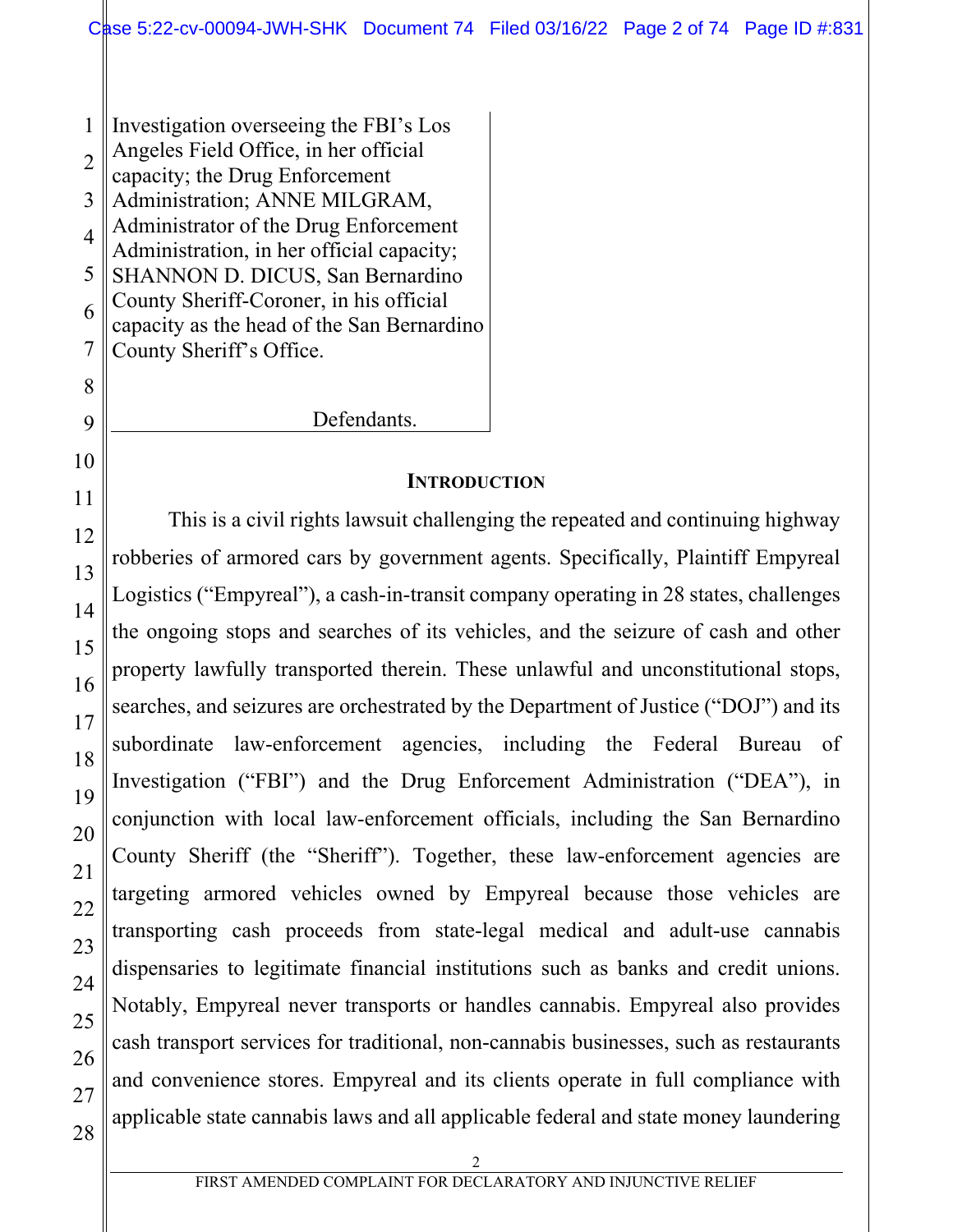Investigation overseeing the FBI's Los Angeles Field Office, in her official capacity; the Drug Enforcement Administration; ANNE MILGRAM, Administrator of the Drug Enforcement Administration, in her official capacity; SHANNON D. DICUS, San Bernardino County Sheriff-Coroner, in his official capacity as the head of the San Bernardino County Sheriff's Office.

Defendants.

## INTRODUCTION

This is a civil rights lawsuit challenging the repeated and continuing highway robberies of armored cars by government agents. Specifically, Plaintiff Empyreal Logistics ("Empyreal"), a cash-in-transit company operating in 28 states, challenges the ongoing stops and searches of its vehicles, and the seizure of cash and other property lawfully transported therein. These unlawful and unconstitutional stops, searches, and seizures are orchestrated by the Department of Justice ("DOJ") and its subordinate law-enforcement agencies, including the Federal Bureau of Investigation ("FBI") and the Drug Enforcement Administration ("DEA"), in conjunction with local law-enforcement officials, including the San Bernardino County Sheriff (the "Sheriff"). Together, these law-enforcement agencies are targeting armored vehicles owned by Empyreal because those vehicles are transporting cash proceeds from state-legal medical and adult-use cannabis dispensaries to legitimate financial institutions such as banks and credit unions. Notably, Empyreal never transports or handles cannabis. Empyreal also provides cash transport services for traditional, non-cannabis businesses, such as restaurants and convenience stores. Empyreal and its clients operate in full compliance with applicable state cannabis laws and all applicable federal and state money laundering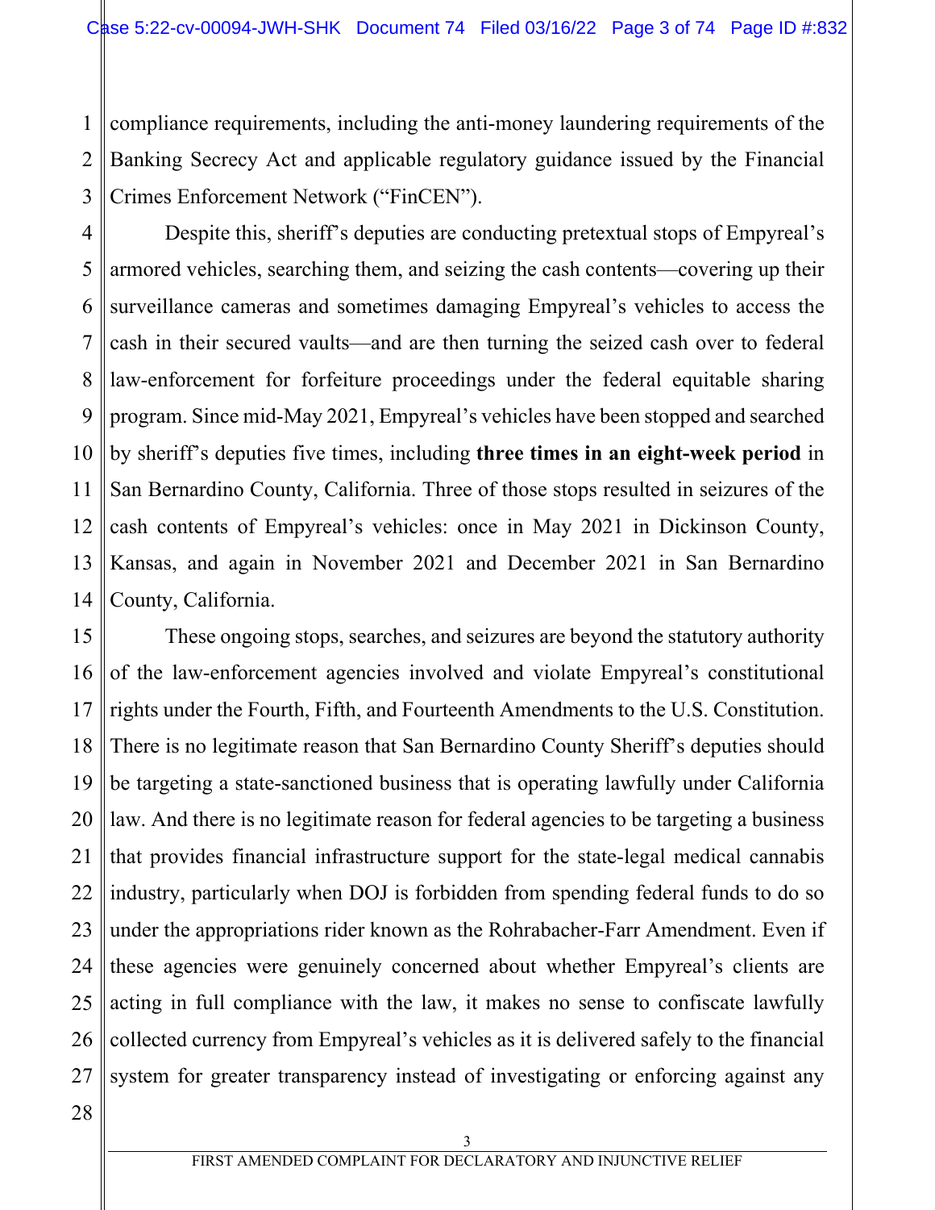compliance requirements, including the anti-money laundering requirements of the Banking Secrecy Act and applicable regulatory guidance issued by the Financial Crimes Enforcement Network ("FinCEN").

Despite this, sheriff's deputies are conducting pretextual stops of Empyreal's armored vehicles, searching them, and seizing the cash contents—covering up their surveillance cameras and sometimes damaging Empyreal's vehicles to access the cash in their secured vaults—and are then turning the seized cash over to federal law-enforcement for forfeiture proceedings under the federal equitable sharing program. Since mid-May 2021, Empyreal's vehicles have been stopped and searched by sheriff's deputies five times, including **three times in an eight-week period** in San Bernardino County, California. Three of those stops resulted in seizures of the cash contents of Empyreal's vehicles: once in May 2021 in Dickinson County, Kansas, and again in November 2021 and December 2021 in San Bernardino County, California.

These ongoing stops, searches, and seizures are beyond the statutory authority of the law-enforcement agencies involved and violate Empyreal's constitutional rights under the Fourth, Fifth, and Fourteenth Amendments to the U.S. Constitution. There is no legitimate reason that San Bernardino County Sheriff's deputies should be targeting a state-sanctioned business that is operating lawfully under California law. And there is no legitimate reason for federal agencies to be targeting a business that provides financial infrastructure support for the state-legal medical cannabis industry, particularly when DOJ is forbidden from spending federal funds to do so under the appropriations rider known as the Rohrabacher-Farr Amendment. Even if these agencies were genuinely concerned about whether Empyreal's clients are acting in full compliance with the law, it makes no sense to confiscate lawfully collected currency from Empyreal's vehicles as it is delivered safely to the financial system for greater transparency instead of investigating or enforcing against any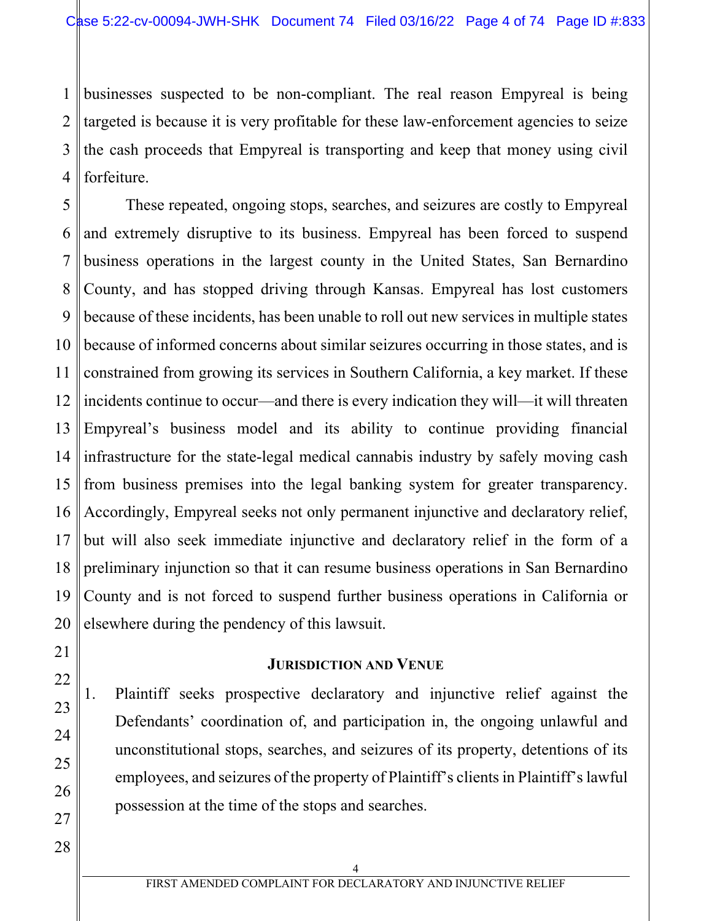businesses suspected to be non-compliant. The real reason Empyreal is being targeted is because it is very profitable for these law-enforcement agencies to seize the cash proceeds that Empyreal is transporting and keep that money using civil forfeiture.

These repeated, ongoing stops, searches, and seizures are costly to Empyreal and extremely disruptive to its business. Empyreal has been forced to suspend business operations in the largest county in the United States, San Bernardino County, and has stopped driving through Kansas. Empyreal has lost customers because of these incidents, has been unable to roll out new services in multiple states because of informed concerns about similar seizures occurring in those states, and is constrained from growing its services in Southern California, a key market. If these incidents continue to occur—and there is every indication they will—it will threaten Empyreal's business model and its ability to continue providing financial infrastructure for the state-legal medical cannabis industry by safely moving cash from business premises into the legal banking system for greater transparency. Accordingly, Empyreal seeks not only permanent injunctive and declaratory relief, but will also seek immediate injunctive and declaratory relief in the form of a preliminary injunction so that it can resume business operations in San Bernardino County and is not forced to suspend further business operations in California or elsewhere during the pendency of this lawsuit.

## JURISDICTION AND VENUE

1. Plaintiff seeks prospective declaratory and injunctive relief against the Defendants' coordination of, and participation in, the ongoing unlawful and unconstitutional stops, searches, and seizures of its property, detentions of its employees, and seizures of the property of Plaintiff's clients in Plaintiff's lawful possession at the time of the stops and searches.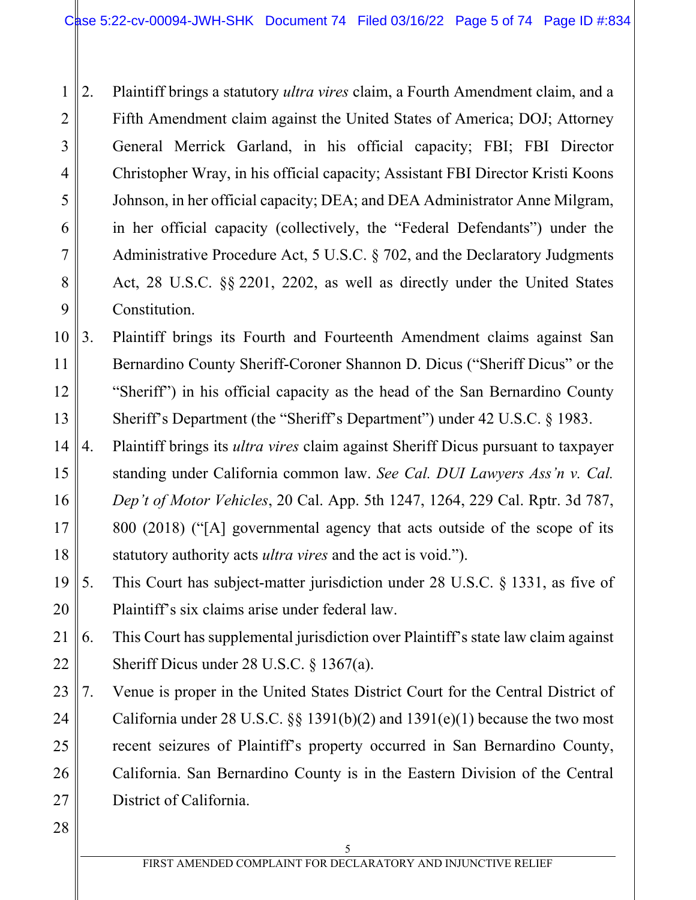2. Plaintiff brings a statutory *ultra vires* claim, a Fourth Amendment claim, and a Fifth Amendment claim against the United States of America; DOJ; Attorney General Merrick Garland, in his official capacity; FBI; FBI Director Christopher Wray, in his official capacity; Assistant FBI Director Kristi Koons Johnson, in her official capacity; DEA; and DEA Administrator Anne Milgram, in her official capacity (collectively, the "Federal Defendants") under the Administrative Procedure Act, 5 U.S.C. § 702, and the Declaratory Judgments Act, 28 U.S.C. §§ 2201, 2202, as well as directly under the United States Constitution.

3. Plaintiff brings its Fourth and Fourteenth Amendment claims against San Bernardino County Sheriff-Coroner Shannon D. Dicus ("Sheriff Dicus" or the "Sheriff") in his official capacity as the head of the San Bernardino County Sheriff's Department (the "Sheriff's Department") under 42 U.S.C. § 1983.

4. Plaintiff brings its *ultra vires* claim against Sheriff Dicus pursuant to taxpayer standing under California common law. *See Cal. DUI Lawyers Ass'n v. Cal. Dep't of Motor Vehicles*, 20 Cal. App. 5th 1247, 1264, 229 Cal. Rptr. 3d 787, 800 (2018) ("[A] governmental agency that acts outside of the scope of its statutory authority acts *ultra vires* and the act is void.").

5. This Court has subject-matter jurisdiction under 28 U.S.C. § 1331, as five of Plaintiff's six claims arise under federal law.

6. This Court has supplemental jurisdiction over Plaintiff's state law claim against Sheriff Dicus under 28 U.S.C. § 1367(a).

7. Venue is proper in the United States District Court for the Central District of California under 28 U.S.C. §§ 1391(b)(2) and 1391(e)(1) because the two most recent seizures of Plaintiff's property occurred in San Bernardino County, California. San Bernardino County is in the Eastern Division of the Central District of California.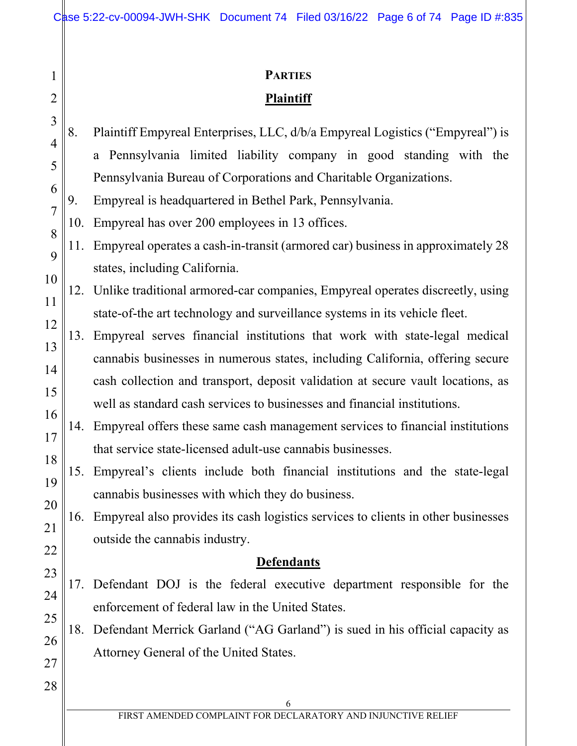## PARTIES

### Plaintiff

8. Plaintiff Empyreal Enterprises, LLC, d/b/a Empyreal Logistics ("Empyreal") is a Pennsylvania limited liability company in good standing with the Pennsylvania Bureau of Corporations and Charitable Organizations.
9. Empyreal is headquartered in Bethel Park, Pennsylvania.
10. Empyreal has over 200 employees in 13 offices.
11. Empyreal operates a cash-in-transit (armored car) business in approximately 28 states, including California.
12. Unlike traditional armored-car companies, Empyreal operates discreetly, using state-of-the art technology and surveillance systems in its vehicle fleet.
13. Empyreal serves financial institutions that work with state-legal medical cannabis businesses in numerous states, including California, offering secure cash collection and transport, deposit validation at secure vault locations, as well as standard cash services to businesses and financial institutions.
14. Empyreal offers these same cash management services to financial institutions that service state-licensed adult-use cannabis businesses.
15. Empyreal's clients include both financial institutions and the state-legal cannabis businesses with which they do business.
16. Empyreal also provides its cash logistics services to clients in other businesses outside the cannabis industry.

### Defendants

17. Defendant DOJ is the federal executive department responsible for the enforcement of federal law in the United States.
18. Defendant Merrick Garland ("AG Garland") is sued in his official capacity as Attorney General of the United States.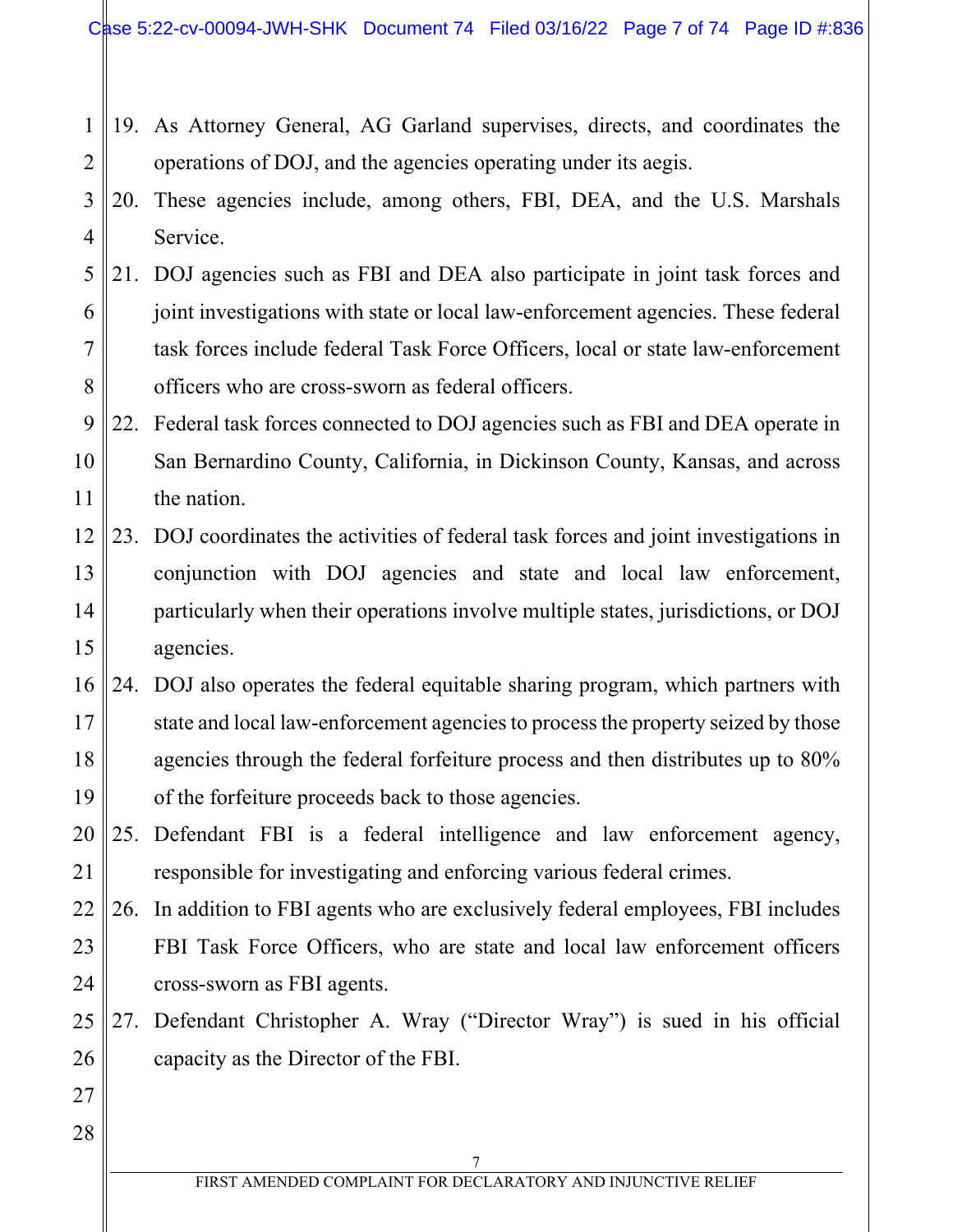19. As Attorney General, AG Garland supervises, directs, and coordinates the operations of DOJ, and the agencies operating under its aegis.
20. These agencies include, among others, FBI, DEA, and the U.S. Marshals Service.
21. DOJ agencies such as FBI and DEA also participate in joint task forces and joint investigations with state or local law-enforcement agencies. These federal task forces include federal Task Force Officers, local or state law-enforcement officers who are cross-sworn as federal officers.
22. Federal task forces connected to DOJ agencies such as FBI and DEA operate in San Bernardino County, California, in Dickinson County, Kansas, and across the nation.
23. DOJ coordinates the activities of federal task forces and joint investigations in conjunction with DOJ agencies and state and local law enforcement, particularly when their operations involve multiple states, jurisdictions, or DOJ agencies.
24. DOJ also operates the federal equitable sharing program, which partners with state and local law-enforcement agencies to process the property seized by those agencies through the federal forfeiture process and then distributes up to 80% of the forfeiture proceeds back to those agencies.
25. Defendant FBI is a federal intelligence and law enforcement agency, responsible for investigating and enforcing various federal crimes.
26. In addition to FBI agents who are exclusively federal employees, FBI includes FBI Task Force Officers, who are state and local law enforcement officers cross-sworn as FBI agents.
27. Defendant Christopher A. Wray ("Director Wray") is sued in his official capacity as the Director of the FBI.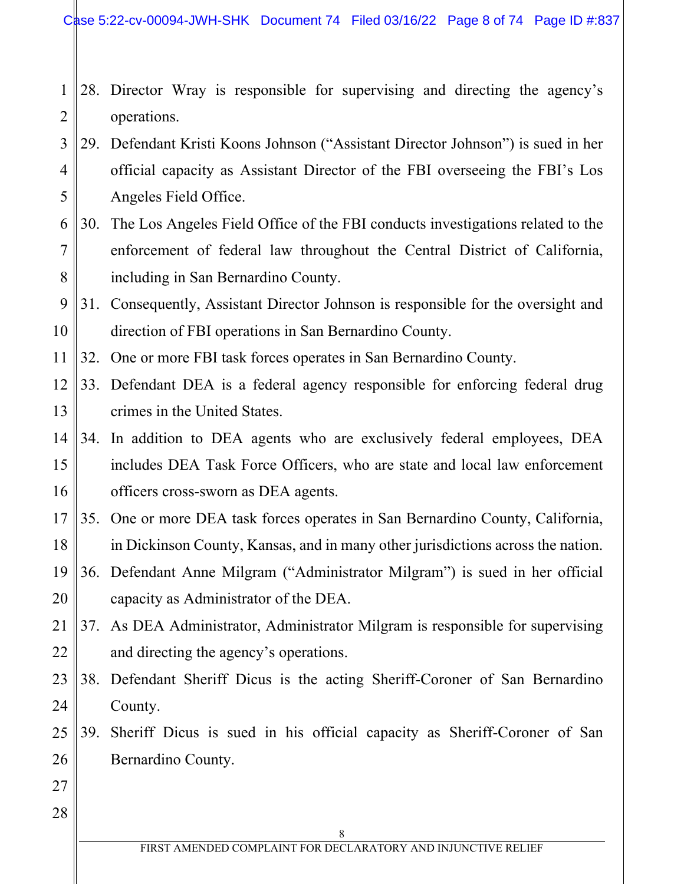28. Director Wray is responsible for supervising and directing the agency's operations.
29. Defendant Kristi Koons Johnson ("Assistant Director Johnson") is sued in her official capacity as Assistant Director of the FBI overseeing the FBI's Los Angeles Field Office.
30. The Los Angeles Field Office of the FBI conducts investigations related to the enforcement of federal law throughout the Central District of California, including in San Bernardino County.
31. Consequently, Assistant Director Johnson is responsible for the oversight and direction of FBI operations in San Bernardino County.
32. One or more FBI task forces operates in San Bernardino County.
33. Defendant DEA is a federal agency responsible for enforcing federal drug crimes in the United States.
34. In addition to DEA agents who are exclusively federal employees, DEA includes DEA Task Force Officers, who are state and local law enforcement officers cross-sworn as DEA agents.
35. One or more DEA task forces operates in San Bernardino County, California, in Dickinson County, Kansas, and in many other jurisdictions across the nation.
36. Defendant Anne Milgram ("Administrator Milgram") is sued in her official capacity as Administrator of the DEA.
37. As DEA Administrator, Administrator Milgram is responsible for supervising and directing the agency's operations.
38. Defendant Sheriff Dicus is the acting Sheriff-Coroner of San Bernardino County.
39. Sheriff Dicus is sued in his official capacity as Sheriff-Coroner of San Bernardino County.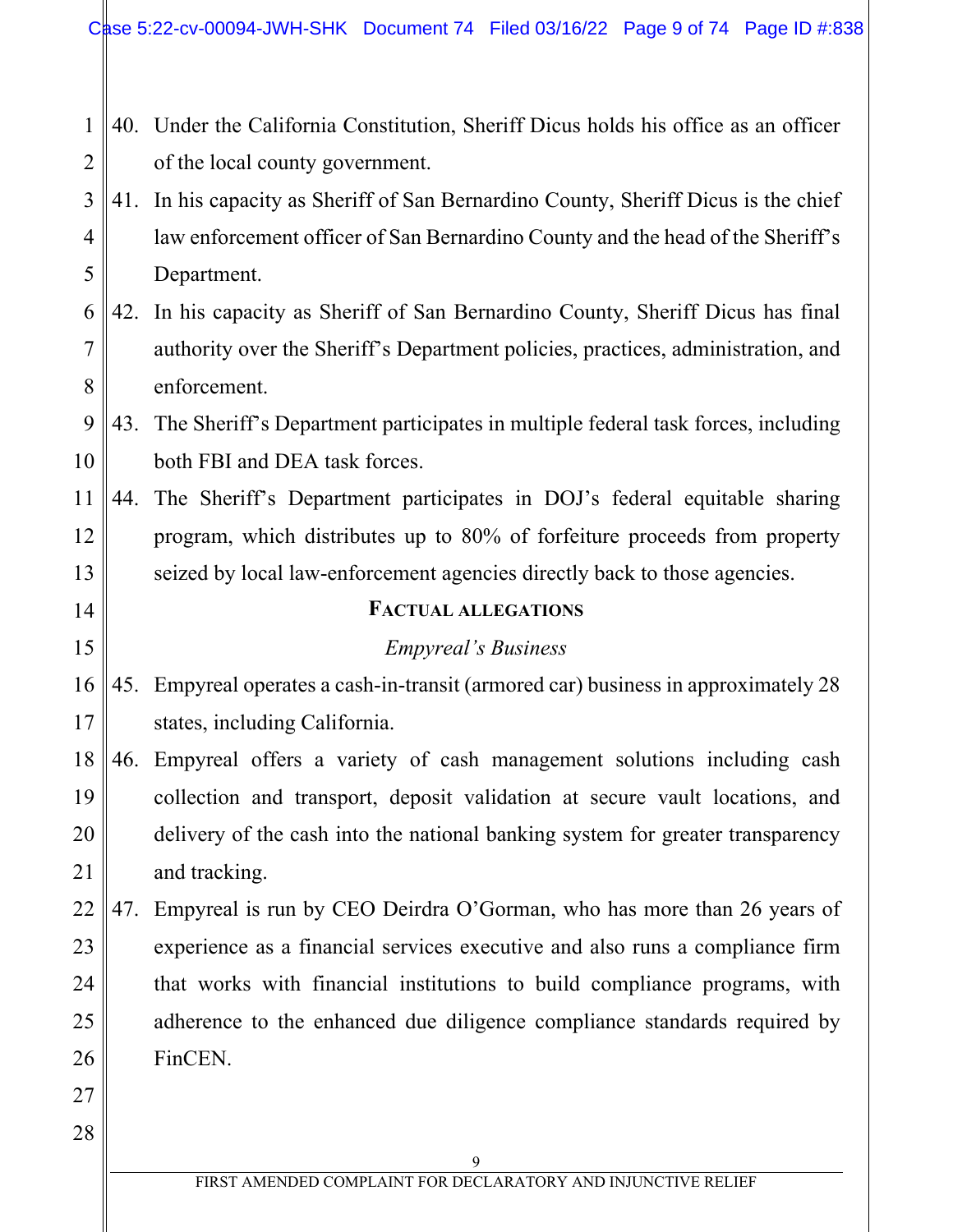40. Under the California Constitution, Sheriff Dicus holds his office as an officer of the local county government.

41. In his capacity as Sheriff of San Bernardino County, Sheriff Dicus is the chief law enforcement officer of San Bernardino County and the head of the Sheriff's Department.

42. In his capacity as Sheriff of San Bernardino County, Sheriff Dicus has final authority over the Sheriff's Department policies, practices, administration, and enforcement.

43. The Sheriff's Department participates in multiple federal task forces, including both FBI and DEA task forces.

44. The Sheriff's Department participates in DOJ's federal equitable sharing program, which distributes up to 80% of forfeiture proceeds from property seized by local law-enforcement agencies directly back to those agencies.

## FACTUAL ALLEGATIONS

### *Empyreal's Business*

45. Empyreal operates a cash-in-transit (armored car) business in approximately 28 states, including California.

46. Empyreal offers a variety of cash management solutions including cash collection and transport, deposit validation at secure vault locations, and delivery of the cash into the national banking system for greater transparency and tracking.

47. Empyreal is run by CEO Deirdra O'Gorman, who has more than 26 years of experience as a financial services executive and also runs a compliance firm that works with financial institutions to build compliance programs, with adherence to the enhanced due diligence compliance standards required by FinCEN.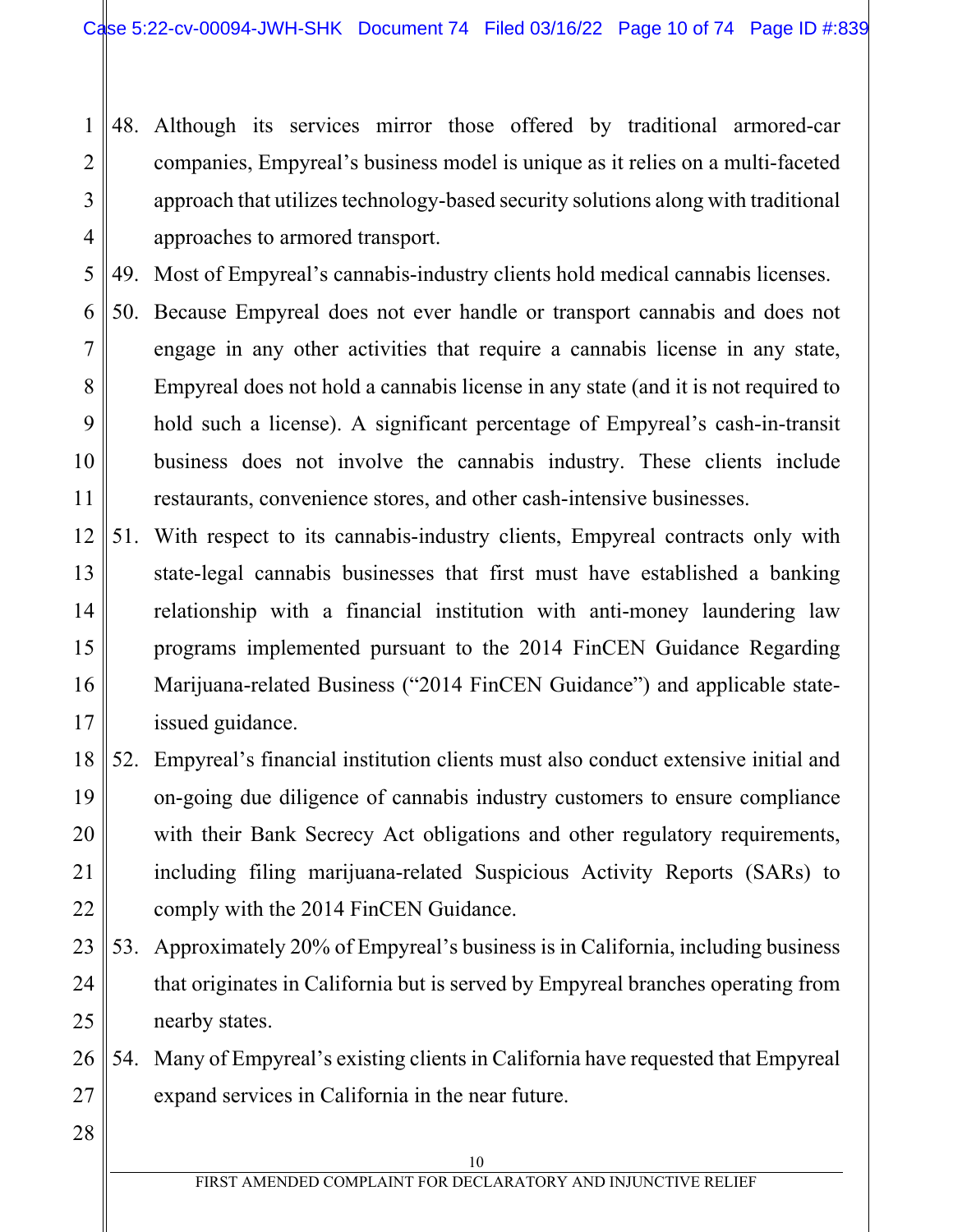48. Although its services mirror those offered by traditional armored-car companies, Empyreal's business model is unique as it relies on a multi-faceted approach that utilizes technology-based security solutions along with traditional approaches to armored transport.

49. Most of Empyreal's cannabis-industry clients hold medical cannabis licenses.

50. Because Empyreal does not ever handle or transport cannabis and does not engage in any other activities that require a cannabis license in any state, Empyreal does not hold a cannabis license in any state (and it is not required to hold such a license). A significant percentage of Empyreal's cash-in-transit business does not involve the cannabis industry. These clients include restaurants, convenience stores, and other cash-intensive businesses.

51. With respect to its cannabis-industry clients, Empyreal contracts only with state-legal cannabis businesses that first must have established a banking relationship with a financial institution with anti-money laundering law programs implemented pursuant to the 2014 FinCEN Guidance Regarding Marijuana-related Business ("2014 FinCEN Guidance") and applicable state-issued guidance.

52. Empyreal's financial institution clients must also conduct extensive initial and on-going due diligence of cannabis industry customers to ensure compliance with their Bank Secrecy Act obligations and other regulatory requirements, including filing marijuana-related Suspicious Activity Reports (SARs) to comply with the 2014 FinCEN Guidance.

53. Approximately 20% of Empyreal's business is in California, including business that originates in California but is served by Empyreal branches operating from nearby states.

54. Many of Empyreal's existing clients in California have requested that Empyreal expand services in California in the near future.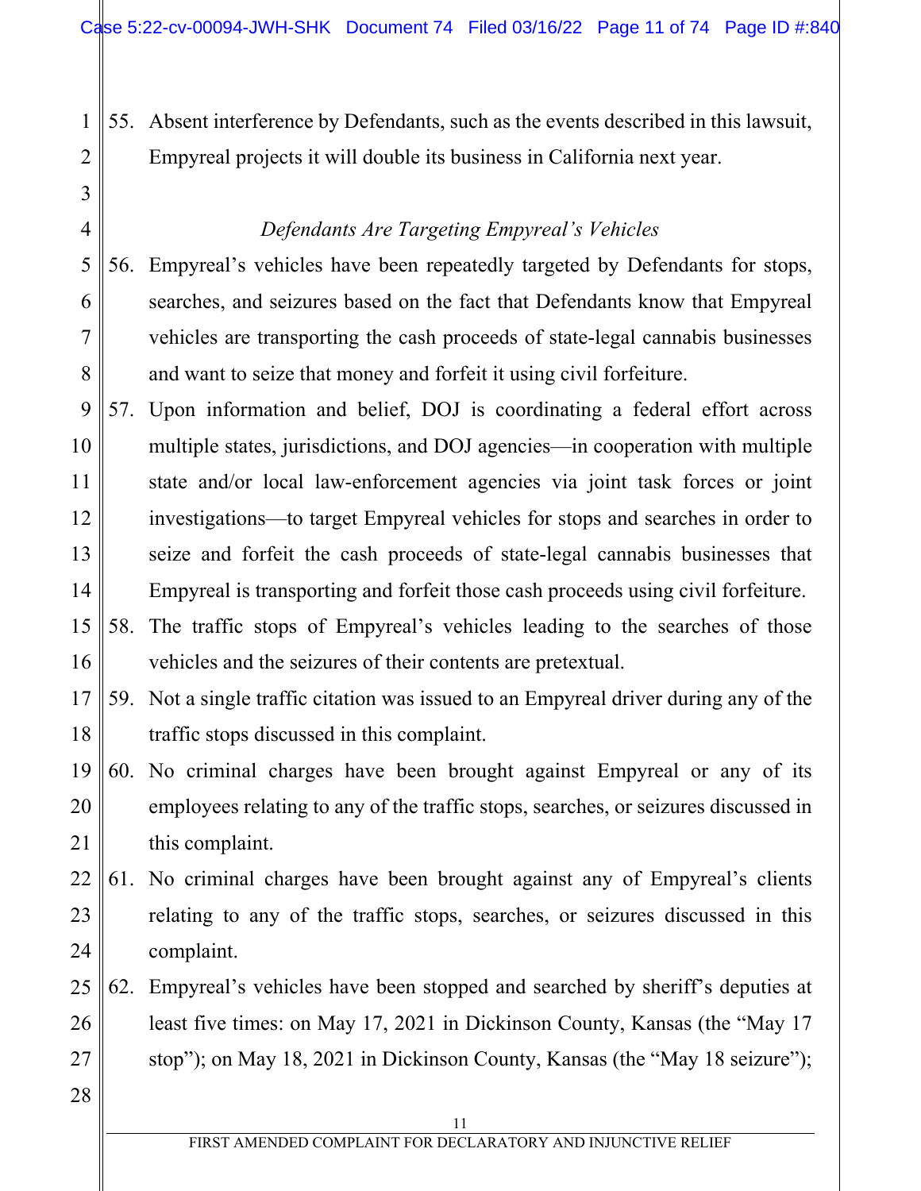55. Absent interference by Defendants, such as the events described in this lawsuit, Empyreal projects it will double its business in California next year.

*Defendants Are Targeting Empyreal's Vehicles*

56. Empyreal's vehicles have been repeatedly targeted by Defendants for stops, searches, and seizures based on the fact that Defendants know that Empyreal vehicles are transporting the cash proceeds of state-legal cannabis businesses and want to seize that money and forfeit it using civil forfeiture.
57. Upon information and belief, DOJ is coordinating a federal effort across multiple states, jurisdictions, and DOJ agencies—in cooperation with multiple state and/or local law-enforcement agencies via joint task forces or joint investigations—to target Empyreal vehicles for stops and searches in order to seize and forfeit the cash proceeds of state-legal cannabis businesses that Empyreal is transporting and forfeit those cash proceeds using civil forfeiture.
58. The traffic stops of Empyreal's vehicles leading to the searches of those vehicles and the seizures of their contents are pretextual.
59. Not a single traffic citation was issued to an Empyreal driver during any of the traffic stops discussed in this complaint.
60. No criminal charges have been brought against Empyreal or any of its employees relating to any of the traffic stops, searches, or seizures discussed in this complaint.
61. No criminal charges have been brought against any of Empyreal's clients relating to any of the traffic stops, searches, or seizures discussed in this complaint.
62. Empyreal's vehicles have been stopped and searched by sheriff's deputies at least five times: on May 17, 2021 in Dickinson County, Kansas (the "May 17 stop"); on May 18, 2021 in Dickinson County, Kansas (the "May 18 seizure");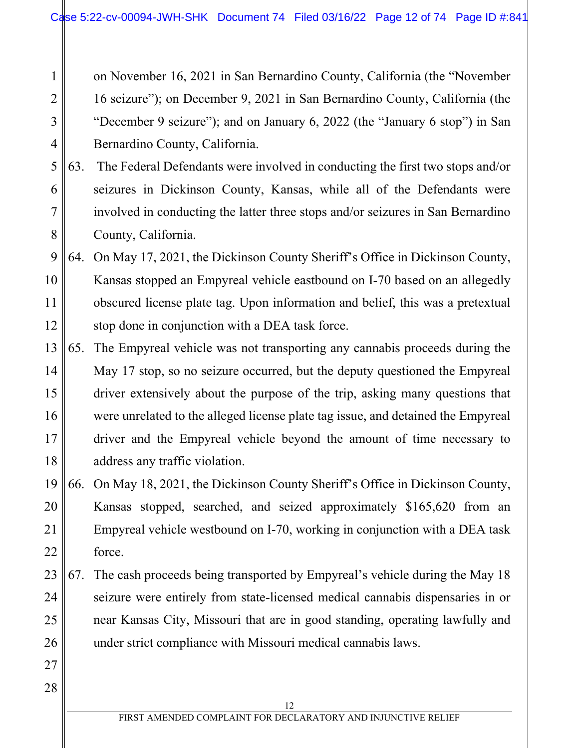on November 16, 2021 in San Bernardino County, California (the "November 16 seizure"); on December 9, 2021 in San Bernardino County, California (the "December 9 seizure"); and on January 6, 2022 (the "January 6 stop") in San Bernardino County, California.

63. The Federal Defendants were involved in conducting the first two stops and/or seizures in Dickinson County, Kansas, while all of the Defendants were involved in conducting the latter three stops and/or seizures in San Bernardino County, California.

64. On May 17, 2021, the Dickinson County Sheriff's Office in Dickinson County, Kansas stopped an Empyreal vehicle eastbound on I-70 based on an allegedly obscured license plate tag. Upon information and belief, this was a pretextual stop done in conjunction with a DEA task force.

65. The Empyreal vehicle was not transporting any cannabis proceeds during the May 17 stop, so no seizure occurred, but the deputy questioned the Empyreal driver extensively about the purpose of the trip, asking many questions that were unrelated to the alleged license plate tag issue, and detained the Empyreal driver and the Empyreal vehicle beyond the amount of time necessary to address any traffic violation.

66. On May 18, 2021, the Dickinson County Sheriff's Office in Dickinson County, Kansas stopped, searched, and seized approximately $165,620 from an Empyreal vehicle westbound on I-70, working in conjunction with a DEA task force.

67. The cash proceeds being transported by Empyreal's vehicle during the May 18 seizure were entirely from state-licensed medical cannabis dispensaries in or near Kansas City, Missouri that are in good standing, operating lawfully and under strict compliance with Missouri medical cannabis laws.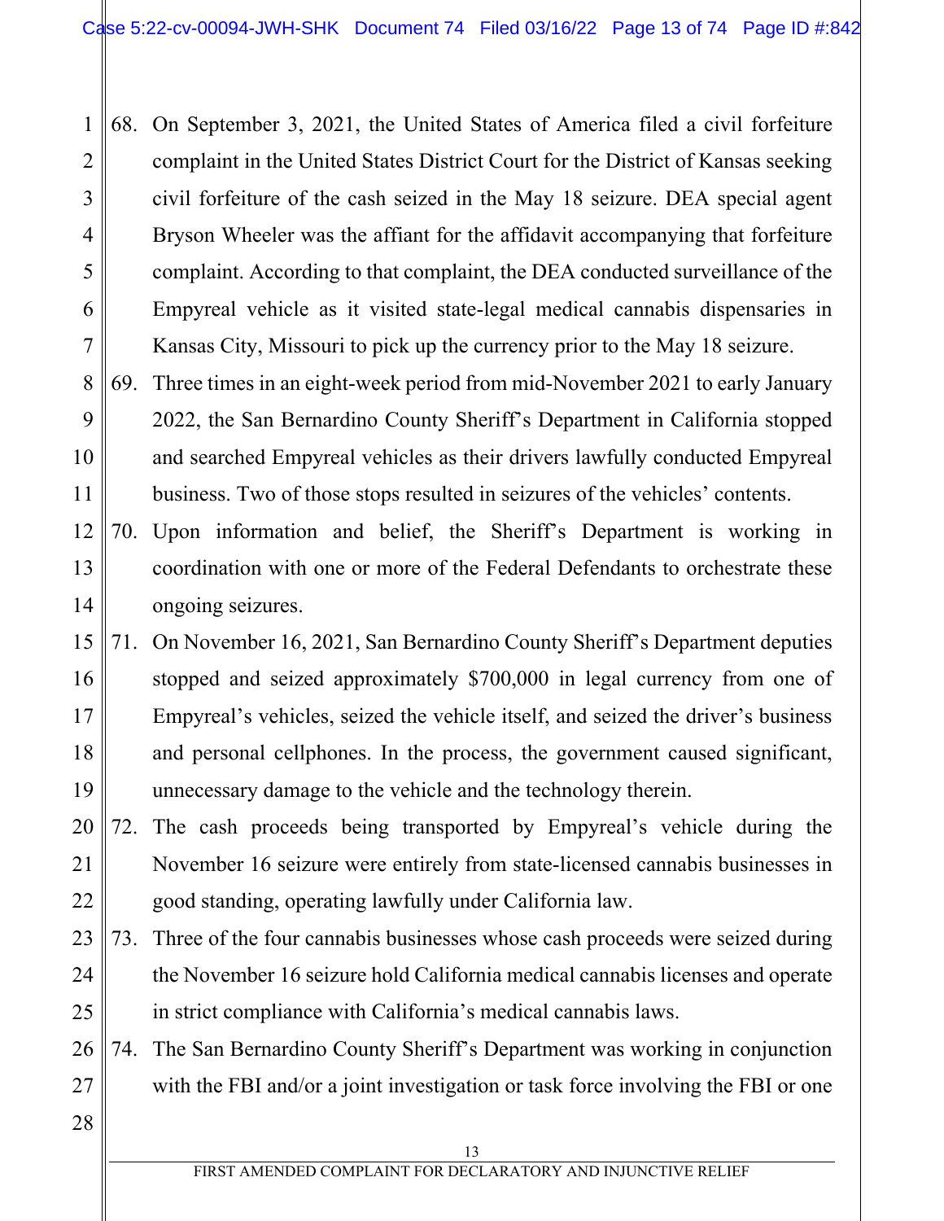68. On September 3, 2021, the United States of America filed a civil forfeiture complaint in the United States District Court for the District of Kansas seeking civil forfeiture of the cash seized in the May 18 seizure. DEA special agent Bryson Wheeler was the affiant for the affidavit accompanying that forfeiture complaint. According to that complaint, the DEA conducted surveillance of the Empyreal vehicle as it visited state-legal medical cannabis dispensaries in Kansas City, Missouri to pick up the currency prior to the May 18 seizure.

69. Three times in an eight-week period from mid-November 2021 to early January 2022, the San Bernardino County Sheriff's Department in California stopped and searched Empyreal vehicles as their drivers lawfully conducted Empyreal business. Two of those stops resulted in seizures of the vehicles' contents.

70. Upon information and belief, the Sheriff's Department is working in coordination with one or more of the Federal Defendants to orchestrate these ongoing seizures.

71. On November 16, 2021, San Bernardino County Sheriff's Department deputies stopped and seized approximately $700,000 in legal currency from one of Empyreal's vehicles, seized the vehicle itself, and seized the driver's business and personal cellphones. In the process, the government caused significant, unnecessary damage to the vehicle and the technology therein.

72. The cash proceeds being transported by Empyreal's vehicle during the November 16 seizure were entirely from state-licensed cannabis businesses in good standing, operating lawfully under California law.

73. Three of the four cannabis businesses whose cash proceeds were seized during the November 16 seizure hold California medical cannabis licenses and operate in strict compliance with California's medical cannabis laws.

74. The San Bernardino County Sheriff's Department was working in conjunction with the FBI and/or a joint investigation or task force involving the FBI or one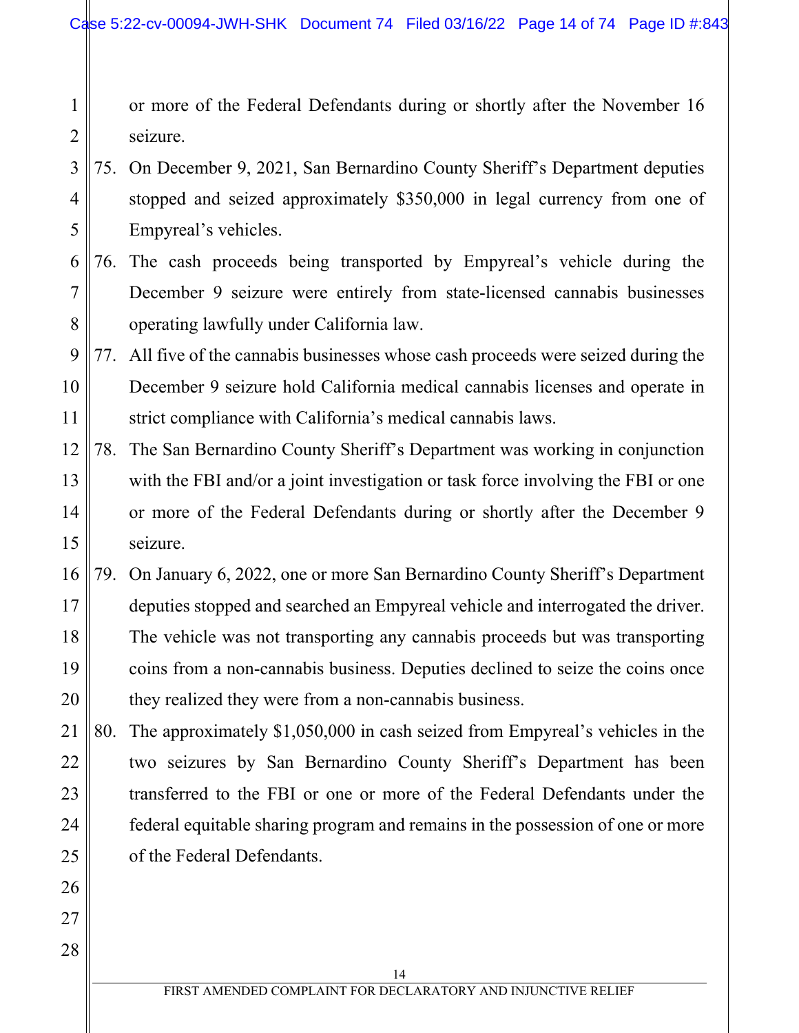or more of the Federal Defendants during or shortly after the November 16 seizure.

75. On December 9, 2021, San Bernardino County Sheriff's Department deputies stopped and seized approximately $350,000 in legal currency from one of Empyreal's vehicles.

76. The cash proceeds being transported by Empyreal's vehicle during the December 9 seizure were entirely from state-licensed cannabis businesses operating lawfully under California law.

77. All five of the cannabis businesses whose cash proceeds were seized during the December 9 seizure hold California medical cannabis licenses and operate in strict compliance with California's medical cannabis laws.

78. The San Bernardino County Sheriff's Department was working in conjunction with the FBI and/or a joint investigation or task force involving the FBI or one or more of the Federal Defendants during or shortly after the December 9 seizure.

79. On January 6, 2022, one or more San Bernardino County Sheriff's Department deputies stopped and searched an Empyreal vehicle and interrogated the driver. The vehicle was not transporting any cannabis proceeds but was transporting coins from a non-cannabis business. Deputies declined to seize the coins once they realized they were from a non-cannabis business.

80. The approximately $1,050,000 in cash seized from Empyreal's vehicles in the two seizures by San Bernardino County Sheriff's Department has been transferred to the FBI or one or more of the Federal Defendants under the federal equitable sharing program and remains in the possession of one or more of the Federal Defendants.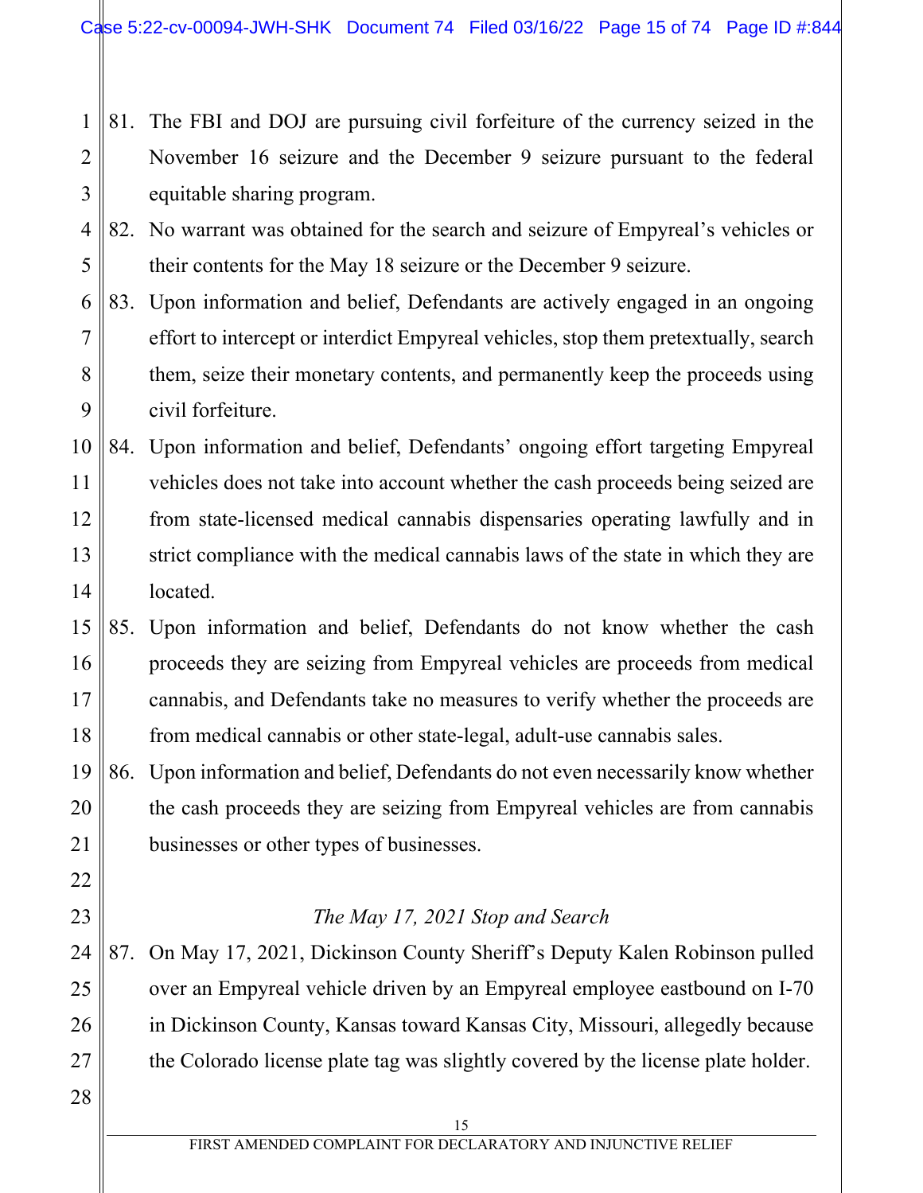81. The FBI and DOJ are pursuing civil forfeiture of the currency seized in the November 16 seizure and the December 9 seizure pursuant to the federal equitable sharing program.

82. No warrant was obtained for the search and seizure of Empyreal's vehicles or their contents for the May 18 seizure or the December 9 seizure.

83. Upon information and belief, Defendants are actively engaged in an ongoing effort to intercept or interdict Empyreal vehicles, stop them pretextually, search them, seize their monetary contents, and permanently keep the proceeds using civil forfeiture.

84. Upon information and belief, Defendants' ongoing effort targeting Empyreal vehicles does not take into account whether the cash proceeds being seized are from state-licensed medical cannabis dispensaries operating lawfully and in strict compliance with the medical cannabis laws of the state in which they are located.

85. Upon information and belief, Defendants do not know whether the cash proceeds they are seizing from Empyreal vehicles are proceeds from medical cannabis, and Defendants take no measures to verify whether the proceeds are from medical cannabis or other state-legal, adult-use cannabis sales.

86. Upon information and belief, Defendants do not even necessarily know whether the cash proceeds they are seizing from Empyreal vehicles are from cannabis businesses or other types of businesses.

*The May 17, 2021 Stop and Search*

87. On May 17, 2021, Dickinson County Sheriff's Deputy Kalen Robinson pulled over an Empyreal vehicle driven by an Empyreal employee eastbound on I-70 in Dickinson County, Kansas toward Kansas City, Missouri, allegedly because the Colorado license plate tag was slightly covered by the license plate holder.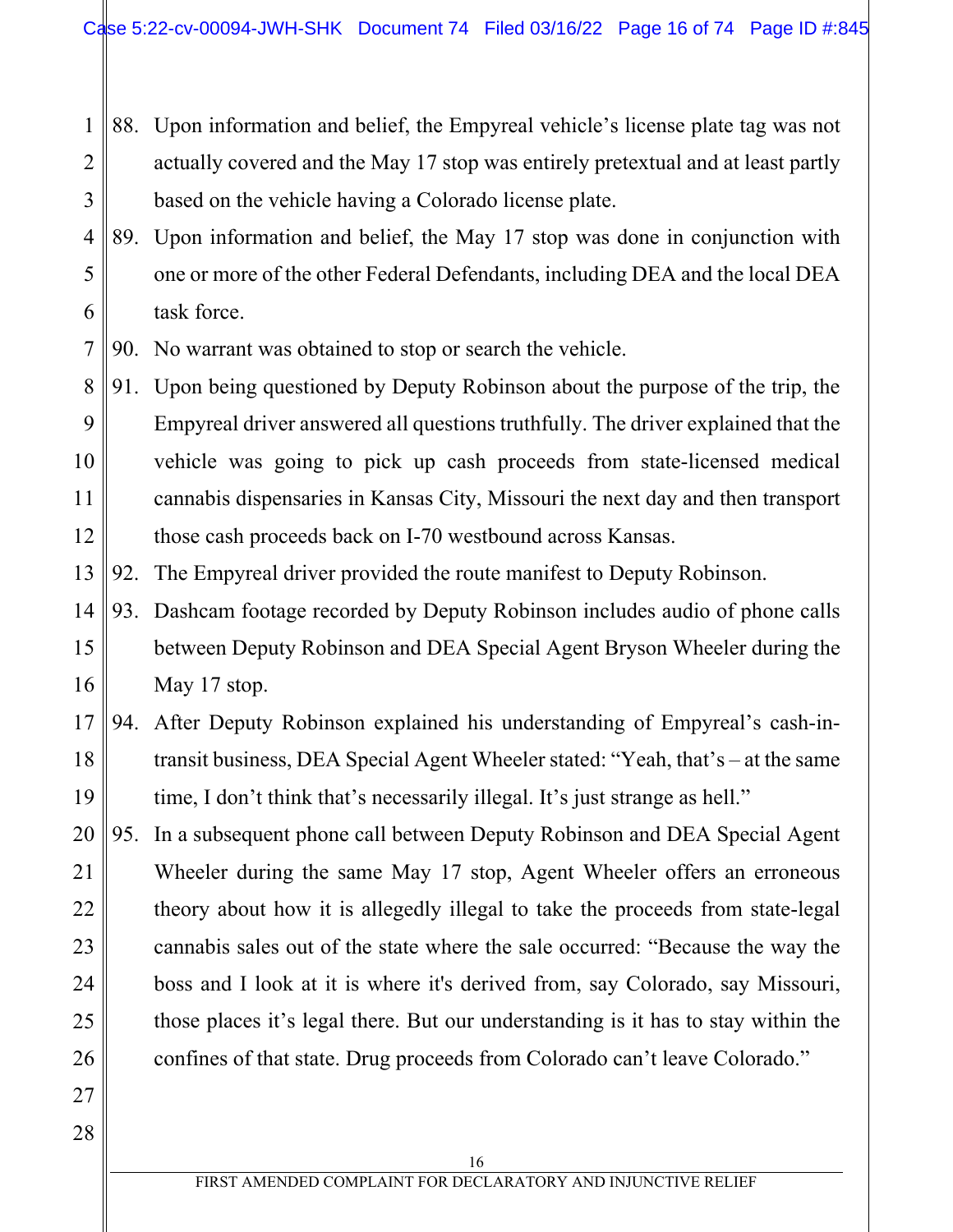88. Upon information and belief, the Empyreal vehicle's license plate tag was not actually covered and the May 17 stop was entirely pretextual and at least partly based on the vehicle having a Colorado license plate.

89. Upon information and belief, the May 17 stop was done in conjunction with one or more of the other Federal Defendants, including DEA and the local DEA task force.

90. No warrant was obtained to stop or search the vehicle.

91. Upon being questioned by Deputy Robinson about the purpose of the trip, the Empyreal driver answered all questions truthfully. The driver explained that the vehicle was going to pick up cash proceeds from state-licensed medical cannabis dispensaries in Kansas City, Missouri the next day and then transport those cash proceeds back on I-70 westbound across Kansas.

92. The Empyreal driver provided the route manifest to Deputy Robinson.

93. Dashcam footage recorded by Deputy Robinson includes audio of phone calls between Deputy Robinson and DEA Special Agent Bryson Wheeler during the May 17 stop.

94. After Deputy Robinson explained his understanding of Empyreal's cash-in-transit business, DEA Special Agent Wheeler stated: "Yeah, that's – at the same time, I don't think that's necessarily illegal. It's just strange as hell."

95. In a subsequent phone call between Deputy Robinson and DEA Special Agent Wheeler during the same May 17 stop, Agent Wheeler offers an erroneous theory about how it is allegedly illegal to take the proceeds from state-legal cannabis sales out of the state where the sale occurred: "Because the way the boss and I look at it is where it's derived from, say Colorado, say Missouri, those places it's legal there. But our understanding is it has to stay within the confines of that state. Drug proceeds from Colorado can't leave Colorado."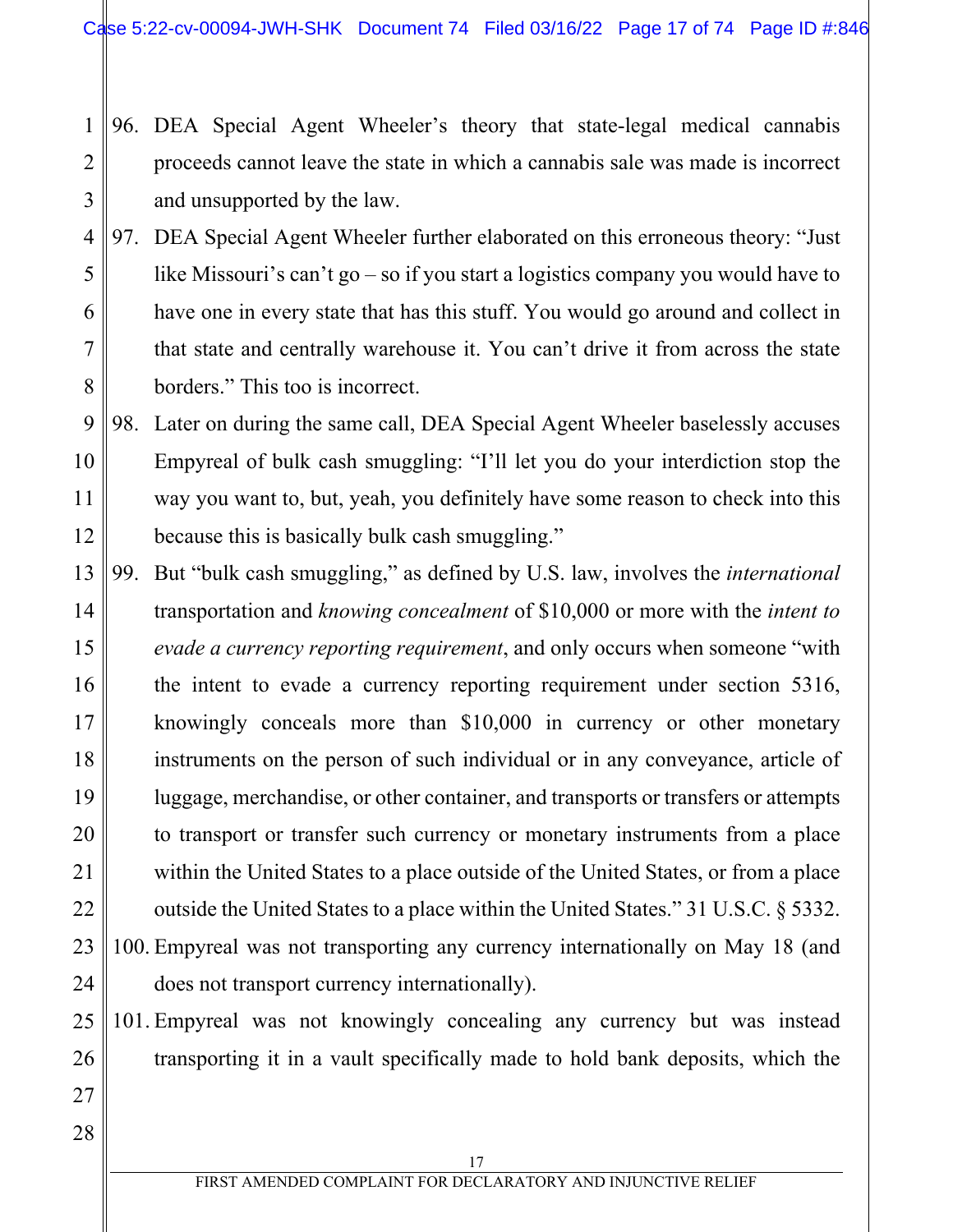96. DEA Special Agent Wheeler's theory that state-legal medical cannabis proceeds cannot leave the state in which a cannabis sale was made is incorrect and unsupported by the law.

97. DEA Special Agent Wheeler further elaborated on this erroneous theory: "Just like Missouri's can't go – so if you start a logistics company you would have to have one in every state that has this stuff. You would go around and collect in that state and centrally warehouse it. You can't drive it from across the state borders." This too is incorrect.

98. Later on during the same call, DEA Special Agent Wheeler baselessly accuses Empyreal of bulk cash smuggling: "I'll let you do your interdiction stop the way you want to, but, yeah, you definitely have some reason to check into this because this is basically bulk cash smuggling."

99. But "bulk cash smuggling," as defined by U.S. law, involves the *international* transportation and *knowing concealment* of $10,000 or more with the *intent to evade a currency reporting requirement*, and only occurs when someone "with the intent to evade a currency reporting requirement under section 5316, knowingly conceals more than $10,000 in currency or other monetary instruments on the person of such individual or in any conveyance, article of luggage, merchandise, or other container, and transports or transfers or attempts to transport or transfer such currency or monetary instruments from a place within the United States to a place outside of the United States, or from a place outside the United States to a place within the United States." 31 U.S.C. § 5332.

100. Empyreal was not transporting any currency internationally on May 18 (and does not transport currency internationally).

101. Empyreal was not knowingly concealing any currency but was instead transporting it in a vault specifically made to hold bank deposits, which the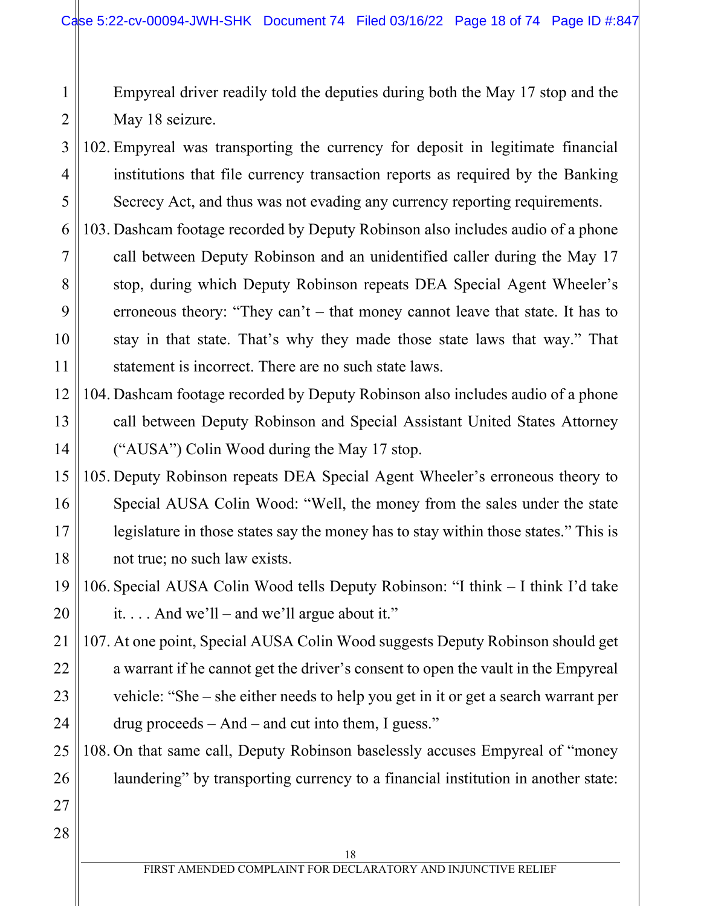Empyreal driver readily told the deputies during both the May 17 stop and the May 18 seizure.

102. Empyreal was transporting the currency for deposit in legitimate financial institutions that file currency transaction reports as required by the Banking Secrecy Act, and thus was not evading any currency reporting requirements.

103. Dashcam footage recorded by Deputy Robinson also includes audio of a phone call between Deputy Robinson and an unidentified caller during the May 17 stop, during which Deputy Robinson repeats DEA Special Agent Wheeler's erroneous theory: "They can't – that money cannot leave that state. It has to stay in that state. That's why they made those state laws that way." That statement is incorrect. There are no such state laws.

104. Dashcam footage recorded by Deputy Robinson also includes audio of a phone call between Deputy Robinson and Special Assistant United States Attorney ("AUSA") Colin Wood during the May 17 stop.

105. Deputy Robinson repeats DEA Special Agent Wheeler's erroneous theory to Special AUSA Colin Wood: "Well, the money from the sales under the state legislature in those states say the money has to stay within those states." This is not true; no such law exists.

106. Special AUSA Colin Wood tells Deputy Robinson: "I think – I think I'd take it. . . . And we'll – and we'll argue about it."

107. At one point, Special AUSA Colin Wood suggests Deputy Robinson should get a warrant if he cannot get the driver's consent to open the vault in the Empyreal vehicle: "She – she either needs to help you get in it or get a search warrant per drug proceeds – And – and cut into them, I guess."

108. On that same call, Deputy Robinson baselessly accuses Empyreal of "money laundering" by transporting currency to a financial institution in another state: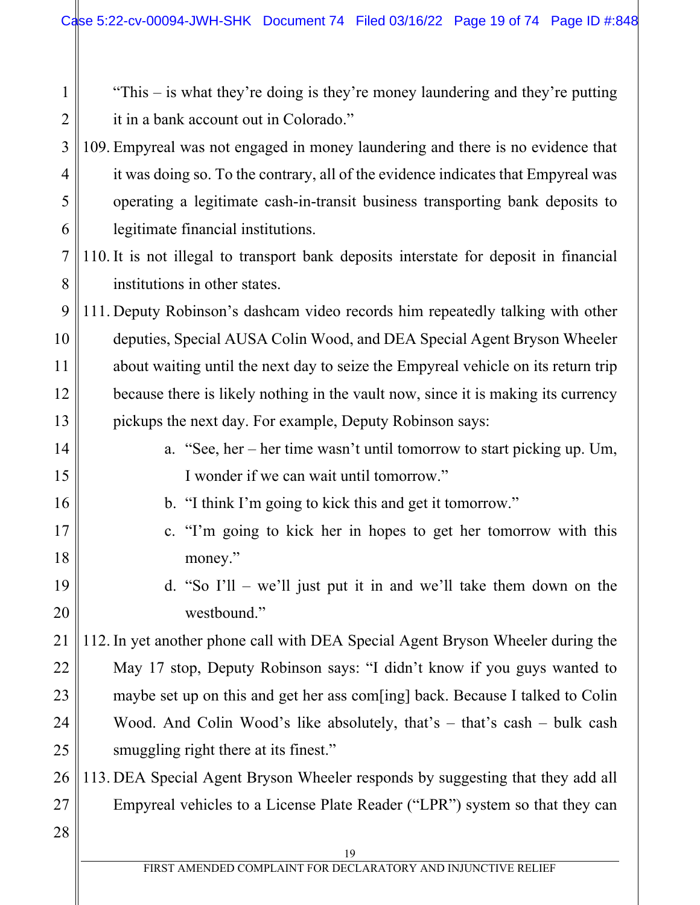"This – is what they're doing is they're money laundering and they're putting it in a bank account out in Colorado."

109. Empyreal was not engaged in money laundering and there is no evidence that it was doing so. To the contrary, all of the evidence indicates that Empyreal was operating a legitimate cash-in-transit business transporting bank deposits to legitimate financial institutions.

110. It is not illegal to transport bank deposits interstate for deposit in financial institutions in other states.

111. Deputy Robinson's dashcam video records him repeatedly talking with other deputies, Special AUSA Colin Wood, and DEA Special Agent Bryson Wheeler about waiting until the next day to seize the Empyreal vehicle on its return trip because there is likely nothing in the vault now, since it is making its currency pickups the next day. For example, Deputy Robinson says:

    a. "See, her – her time wasn't until tomorrow to start picking up. Um, I wonder if we can wait until tomorrow."
    b. "I think I'm going to kick this and get it tomorrow."
    c. "I'm going to kick her in hopes to get her tomorrow with this money."
    d. "So I'll – we'll just put it in and we'll take them down on the westbound."

112. In yet another phone call with DEA Special Agent Bryson Wheeler during the May 17 stop, Deputy Robinson says: "I didn't know if you guys wanted to maybe set up on this and get her ass com[ing] back. Because I talked to Colin Wood. And Colin Wood's like absolutely, that's – that's cash – bulk cash smuggling right there at its finest."

113. DEA Special Agent Bryson Wheeler responds by suggesting that they add all Empyreal vehicles to a License Plate Reader ("LPR") system so that they can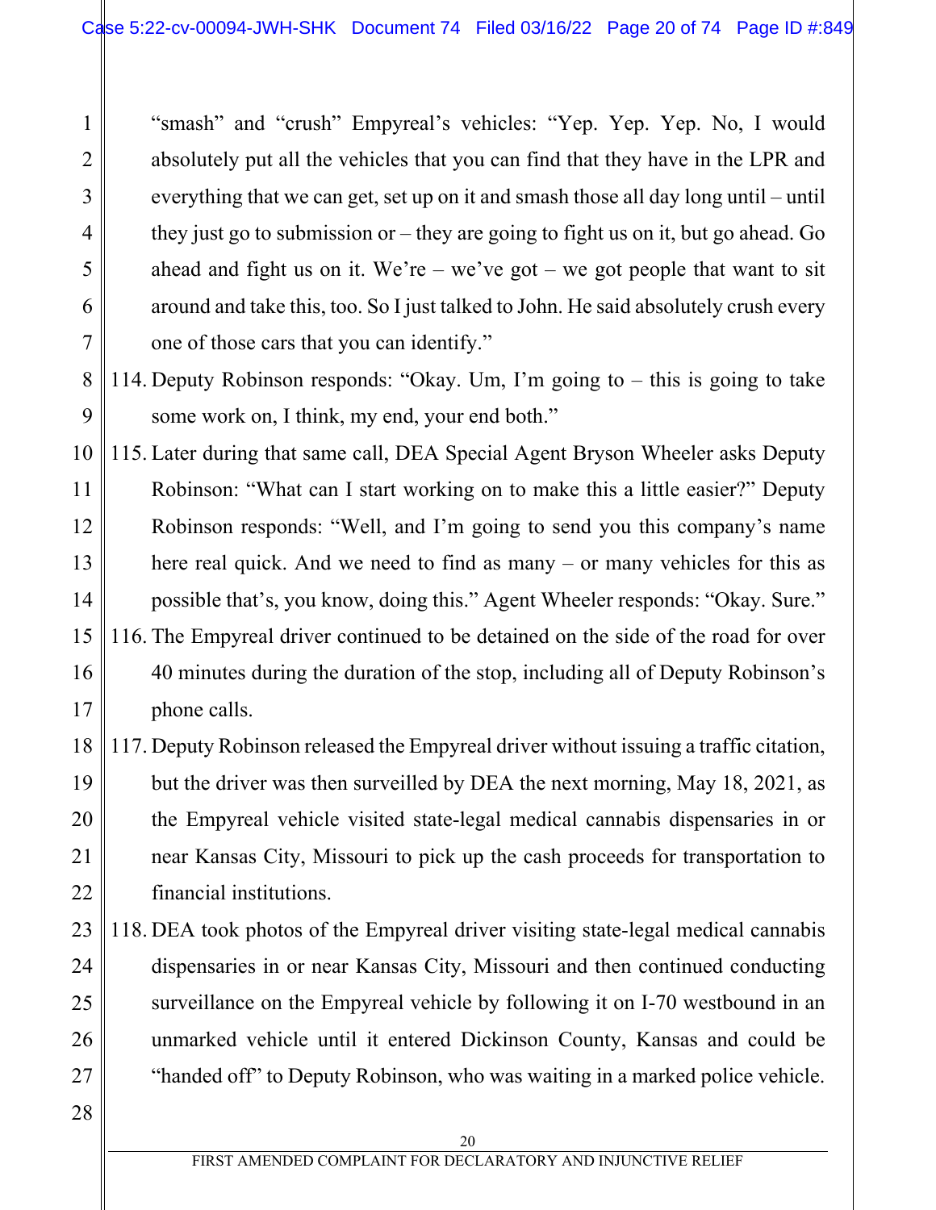"smash" and "crush" Empyreal's vehicles: "Yep. Yep. Yep. No, I would absolutely put all the vehicles that you can find that they have in the LPR and everything that we can get, set up on it and smash those all day long until – until they just go to submission or – they are going to fight us on it, but go ahead. Go ahead and fight us on it. We're – we've got – we got people that want to sit around and take this, too. So I just talked to John. He said absolutely crush every one of those cars that you can identify."

114. Deputy Robinson responds: "Okay. Um, I'm going to – this is going to take some work on, I think, my end, your end both."

115. Later during that same call, DEA Special Agent Bryson Wheeler asks Deputy Robinson: "What can I start working on to make this a little easier?" Deputy Robinson responds: "Well, and I'm going to send you this company's name here real quick. And we need to find as many – or many vehicles for this as possible that's, you know, doing this." Agent Wheeler responds: "Okay. Sure."

116. The Empyreal driver continued to be detained on the side of the road for over 40 minutes during the duration of the stop, including all of Deputy Robinson's phone calls.

117. Deputy Robinson released the Empyreal driver without issuing a traffic citation, but the driver was then surveilled by DEA the next morning, May 18, 2021, as the Empyreal vehicle visited state-legal medical cannabis dispensaries in or near Kansas City, Missouri to pick up the cash proceeds for transportation to financial institutions.

118. DEA took photos of the Empyreal driver visiting state-legal medical cannabis dispensaries in or near Kansas City, Missouri and then continued conducting surveillance on the Empyreal vehicle by following it on I-70 westbound in an unmarked vehicle until it entered Dickinson County, Kansas and could be "handed off" to Deputy Robinson, who was waiting in a marked police vehicle.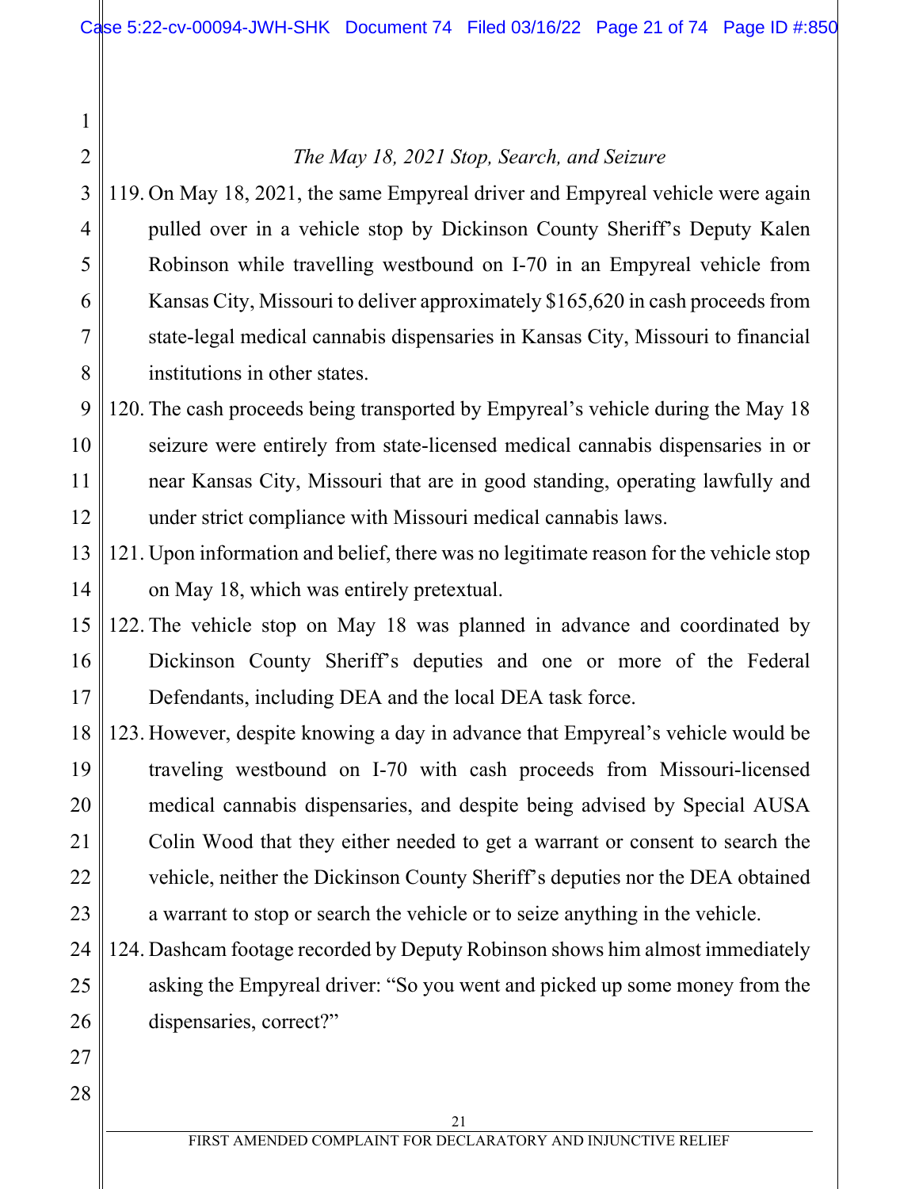*The May 18, 2021 Stop, Search, and Seizure*

119. On May 18, 2021, the same Empyreal driver and Empyreal vehicle were again pulled over in a vehicle stop by Dickinson County Sheriff's Deputy Kalen Robinson while travelling westbound on I-70 in an Empyreal vehicle from Kansas City, Missouri to deliver approximately $165,620 in cash proceeds from state-legal medical cannabis dispensaries in Kansas City, Missouri to financial institutions in other states.

120. The cash proceeds being transported by Empyreal's vehicle during the May 18 seizure were entirely from state-licensed medical cannabis dispensaries in or near Kansas City, Missouri that are in good standing, operating lawfully and under strict compliance with Missouri medical cannabis laws.

121. Upon information and belief, there was no legitimate reason for the vehicle stop on May 18, which was entirely pretextual.

122. The vehicle stop on May 18 was planned in advance and coordinated by Dickinson County Sheriff's deputies and one or more of the Federal Defendants, including DEA and the local DEA task force.

123. However, despite knowing a day in advance that Empyreal's vehicle would be traveling westbound on I-70 with cash proceeds from Missouri-licensed medical cannabis dispensaries, and despite being advised by Special AUSA Colin Wood that they either needed to get a warrant or consent to search the vehicle, neither the Dickinson County Sheriff's deputies nor the DEA obtained a warrant to stop or search the vehicle or to seize anything in the vehicle.

124. Dashcam footage recorded by Deputy Robinson shows him almost immediately asking the Empyreal driver: "So you went and picked up some money from the dispensaries, correct?"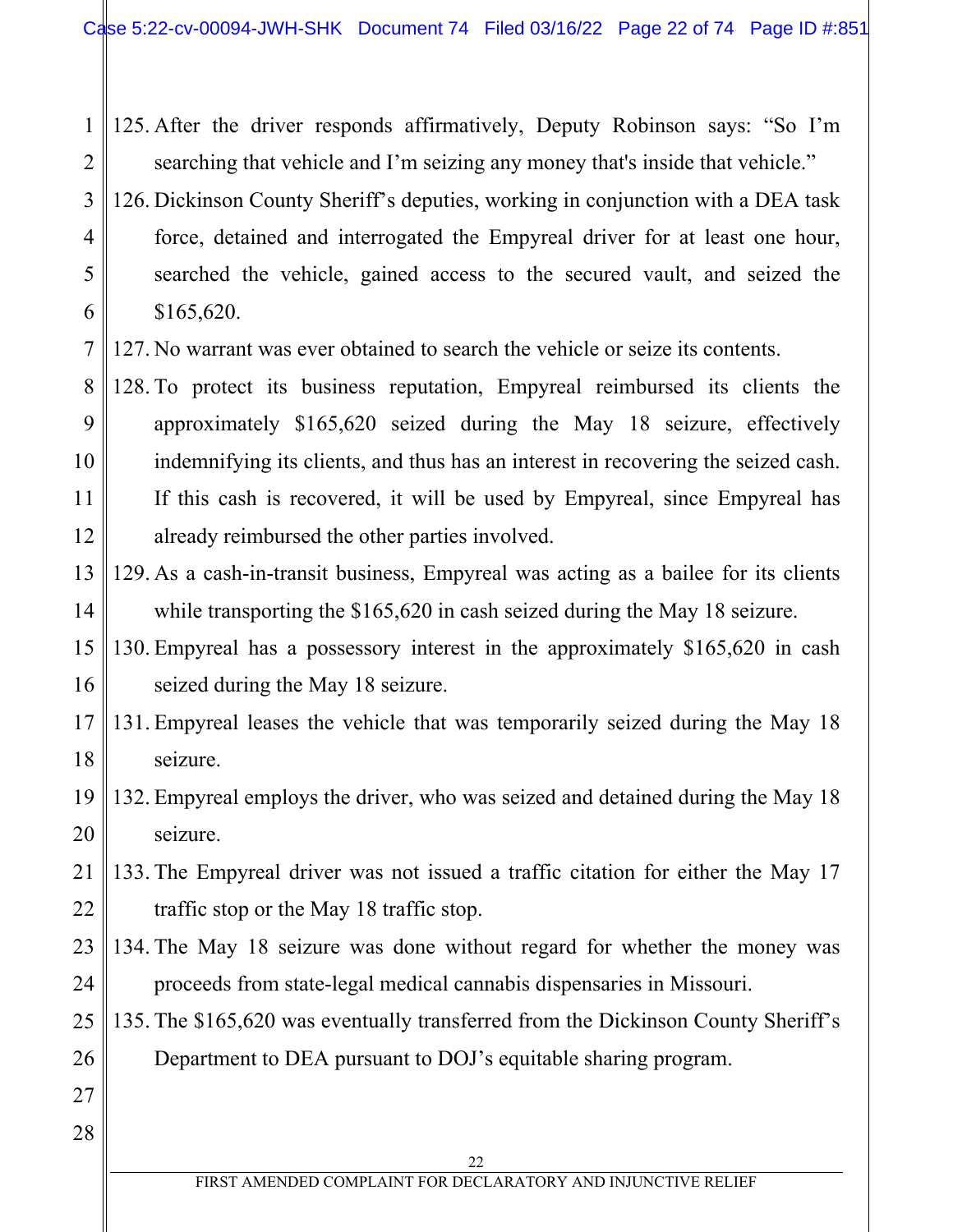125. After the driver responds affirmatively, Deputy Robinson says: "So I'm searching that vehicle and I'm seizing any money that's inside that vehicle."

126. Dickinson County Sheriff's deputies, working in conjunction with a DEA task force, detained and interrogated the Empyreal driver for at least one hour, searched the vehicle, gained access to the secured vault, and seized the $165,620.

127. No warrant was ever obtained to search the vehicle or seize its contents.

128. To protect its business reputation, Empyreal reimbursed its clients the approximately $165,620 seized during the May 18 seizure, effectively indemnifying its clients, and thus has an interest in recovering the seized cash. If this cash is recovered, it will be used by Empyreal, since Empyreal has already reimbursed the other parties involved.

129. As a cash-in-transit business, Empyreal was acting as a bailee for its clients while transporting the $165,620 in cash seized during the May 18 seizure.

130. Empyreal has a possessory interest in the approximately $165,620 in cash seized during the May 18 seizure.

131. Empyreal leases the vehicle that was temporarily seized during the May 18 seizure.

132. Empyreal employs the driver, who was seized and detained during the May 18 seizure.

133. The Empyreal driver was not issued a traffic citation for either the May 17 traffic stop or the May 18 traffic stop.

134. The May 18 seizure was done without regard for whether the money was proceeds from state-legal medical cannabis dispensaries in Missouri.

135. The $165,620 was eventually transferred from the Dickinson County Sheriff's Department to DEA pursuant to DOJ's equitable sharing program.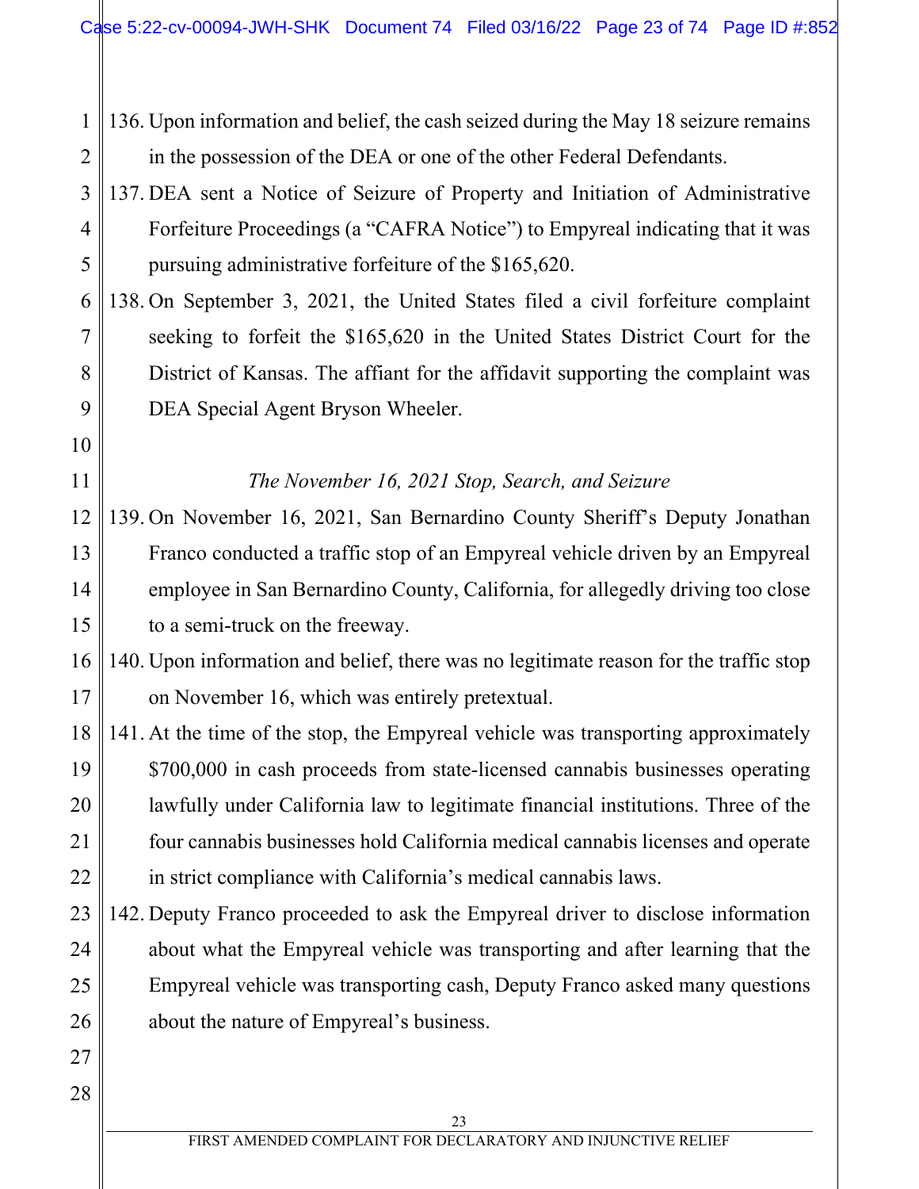136. Upon information and belief, the cash seized during the May 18 seizure remains in the possession of the DEA or one of the other Federal Defendants.

137. DEA sent a Notice of Seizure of Property and Initiation of Administrative Forfeiture Proceedings (a "CAFRA Notice") to Empyreal indicating that it was pursuing administrative forfeiture of the $165,620.

138. On September 3, 2021, the United States filed a civil forfeiture complaint seeking to forfeit the $165,620 in the United States District Court for the District of Kansas. The affiant for the affidavit supporting the complaint was DEA Special Agent Bryson Wheeler.

*The November 16, 2021 Stop, Search, and Seizure*

139. On November 16, 2021, San Bernardino County Sheriff's Deputy Jonathan Franco conducted a traffic stop of an Empyreal vehicle driven by an Empyreal employee in San Bernardino County, California, for allegedly driving too close to a semi-truck on the freeway.

140. Upon information and belief, there was no legitimate reason for the traffic stop on November 16, which was entirely pretextual.

141. At the time of the stop, the Empyreal vehicle was transporting approximately $700,000 in cash proceeds from state-licensed cannabis businesses operating lawfully under California law to legitimate financial institutions. Three of the four cannabis businesses hold California medical cannabis licenses and operate in strict compliance with California's medical cannabis laws.

142. Deputy Franco proceeded to ask the Empyreal driver to disclose information about what the Empyreal vehicle was transporting and after learning that the Empyreal vehicle was transporting cash, Deputy Franco asked many questions about the nature of Empyreal's business.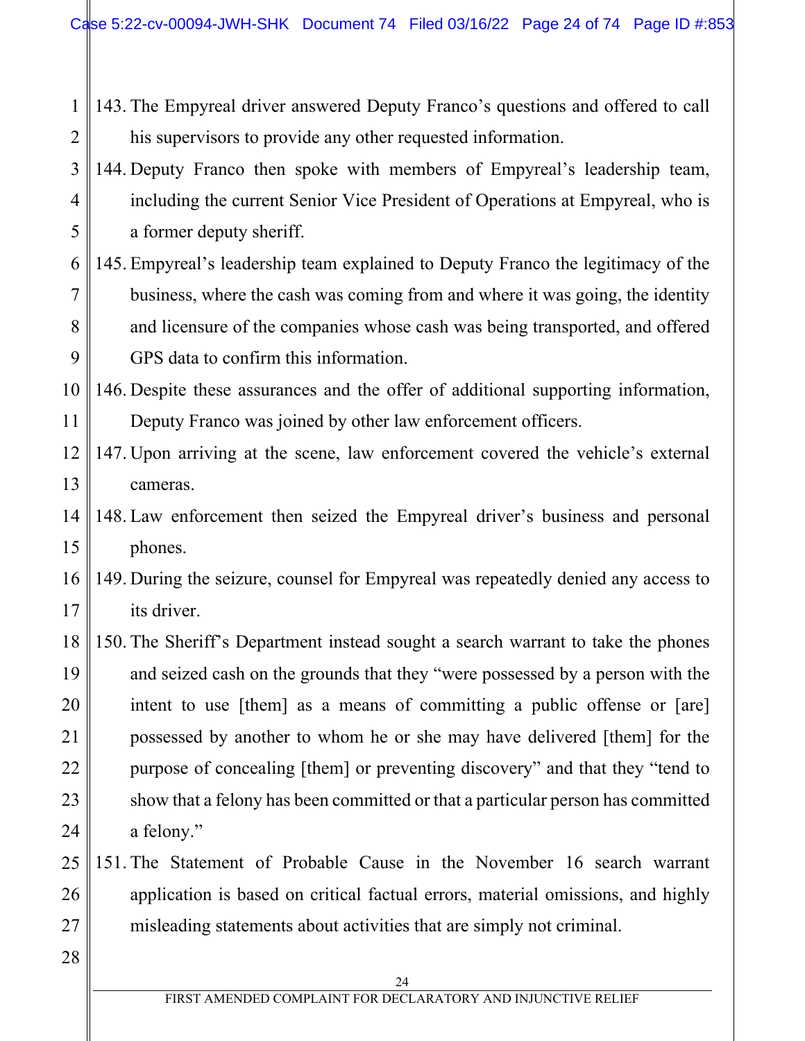143. The Empyreal driver answered Deputy Franco's questions and offered to call his supervisors to provide any other requested information.

144. Deputy Franco then spoke with members of Empyreal's leadership team, including the current Senior Vice President of Operations at Empyreal, who is a former deputy sheriff.

145. Empyreal's leadership team explained to Deputy Franco the legitimacy of the business, where the cash was coming from and where it was going, the identity and licensure of the companies whose cash was being transported, and offered GPS data to confirm this information.

146. Despite these assurances and the offer of additional supporting information, Deputy Franco was joined by other law enforcement officers.

147. Upon arriving at the scene, law enforcement covered the vehicle's external cameras.

148. Law enforcement then seized the Empyreal driver's business and personal phones.

149. During the seizure, counsel for Empyreal was repeatedly denied any access to its driver.

150. The Sheriff's Department instead sought a search warrant to take the phones and seized cash on the grounds that they "were possessed by a person with the intent to use [them] as a means of committing a public offense or [are] possessed by another to whom he or she may have delivered [them] for the purpose of concealing [them] or preventing discovery" and that they "tend to show that a felony has been committed or that a particular person has committed a felony."

151. The Statement of Probable Cause in the November 16 search warrant application is based on critical factual errors, material omissions, and highly misleading statements about activities that are simply not criminal.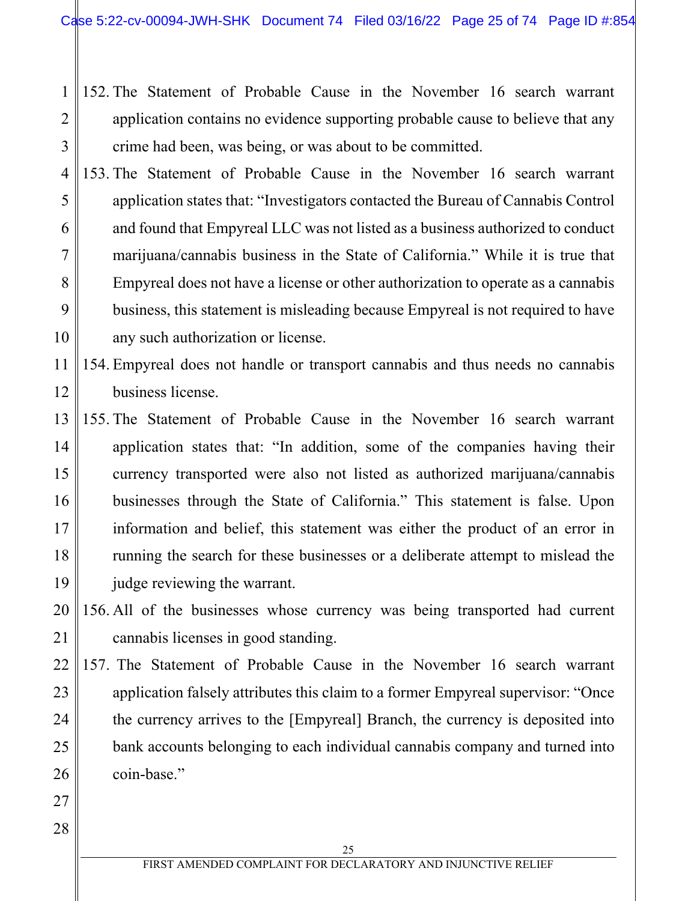152. The Statement of Probable Cause in the November 16 search warrant application contains no evidence supporting probable cause to believe that any crime had been, was being, or was about to be committed.

153. The Statement of Probable Cause in the November 16 search warrant application states that: "Investigators contacted the Bureau of Cannabis Control and found that Empyreal LLC was not listed as a business authorized to conduct marijuana/cannabis business in the State of California." While it is true that Empyreal does not have a license or other authorization to operate as a cannabis business, this statement is misleading because Empyreal is not required to have any such authorization or license.

154. Empyreal does not handle or transport cannabis and thus needs no cannabis business license.

155. The Statement of Probable Cause in the November 16 search warrant application states that: "In addition, some of the companies having their currency transported were also not listed as authorized marijuana/cannabis businesses through the State of California." This statement is false. Upon information and belief, this statement was either the product of an error in running the search for these businesses or a deliberate attempt to mislead the judge reviewing the warrant.

156. All of the businesses whose currency was being transported had current cannabis licenses in good standing.

157. The Statement of Probable Cause in the November 16 search warrant application falsely attributes this claim to a former Empyreal supervisor: "Once the currency arrives to the [Empyreal] Branch, the currency is deposited into bank accounts belonging to each individual cannabis company and turned into coin-base."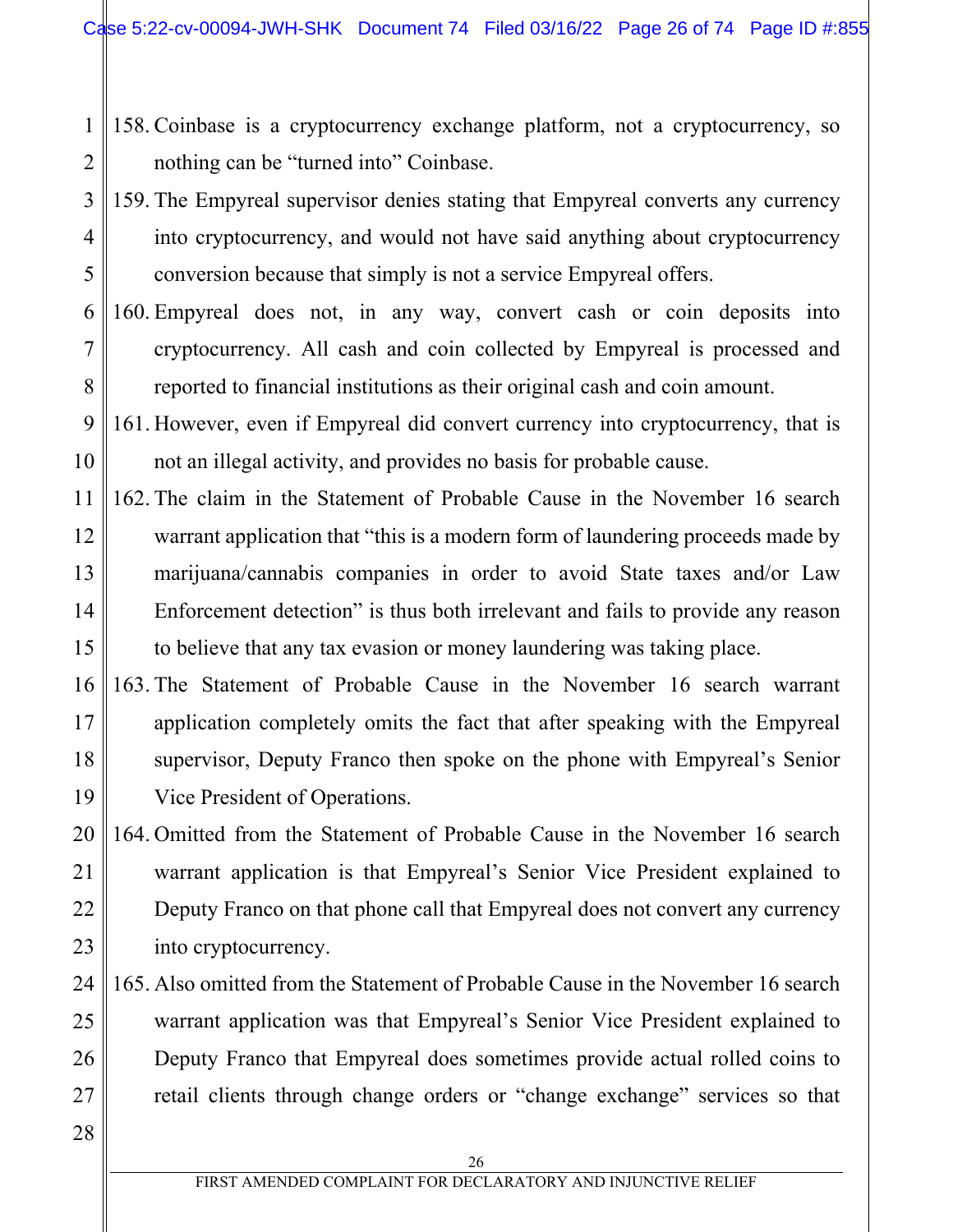158. Coinbase is a cryptocurrency exchange platform, not a cryptocurrency, so nothing can be "turned into" Coinbase.

159. The Empyreal supervisor denies stating that Empyreal converts any currency into cryptocurrency, and would not have said anything about cryptocurrency conversion because that simply is not a service Empyreal offers.

160. Empyreal does not, in any way, convert cash or coin deposits into cryptocurrency. All cash and coin collected by Empyreal is processed and reported to financial institutions as their original cash and coin amount.

161. However, even if Empyreal did convert currency into cryptocurrency, that is not an illegal activity, and provides no basis for probable cause.

162. The claim in the Statement of Probable Cause in the November 16 search warrant application that "this is a modern form of laundering proceeds made by marijuana/cannabis companies in order to avoid State taxes and/or Law Enforcement detection" is thus both irrelevant and fails to provide any reason to believe that any tax evasion or money laundering was taking place.

163. The Statement of Probable Cause in the November 16 search warrant application completely omits the fact that after speaking with the Empyreal supervisor, Deputy Franco then spoke on the phone with Empyreal's Senior Vice President of Operations.

164. Omitted from the Statement of Probable Cause in the November 16 search warrant application is that Empyreal's Senior Vice President explained to Deputy Franco on that phone call that Empyreal does not convert any currency into cryptocurrency.

165. Also omitted from the Statement of Probable Cause in the November 16 search warrant application was that Empyreal's Senior Vice President explained to Deputy Franco that Empyreal does sometimes provide actual rolled coins to retail clients through change orders or "change exchange" services so that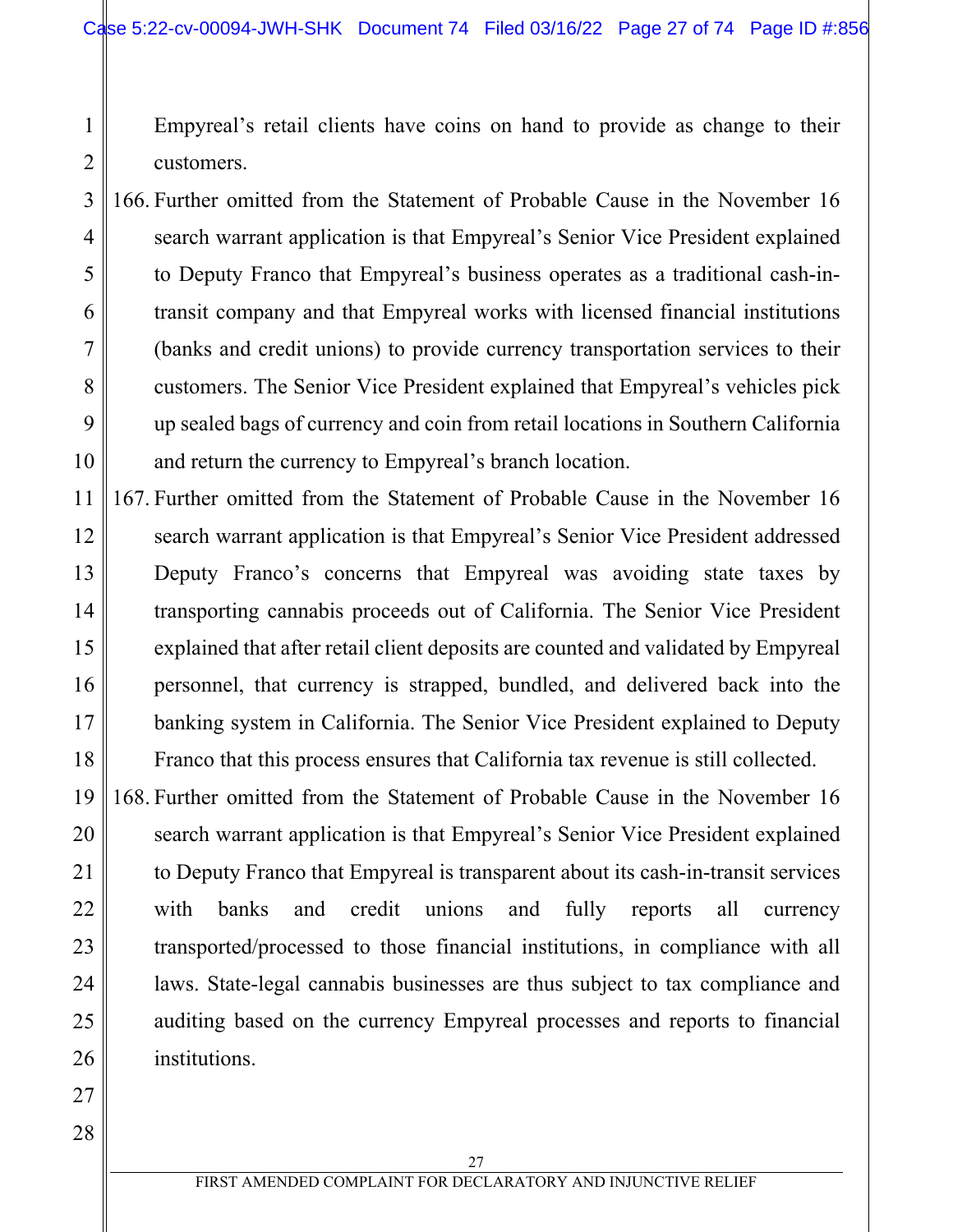Empyreal's retail clients have coins on hand to provide as change to their customers.

166. Further omitted from the Statement of Probable Cause in the November 16 search warrant application is that Empyreal's Senior Vice President explained to Deputy Franco that Empyreal's business operates as a traditional cash-in-transit company and that Empyreal works with licensed financial institutions (banks and credit unions) to provide currency transportation services to their customers. The Senior Vice President explained that Empyreal's vehicles pick up sealed bags of currency and coin from retail locations in Southern California and return the currency to Empyreal's branch location.

167. Further omitted from the Statement of Probable Cause in the November 16 search warrant application is that Empyreal's Senior Vice President addressed Deputy Franco's concerns that Empyreal was avoiding state taxes by transporting cannabis proceeds out of California. The Senior Vice President explained that after retail client deposits are counted and validated by Empyreal personnel, that currency is strapped, bundled, and delivered back into the banking system in California. The Senior Vice President explained to Deputy Franco that this process ensures that California tax revenue is still collected.

168. Further omitted from the Statement of Probable Cause in the November 16 search warrant application is that Empyreal's Senior Vice President explained to Deputy Franco that Empyreal is transparent about its cash-in-transit services with banks and credit unions and fully reports all currency transported/processed to those financial institutions, in compliance with all laws. State-legal cannabis businesses are thus subject to tax compliance and auditing based on the currency Empyreal processes and reports to financial institutions.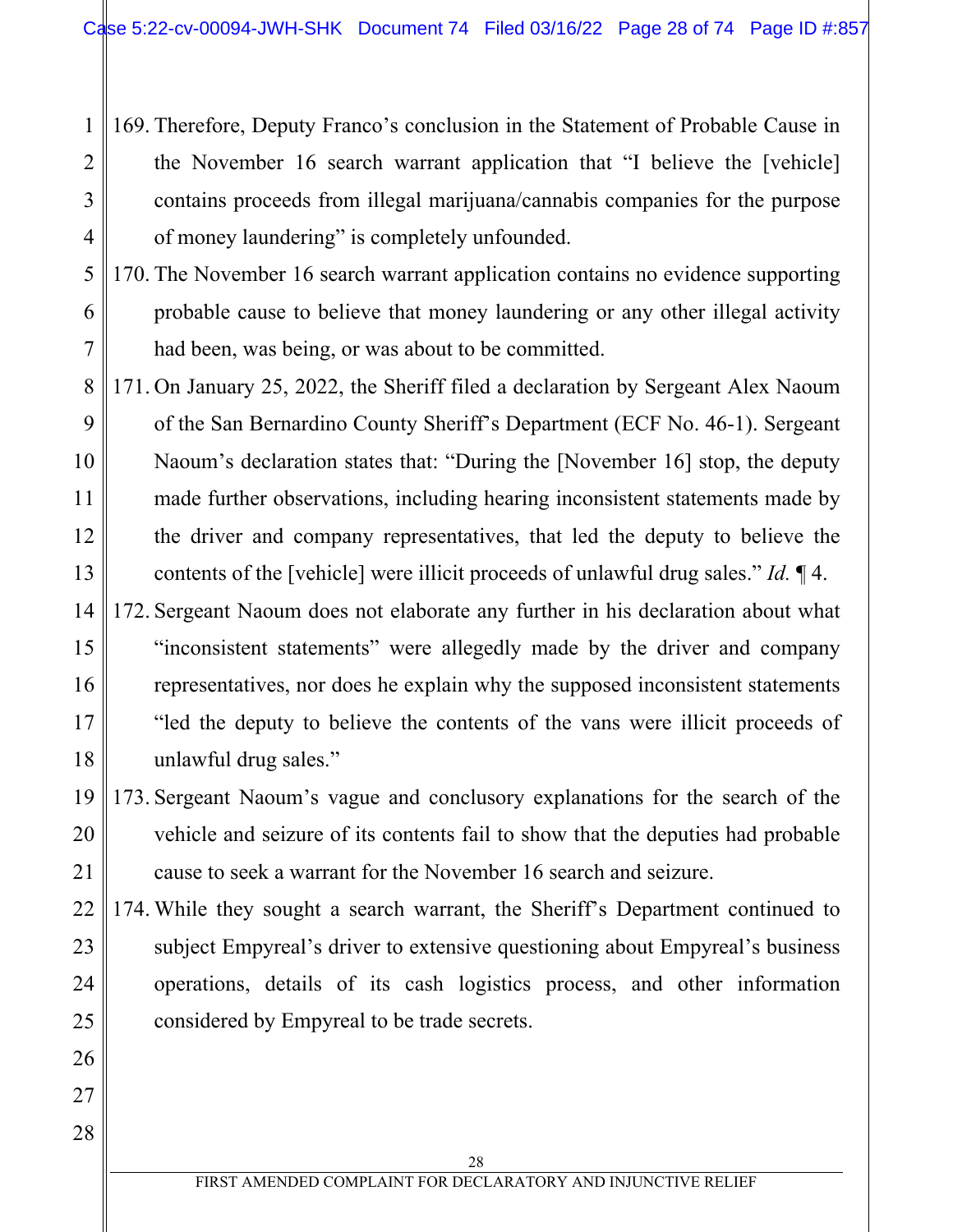169. Therefore, Deputy Franco's conclusion in the Statement of Probable Cause in the November 16 search warrant application that "I believe the [vehicle] contains proceeds from illegal marijuana/cannabis companies for the purpose of money laundering" is completely unfounded.

170. The November 16 search warrant application contains no evidence supporting probable cause to believe that money laundering or any other illegal activity had been, was being, or was about to be committed.

171. On January 25, 2022, the Sheriff filed a declaration by Sergeant Alex Naoum of the San Bernardino County Sheriff's Department (ECF No. 46-1). Sergeant Naoum's declaration states that: "During the [November 16] stop, the deputy made further observations, including hearing inconsistent statements made by the driver and company representatives, that led the deputy to believe the contents of the [vehicle] were illicit proceeds of unlawful drug sales." *Id.* ¶ 4.

172. Sergeant Naoum does not elaborate any further in his declaration about what "inconsistent statements" were allegedly made by the driver and company representatives, nor does he explain why the supposed inconsistent statements "led the deputy to believe the contents of the vans were illicit proceeds of unlawful drug sales."

173. Sergeant Naoum's vague and conclusory explanations for the search of the vehicle and seizure of its contents fail to show that the deputies had probable cause to seek a warrant for the November 16 search and seizure.

174. While they sought a search warrant, the Sheriff's Department continued to subject Empyreal's driver to extensive questioning about Empyreal's business operations, details of its cash logistics process, and other information considered by Empyreal to be trade secrets.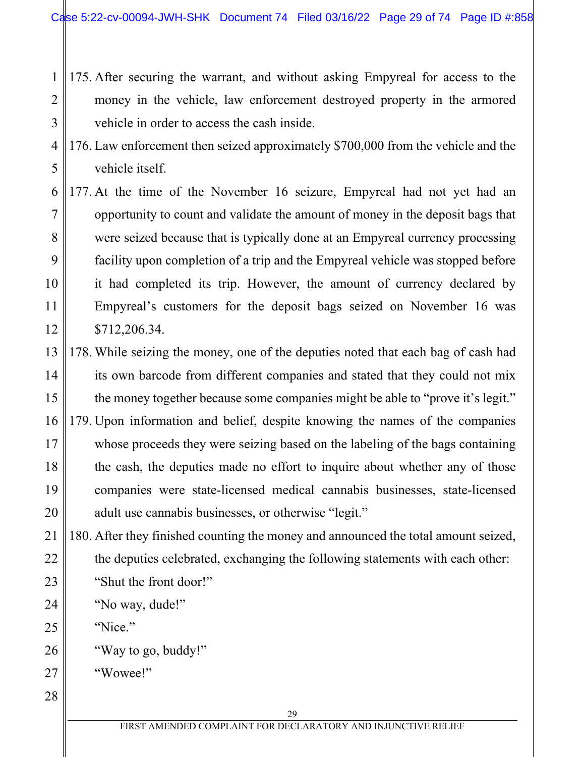175. After securing the warrant, and without asking Empyreal for access to the money in the vehicle, law enforcement destroyed property in the armored vehicle in order to access the cash inside.

176. Law enforcement then seized approximately $700,000 from the vehicle and the vehicle itself.

177. At the time of the November 16 seizure, Empyreal had not yet had an opportunity to count and validate the amount of money in the deposit bags that were seized because that is typically done at an Empyreal currency processing facility upon completion of a trip and the Empyreal vehicle was stopped before it had completed its trip. However, the amount of currency declared by Empyreal's customers for the deposit bags seized on November 16 was $712,206.34.

178. While seizing the money, one of the deputies noted that each bag of cash had its own barcode from different companies and stated that they could not mix the money together because some companies might be able to "prove it's legit."

179. Upon information and belief, despite knowing the names of the companies whose proceeds they were seizing based on the labeling of the bags containing the cash, the deputies made no effort to inquire about whether any of those companies were state-licensed medical cannabis businesses, state-licensed adult use cannabis businesses, or otherwise "legit."

180. After they finished counting the money and announced the total amount seized, the deputies celebrated, exchanging the following statements with each other:

"Shut the front door!"

"No way, dude!"

"Nice."

"Way to go, buddy!"

"Wowee!"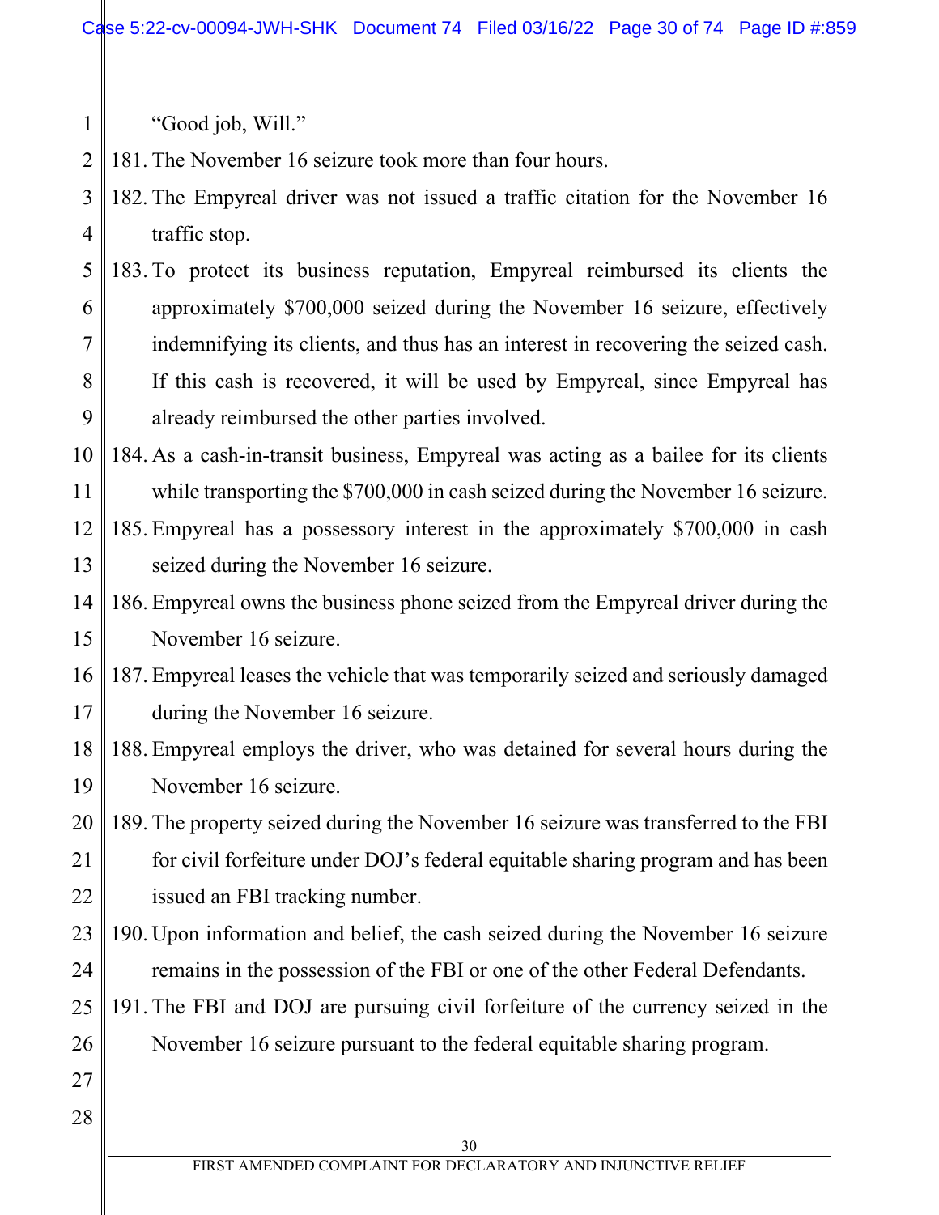"Good job, Will."

181. The November 16 seizure took more than four hours.
182. The Empyreal driver was not issued a traffic citation for the November 16 traffic stop.
183. To protect its business reputation, Empyreal reimbursed its clients the approximately $700,000 seized during the November 16 seizure, effectively indemnifying its clients, and thus has an interest in recovering the seized cash. If this cash is recovered, it will be used by Empyreal, since Empyreal has already reimbursed the other parties involved.
184. As a cash-in-transit business, Empyreal was acting as a bailee for its clients while transporting the $700,000 in cash seized during the November 16 seizure.
185. Empyreal has a possessory interest in the approximately $700,000 in cash seized during the November 16 seizure.
186. Empyreal owns the business phone seized from the Empyreal driver during the November 16 seizure.
187. Empyreal leases the vehicle that was temporarily seized and seriously damaged during the November 16 seizure.
188. Empyreal employs the driver, who was detained for several hours during the November 16 seizure.
189. The property seized during the November 16 seizure was transferred to the FBI for civil forfeiture under DOJ's federal equitable sharing program and has been issued an FBI tracking number.
190. Upon information and belief, the cash seized during the November 16 seizure remains in the possession of the FBI or one of the other Federal Defendants.
191. The FBI and DOJ are pursuing civil forfeiture of the currency seized in the November 16 seizure pursuant to the federal equitable sharing program.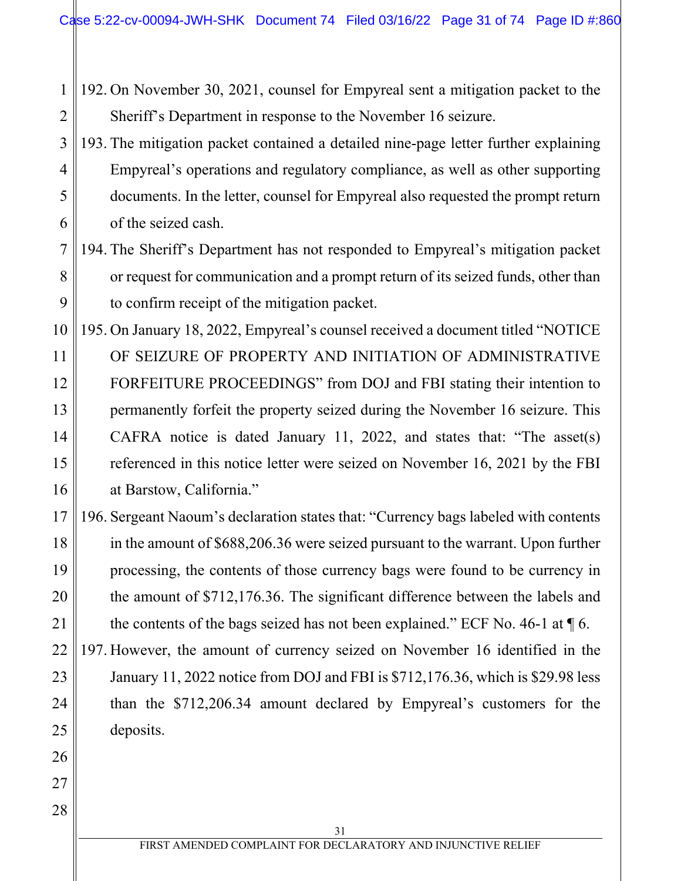192. On November 30, 2021, counsel for Empyreal sent a mitigation packet to the Sheriff's Department in response to the November 16 seizure.

193. The mitigation packet contained a detailed nine-page letter further explaining Empyreal's operations and regulatory compliance, as well as other supporting documents. In the letter, counsel for Empyreal also requested the prompt return of the seized cash.

194. The Sheriff's Department has not responded to Empyreal's mitigation packet or request for communication and a prompt return of its seized funds, other than to confirm receipt of the mitigation packet.

195. On January 18, 2022, Empyreal's counsel received a document titled "NOTICE OF SEIZURE OF PROPERTY AND INITIATION OF ADMINISTRATIVE FORFEITURE PROCEEDINGS" from DOJ and FBI stating their intention to permanently forfeit the property seized during the November 16 seizure. This CAFRA notice is dated January 11, 2022, and states that: "The asset(s) referenced in this notice letter were seized on November 16, 2021 by the FBI at Barstow, California."

196. Sergeant Naoum's declaration states that: "Currency bags labeled with contents in the amount of $688,206.36 were seized pursuant to the warrant. Upon further processing, the contents of those currency bags were found to be currency in the amount of $712,176.36. The significant difference between the labels and the contents of the bags seized has not been explained." ECF No. 46-1 at ¶ 6.

197. However, the amount of currency seized on November 16 identified in the January 11, 2022 notice from DOJ and FBI is $712,176.36, which is $29.98 less than the $712,206.34 amount declared by Empyreal's customers for the deposits.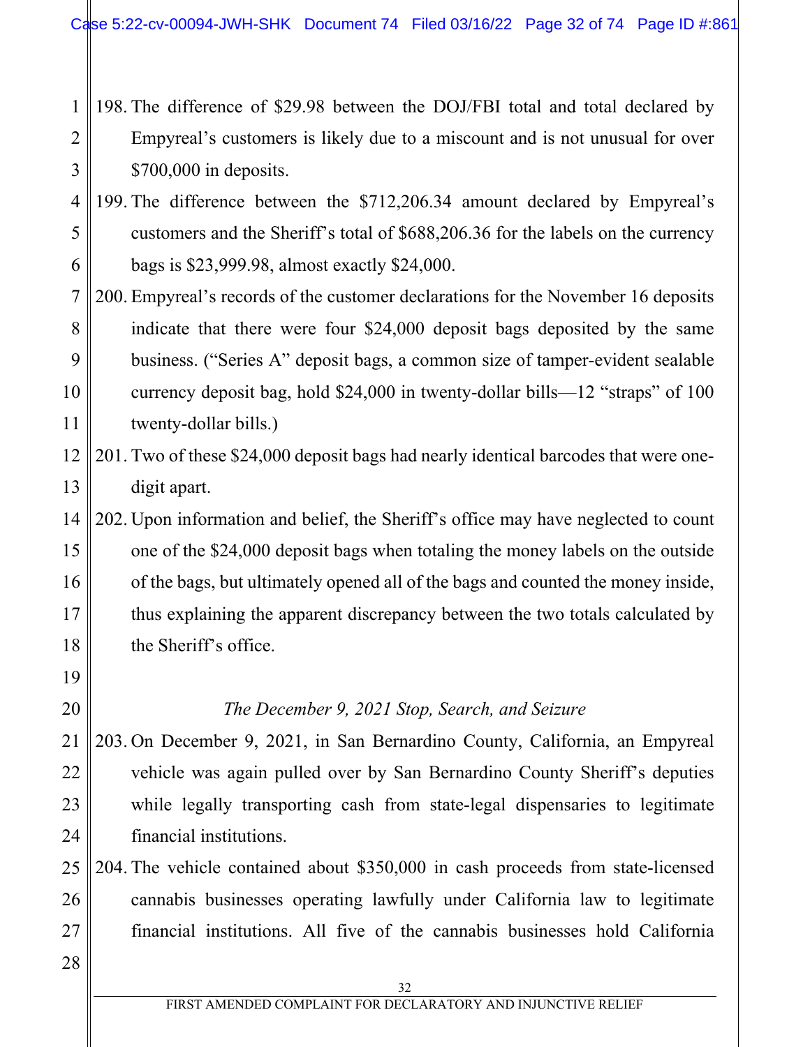198. The difference of $29.98 between the DOJ/FBI total and total declared by Empyreal's customers is likely due to a miscount and is not unusual for over $700,000 in deposits.

199. The difference between the $712,206.34 amount declared by Empyreal's customers and the Sheriff's total of $688,206.36 for the labels on the currency bags is $23,999.98, almost exactly $24,000.

200. Empyreal's records of the customer declarations for the November 16 deposits indicate that there were four $24,000 deposit bags deposited by the same business. ("Series A" deposit bags, a common size of tamper-evident sealable currency deposit bag, hold $24,000 in twenty-dollar bills—12 "straps" of 100 twenty-dollar bills.)

201. Two of these $24,000 deposit bags had nearly identical barcodes that were one-digit apart.

202. Upon information and belief, the Sheriff's office may have neglected to count one of the $24,000 deposit bags when totaling the money labels on the outside of the bags, but ultimately opened all of the bags and counted the money inside, thus explaining the apparent discrepancy between the two totals calculated by the Sheriff's office.

*The December 9, 2021 Stop, Search, and Seizure*

203. On December 9, 2021, in San Bernardino County, California, an Empyreal vehicle was again pulled over by San Bernardino County Sheriff's deputies while legally transporting cash from state-legal dispensaries to legitimate financial institutions.

204. The vehicle contained about $350,000 in cash proceeds from state-licensed cannabis businesses operating lawfully under California law to legitimate financial institutions. All five of the cannabis businesses hold California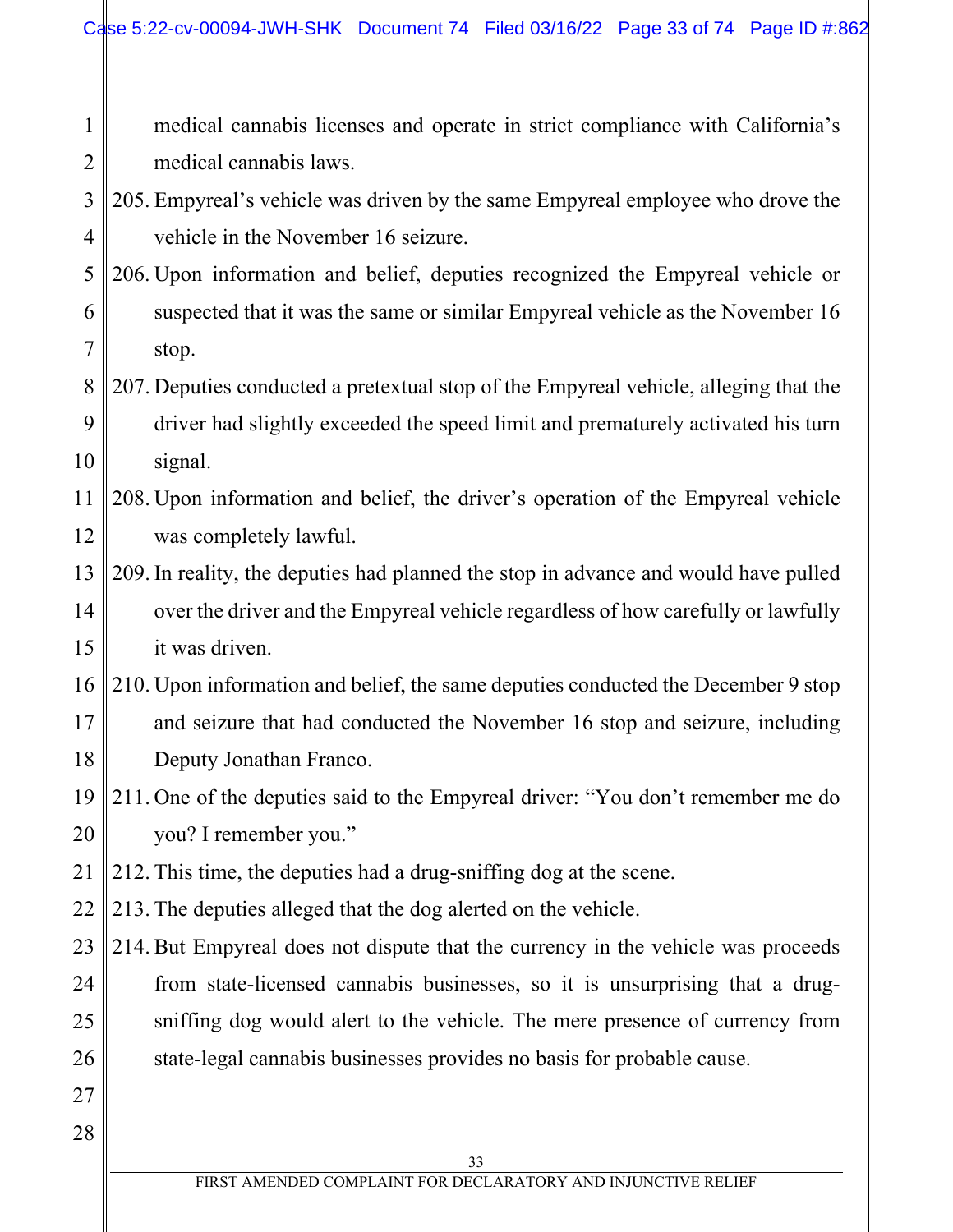medical cannabis licenses and operate in strict compliance with California's medical cannabis laws.

205. Empyreal's vehicle was driven by the same Empyreal employee who drove the vehicle in the November 16 seizure.

206. Upon information and belief, deputies recognized the Empyreal vehicle or suspected that it was the same or similar Empyreal vehicle as the November 16 stop.

207. Deputies conducted a pretextual stop of the Empyreal vehicle, alleging that the driver had slightly exceeded the speed limit and prematurely activated his turn signal.

208. Upon information and belief, the driver's operation of the Empyreal vehicle was completely lawful.

209. In reality, the deputies had planned the stop in advance and would have pulled over the driver and the Empyreal vehicle regardless of how carefully or lawfully it was driven.

210. Upon information and belief, the same deputies conducted the December 9 stop and seizure that had conducted the November 16 stop and seizure, including Deputy Jonathan Franco.

211. One of the deputies said to the Empyreal driver: "You don't remember me do you? I remember you."

212. This time, the deputies had a drug-sniffing dog at the scene.

213. The deputies alleged that the dog alerted on the vehicle.

214. But Empyreal does not dispute that the currency in the vehicle was proceeds from state-licensed cannabis businesses, so it is unsurprising that a drug-sniffing dog would alert to the vehicle. The mere presence of currency from state-legal cannabis businesses provides no basis for probable cause.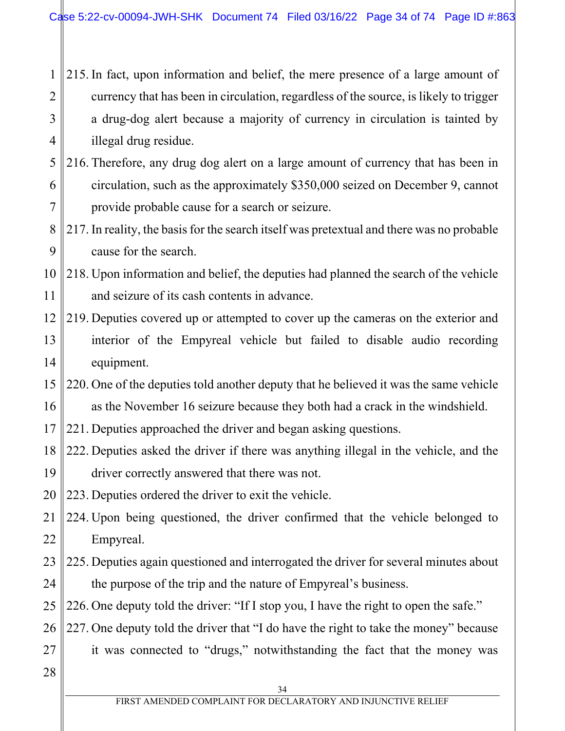215. In fact, upon information and belief, the mere presence of a large amount of currency that has been in circulation, regardless of the source, is likely to trigger a drug-dog alert because a majority of currency in circulation is tainted by illegal drug residue.

216. Therefore, any drug dog alert on a large amount of currency that has been in circulation, such as the approximately $350,000 seized on December 9, cannot provide probable cause for a search or seizure.

217. In reality, the basis for the search itself was pretextual and there was no probable cause for the search.

218. Upon information and belief, the deputies had planned the search of the vehicle and seizure of its cash contents in advance.

219. Deputies covered up or attempted to cover up the cameras on the exterior and interior of the Empyreal vehicle but failed to disable audio recording equipment.

220. One of the deputies told another deputy that he believed it was the same vehicle as the November 16 seizure because they both had a crack in the windshield.

221. Deputies approached the driver and began asking questions.

222. Deputies asked the driver if there was anything illegal in the vehicle, and the driver correctly answered that there was not.

223. Deputies ordered the driver to exit the vehicle.

224. Upon being questioned, the driver confirmed that the vehicle belonged to Empyreal.

225. Deputies again questioned and interrogated the driver for several minutes about the purpose of the trip and the nature of Empyreal's business.

226. One deputy told the driver: "If I stop you, I have the right to open the safe."

227. One deputy told the driver that "I do have the right to take the money" because it was connected to "drugs," notwithstanding the fact that the money was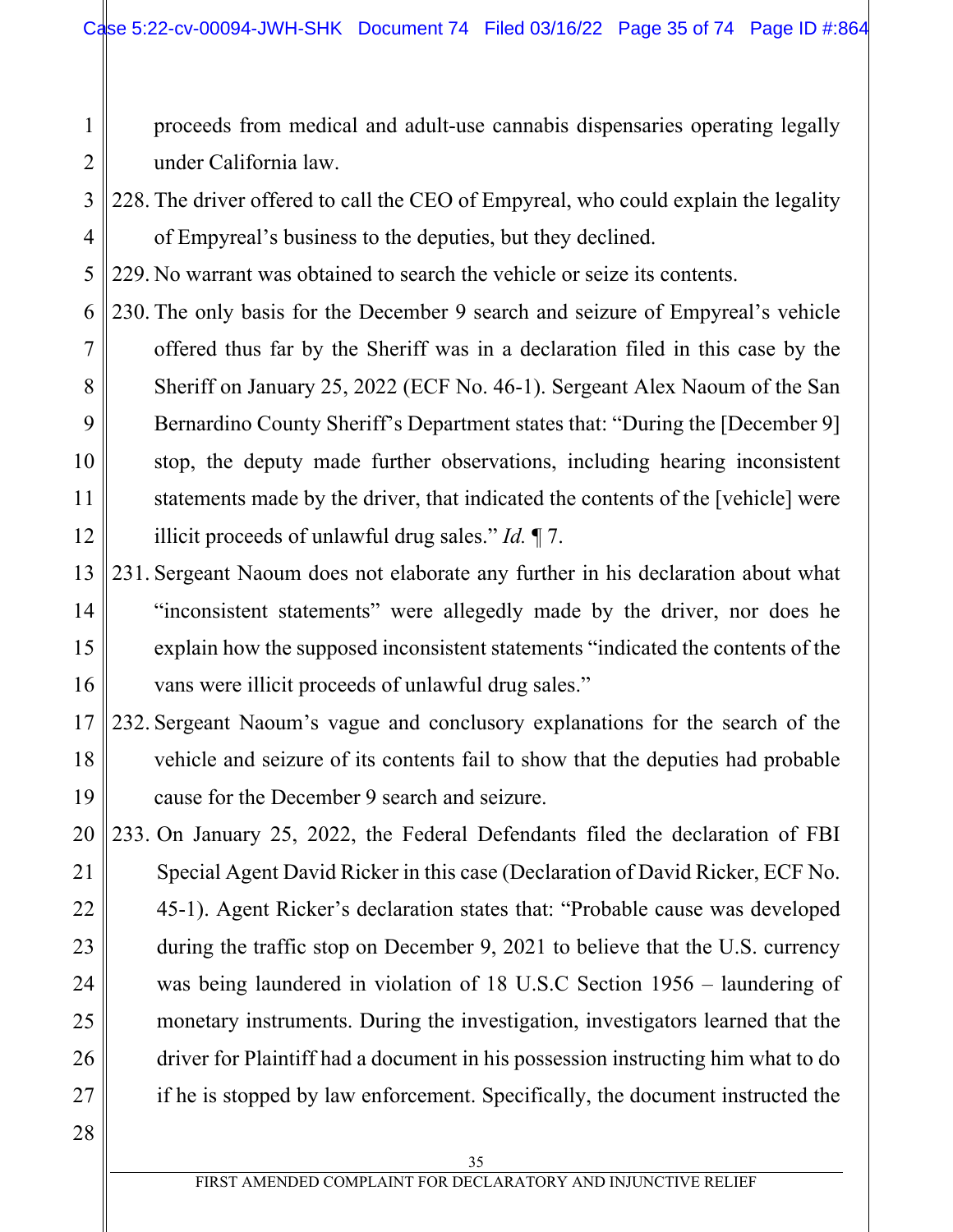proceeds from medical and adult-use cannabis dispensaries operating legally under California law.

228. The driver offered to call the CEO of Empyreal, who could explain the legality of Empyreal's business to the deputies, but they declined.

229. No warrant was obtained to search the vehicle or seize its contents.

230. The only basis for the December 9 search and seizure of Empyreal's vehicle offered thus far by the Sheriff was in a declaration filed in this case by the Sheriff on January 25, 2022 (ECF No. 46-1). Sergeant Alex Naoum of the San Bernardino County Sheriff's Department states that: "During the [December 9] stop, the deputy made further observations, including hearing inconsistent statements made by the driver, that indicated the contents of the [vehicle] were illicit proceeds of unlawful drug sales." *Id.* ¶ 7.

231. Sergeant Naoum does not elaborate any further in his declaration about what "inconsistent statements" were allegedly made by the driver, nor does he explain how the supposed inconsistent statements "indicated the contents of the vans were illicit proceeds of unlawful drug sales."

232. Sergeant Naoum's vague and conclusory explanations for the search of the vehicle and seizure of its contents fail to show that the deputies had probable cause for the December 9 search and seizure.

233. On January 25, 2022, the Federal Defendants filed the declaration of FBI Special Agent David Ricker in this case (Declaration of David Ricker, ECF No. 45-1). Agent Ricker's declaration states that: "Probable cause was developed during the traffic stop on December 9, 2021 to believe that the U.S. currency was being laundered in violation of 18 U.S.C Section 1956 – laundering of monetary instruments. During the investigation, investigators learned that the driver for Plaintiff had a document in his possession instructing him what to do if he is stopped by law enforcement. Specifically, the document instructed the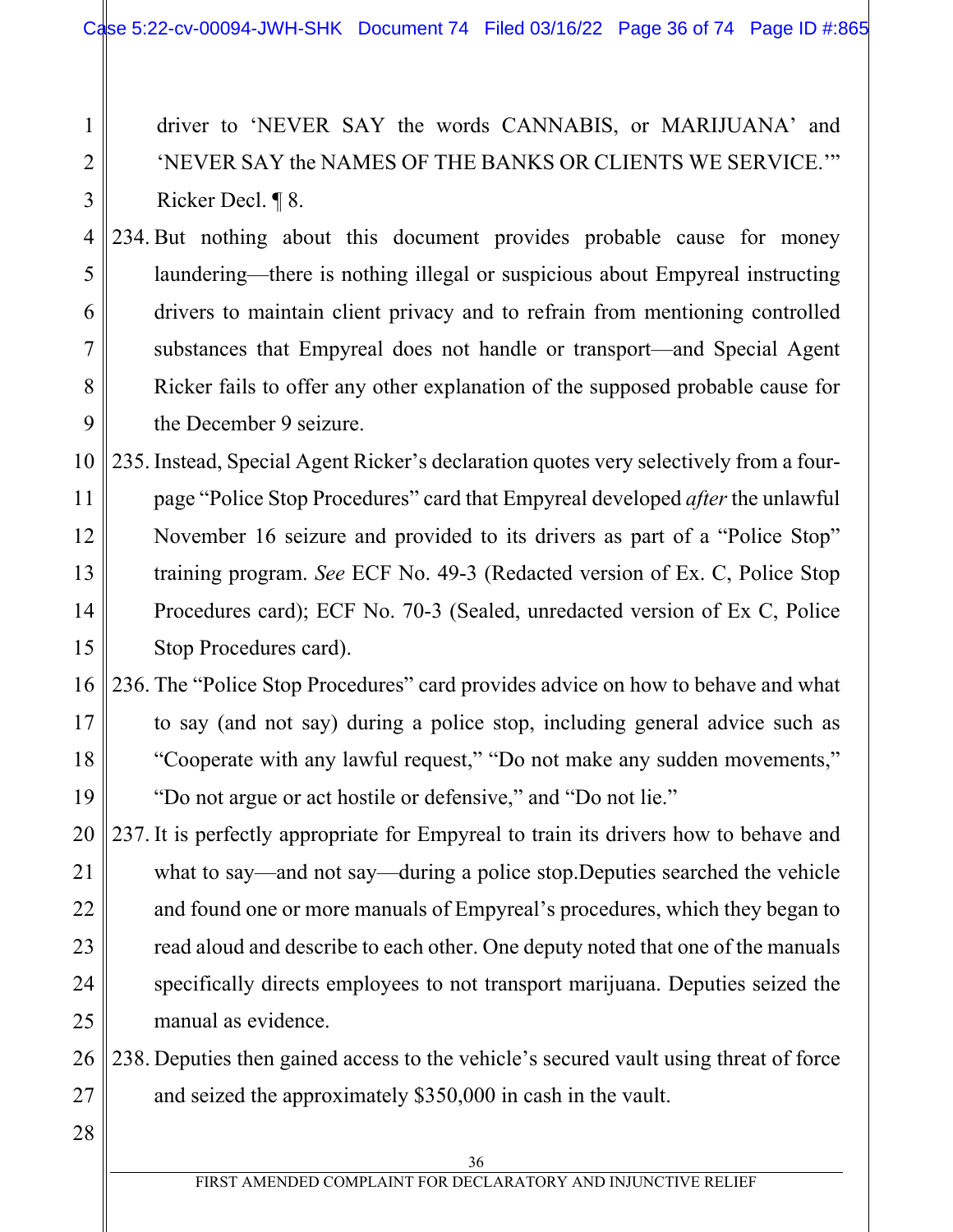driver to 'NEVER SAY the words CANNABIS, or MARIJUANA' and 'NEVER SAY the NAMES OF THE BANKS OR CLIENTS WE SERVICE.'" Ricker Decl. ¶ 8.

234. But nothing about this document provides probable cause for money laundering—there is nothing illegal or suspicious about Empyreal instructing drivers to maintain client privacy and to refrain from mentioning controlled substances that Empyreal does not handle or transport—and Special Agent Ricker fails to offer any other explanation of the supposed probable cause for the December 9 seizure.

235. Instead, Special Agent Ricker's declaration quotes very selectively from a four-page "Police Stop Procedures" card that Empyreal developed *after* the unlawful November 16 seizure and provided to its drivers as part of a "Police Stop" training program. *See* ECF No. 49-3 (Redacted version of Ex. C, Police Stop Procedures card); ECF No. 70-3 (Sealed, unredacted version of Ex C, Police Stop Procedures card).

236. The "Police Stop Procedures" card provides advice on how to behave and what to say (and not say) during a police stop, including general advice such as "Cooperate with any lawful request," "Do not make any sudden movements," "Do not argue or act hostile or defensive," and "Do not lie."

237. It is perfectly appropriate for Empyreal to train its drivers how to behave and what to say—and not say—during a police stop.Deputies searched the vehicle and found one or more manuals of Empyreal's procedures, which they began to read aloud and describe to each other. One deputy noted that one of the manuals specifically directs employees to not transport marijuana. Deputies seized the manual as evidence.

238. Deputies then gained access to the vehicle's secured vault using threat of force and seized the approximately $350,000 in cash in the vault.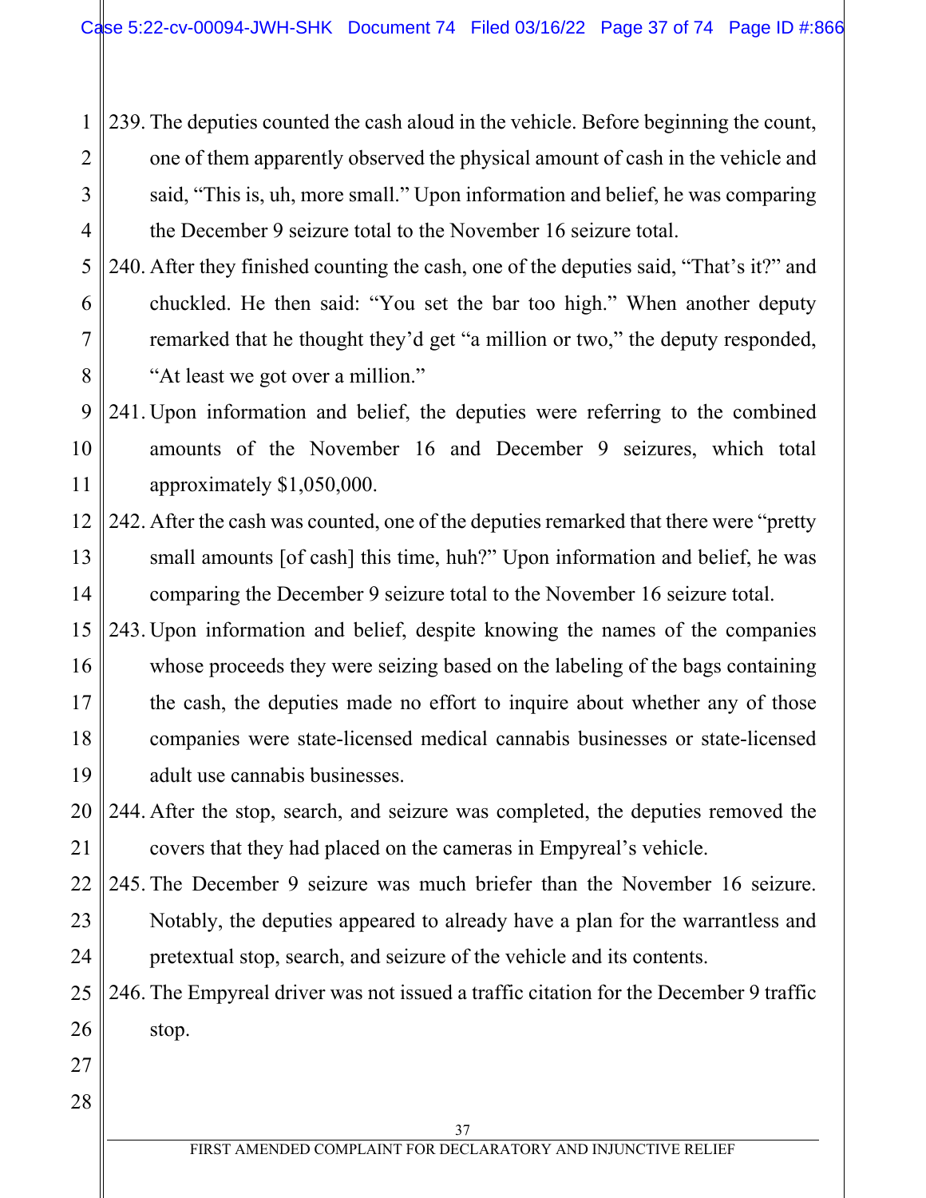239. The deputies counted the cash aloud in the vehicle. Before beginning the count, one of them apparently observed the physical amount of cash in the vehicle and said, "This is, uh, more small." Upon information and belief, he was comparing the December 9 seizure total to the November 16 seizure total.

240. After they finished counting the cash, one of the deputies said, "That's it?" and chuckled. He then said: "You set the bar too high." When another deputy remarked that he thought they'd get "a million or two," the deputy responded, "At least we got over a million."

241. Upon information and belief, the deputies were referring to the combined amounts of the November 16 and December 9 seizures, which total approximately $1,050,000.

242. After the cash was counted, one of the deputies remarked that there were "pretty small amounts [of cash] this time, huh?" Upon information and belief, he was comparing the December 9 seizure total to the November 16 seizure total.

243. Upon information and belief, despite knowing the names of the companies whose proceeds they were seizing based on the labeling of the bags containing the cash, the deputies made no effort to inquire about whether any of those companies were state-licensed medical cannabis businesses or state-licensed adult use cannabis businesses.

244. After the stop, search, and seizure was completed, the deputies removed the covers that they had placed on the cameras in Empyreal's vehicle.

245. The December 9 seizure was much briefer than the November 16 seizure. Notably, the deputies appeared to already have a plan for the warrantless and pretextual stop, search, and seizure of the vehicle and its contents.

246. The Empyreal driver was not issued a traffic citation for the December 9 traffic stop.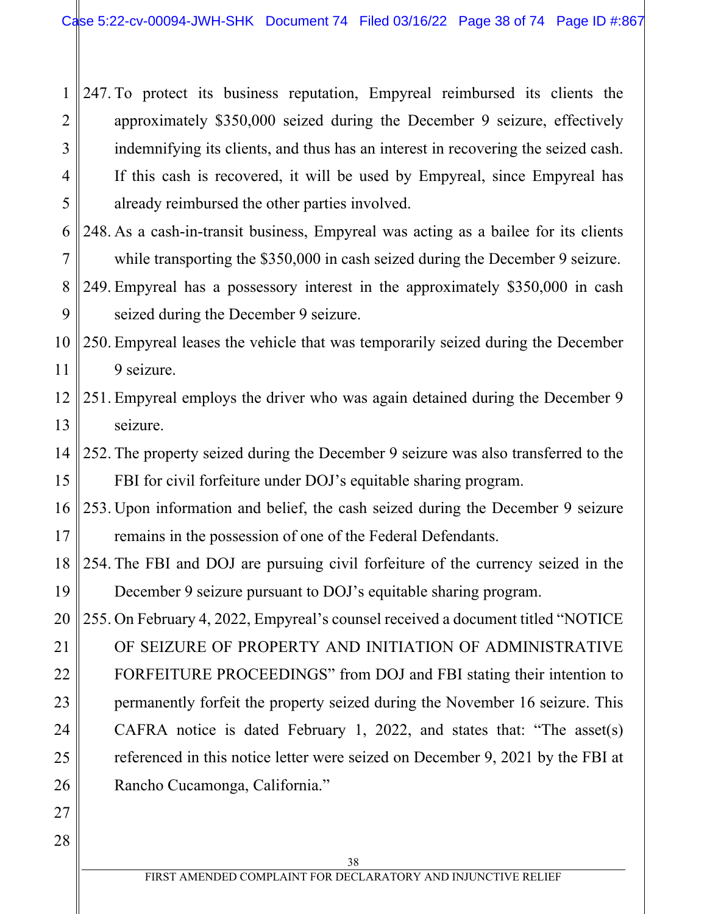247. To protect its business reputation, Empyreal reimbursed its clients the approximately $350,000 seized during the December 9 seizure, effectively indemnifying its clients, and thus has an interest in recovering the seized cash. If this cash is recovered, it will be used by Empyreal, since Empyreal has already reimbursed the other parties involved.

248. As a cash-in-transit business, Empyreal was acting as a bailee for its clients while transporting the $350,000 in cash seized during the December 9 seizure.

249. Empyreal has a possessory interest in the approximately $350,000 in cash seized during the December 9 seizure.

250. Empyreal leases the vehicle that was temporarily seized during the December 9 seizure.

251. Empyreal employs the driver who was again detained during the December 9 seizure.

252. The property seized during the December 9 seizure was also transferred to the FBI for civil forfeiture under DOJ's equitable sharing program.

253. Upon information and belief, the cash seized during the December 9 seizure remains in the possession of one of the Federal Defendants.

254. The FBI and DOJ are pursuing civil forfeiture of the currency seized in the December 9 seizure pursuant to DOJ's equitable sharing program.

255. On February 4, 2022, Empyreal's counsel received a document titled "NOTICE OF SEIZURE OF PROPERTY AND INITIATION OF ADMINISTRATIVE FORFEITURE PROCEEDINGS" from DOJ and FBI stating their intention to permanently forfeit the property seized during the November 16 seizure. This CAFRA notice is dated February 1, 2022, and states that: "The asset(s) referenced in this notice letter were seized on December 9, 2021 by the FBI at Rancho Cucamonga, California."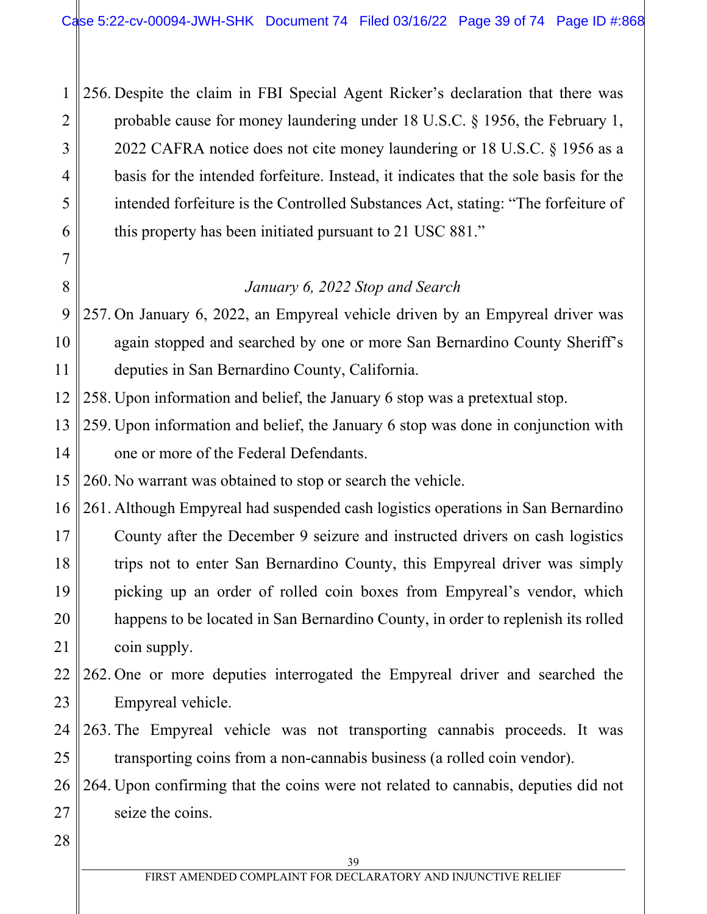256. Despite the claim in FBI Special Agent Ricker's declaration that there was probable cause for money laundering under 18 U.S.C. § 1956, the February 1, 2022 CAFRA notice does not cite money laundering or 18 U.S.C. § 1956 as a basis for the intended forfeiture. Instead, it indicates that the sole basis for the intended forfeiture is the Controlled Substances Act, stating: "The forfeiture of this property has been initiated pursuant to 21 USC 881."

*January 6, 2022 Stop and Search*

257. On January 6, 2022, an Empyreal vehicle driven by an Empyreal driver was again stopped and searched by one or more San Bernardino County Sheriff's deputies in San Bernardino County, California.

258. Upon information and belief, the January 6 stop was a pretextual stop.

259. Upon information and belief, the January 6 stop was done in conjunction with one or more of the Federal Defendants.

260. No warrant was obtained to stop or search the vehicle.

261. Although Empyreal had suspended cash logistics operations in San Bernardino County after the December 9 seizure and instructed drivers on cash logistics trips not to enter San Bernardino County, this Empyreal driver was simply picking up an order of rolled coin boxes from Empyreal's vendor, which happens to be located in San Bernardino County, in order to replenish its rolled coin supply.

262. One or more deputies interrogated the Empyreal driver and searched the Empyreal vehicle.

263. The Empyreal vehicle was not transporting cannabis proceeds. It was transporting coins from a non-cannabis business (a rolled coin vendor).

264. Upon confirming that the coins were not related to cannabis, deputies did not seize the coins.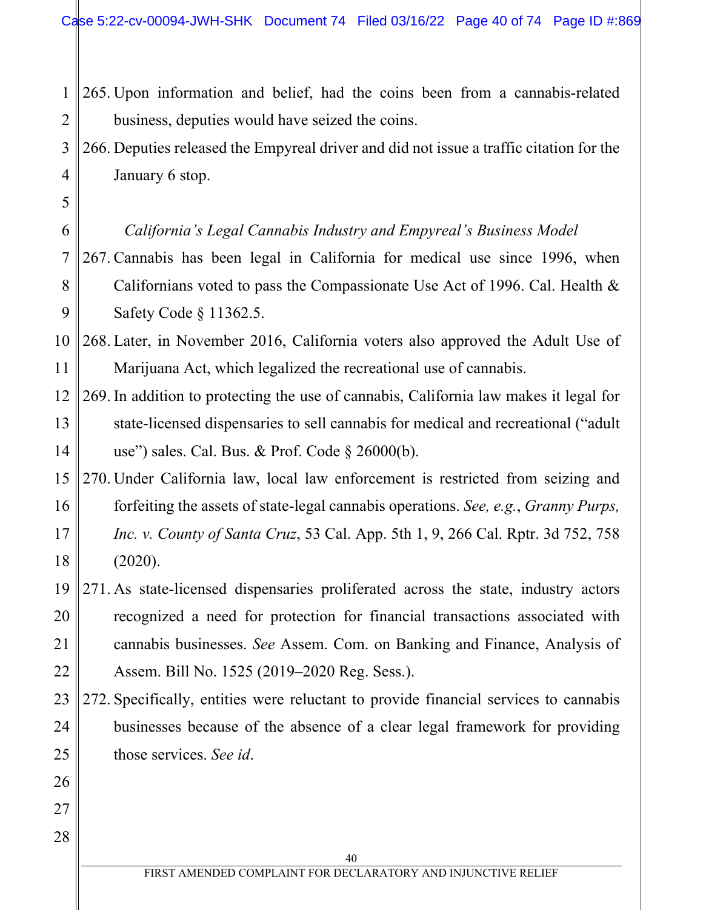265. Upon information and belief, had the coins been from a cannabis-related business, deputies would have seized the coins.

266. Deputies released the Empyreal driver and did not issue a traffic citation for the January 6 stop.

*California's Legal Cannabis Industry and Empyreal's Business Model*

267. Cannabis has been legal in California for medical use since 1996, when Californians voted to pass the Compassionate Use Act of 1996. Cal. Health & Safety Code § 11362.5.

268. Later, in November 2016, California voters also approved the Adult Use of Marijuana Act, which legalized the recreational use of cannabis.

269. In addition to protecting the use of cannabis, California law makes it legal for state-licensed dispensaries to sell cannabis for medical and recreational ("adult use") sales. Cal. Bus. & Prof. Code § 26000(b).

270. Under California law, local law enforcement is restricted from seizing and forfeiting the assets of state-legal cannabis operations. *See, e.g.*, *Granny Purps, Inc. v. County of Santa Cruz*, 53 Cal. App. 5th 1, 9, 266 Cal. Rptr. 3d 752, 758 (2020).

271. As state-licensed dispensaries proliferated across the state, industry actors recognized a need for protection for financial transactions associated with cannabis businesses. *See* Assem. Com. on Banking and Finance, Analysis of Assem. Bill No. 1525 (2019–2020 Reg. Sess.).

272. Specifically, entities were reluctant to provide financial services to cannabis businesses because of the absence of a clear legal framework for providing those services. *See id*.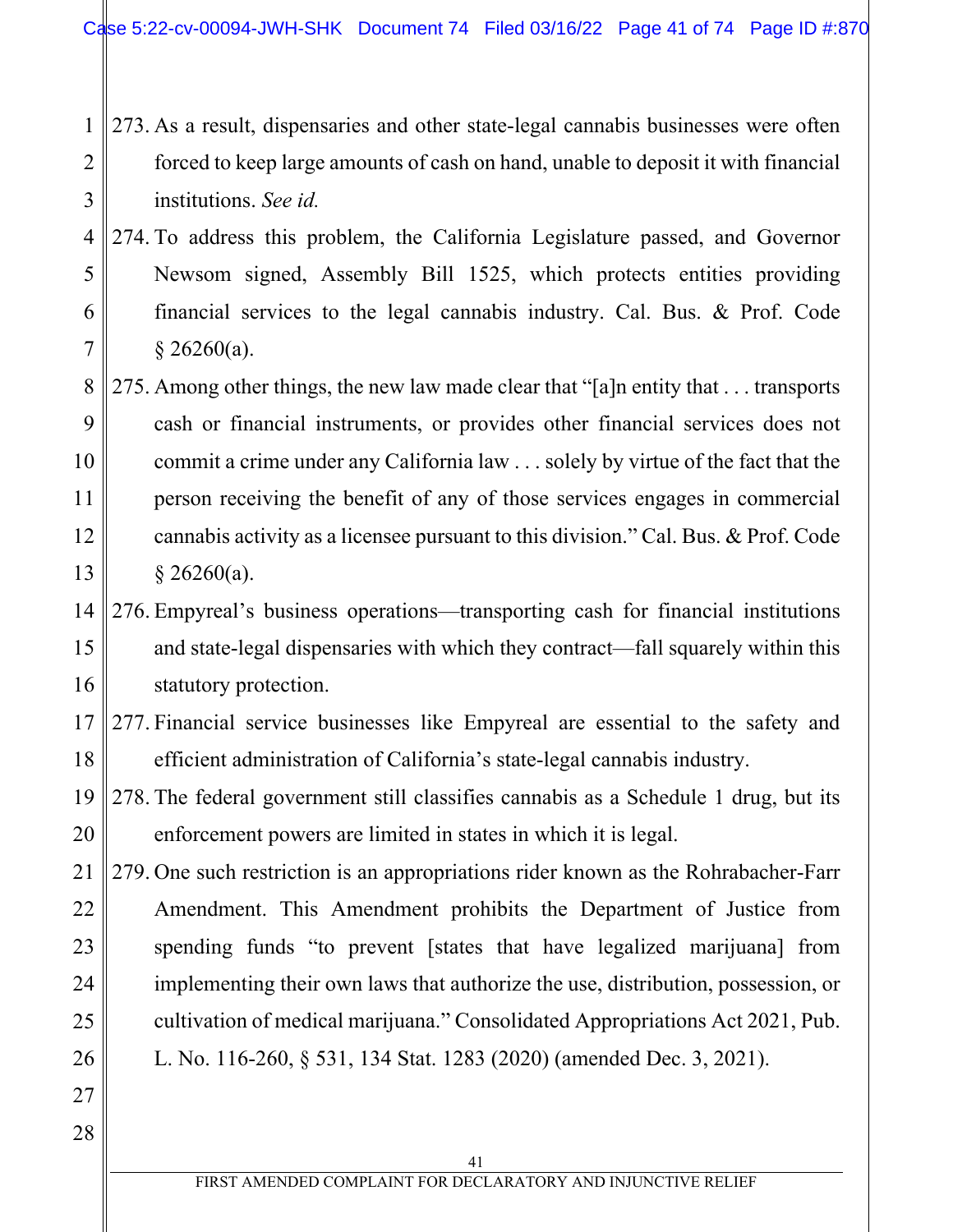273. As a result, dispensaries and other state-legal cannabis businesses were often forced to keep large amounts of cash on hand, unable to deposit it with financial institutions. *See id.*

274. To address this problem, the California Legislature passed, and Governor Newsom signed, Assembly Bill 1525, which protects entities providing financial services to the legal cannabis industry. Cal. Bus. & Prof. Code § 26260(a).

275. Among other things, the new law made clear that "[a]n entity that . . . transports cash or financial instruments, or provides other financial services does not commit a crime under any California law . . . solely by virtue of the fact that the person receiving the benefit of any of those services engages in commercial cannabis activity as a licensee pursuant to this division." Cal. Bus. & Prof. Code § 26260(a).

276. Empyreal's business operations—transporting cash for financial institutions and state-legal dispensaries with which they contract—fall squarely within this statutory protection.

277. Financial service businesses like Empyreal are essential to the safety and efficient administration of California's state-legal cannabis industry.

278. The federal government still classifies cannabis as a Schedule 1 drug, but its enforcement powers are limited in states in which it is legal.

279. One such restriction is an appropriations rider known as the Rohrabacher-Farr Amendment. This Amendment prohibits the Department of Justice from spending funds "to prevent [states that have legalized marijuana] from implementing their own laws that authorize the use, distribution, possession, or cultivation of medical marijuana." Consolidated Appropriations Act 2021, Pub. L. No. 116-260, § 531, 134 Stat. 1283 (2020) (amended Dec. 3, 2021).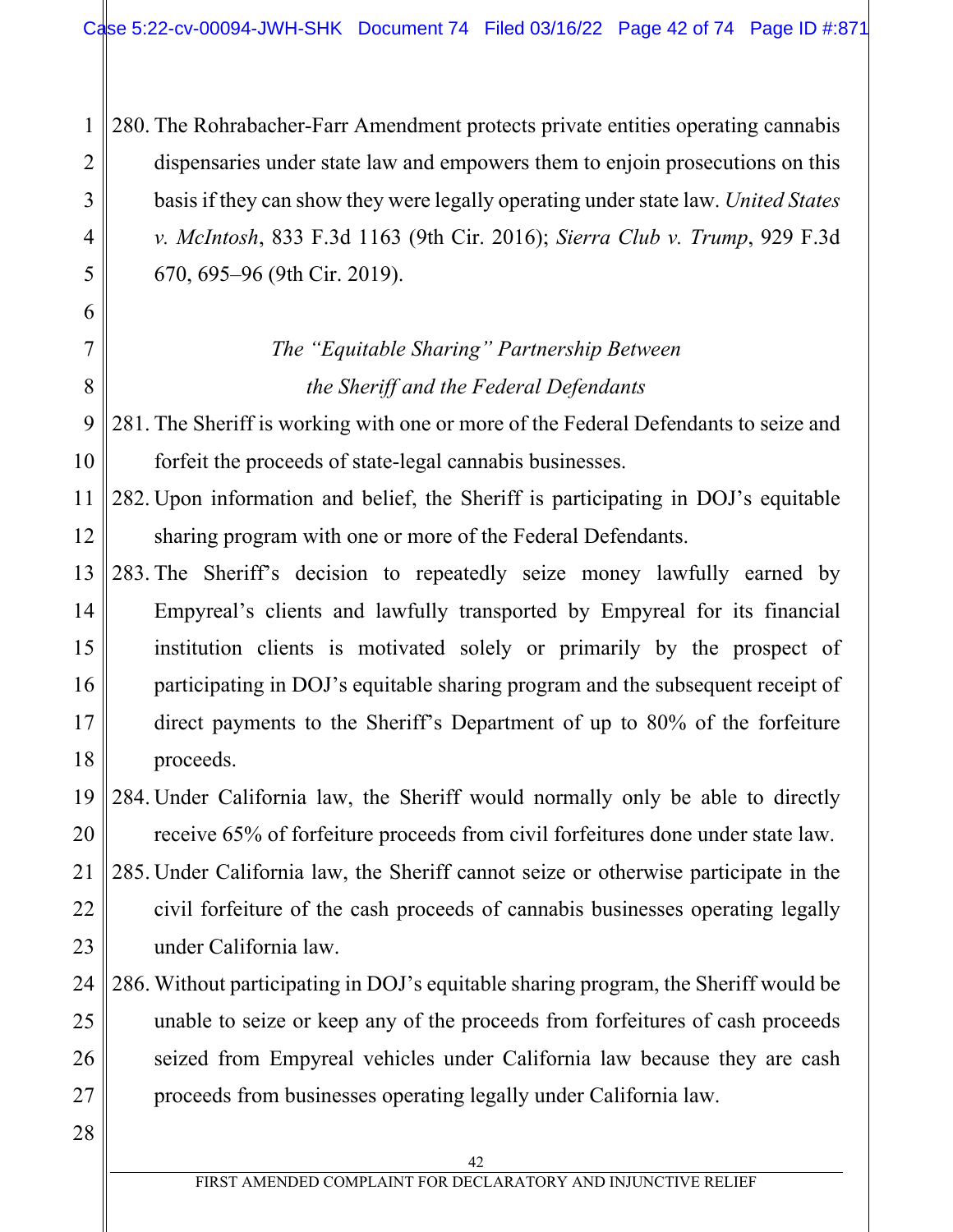280. The Rohrabacher-Farr Amendment protects private entities operating cannabis dispensaries under state law and empowers them to enjoin prosecutions on this basis if they can show they were legally operating under state law. *United States v. McIntosh*, 833 F.3d 1163 (9th Cir. 2016); *Sierra Club v. Trump*, 929 F.3d 670, 695–96 (9th Cir. 2019).

*The "Equitable Sharing" Partnership Between the Sheriff and the Federal Defendants*

281. The Sheriff is working with one or more of the Federal Defendants to seize and forfeit the proceeds of state-legal cannabis businesses.

282. Upon information and belief, the Sheriff is participating in DOJ's equitable sharing program with one or more of the Federal Defendants.

283. The Sheriff's decision to repeatedly seize money lawfully earned by Empyreal's clients and lawfully transported by Empyreal for its financial institution clients is motivated solely or primarily by the prospect of participating in DOJ's equitable sharing program and the subsequent receipt of direct payments to the Sheriff's Department of up to 80% of the forfeiture proceeds.

284. Under California law, the Sheriff would normally only be able to directly receive 65% of forfeiture proceeds from civil forfeitures done under state law.

285. Under California law, the Sheriff cannot seize or otherwise participate in the civil forfeiture of the cash proceeds of cannabis businesses operating legally under California law.

286. Without participating in DOJ's equitable sharing program, the Sheriff would be unable to seize or keep any of the proceeds from forfeitures of cash proceeds seized from Empyreal vehicles under California law because they are cash proceeds from businesses operating legally under California law.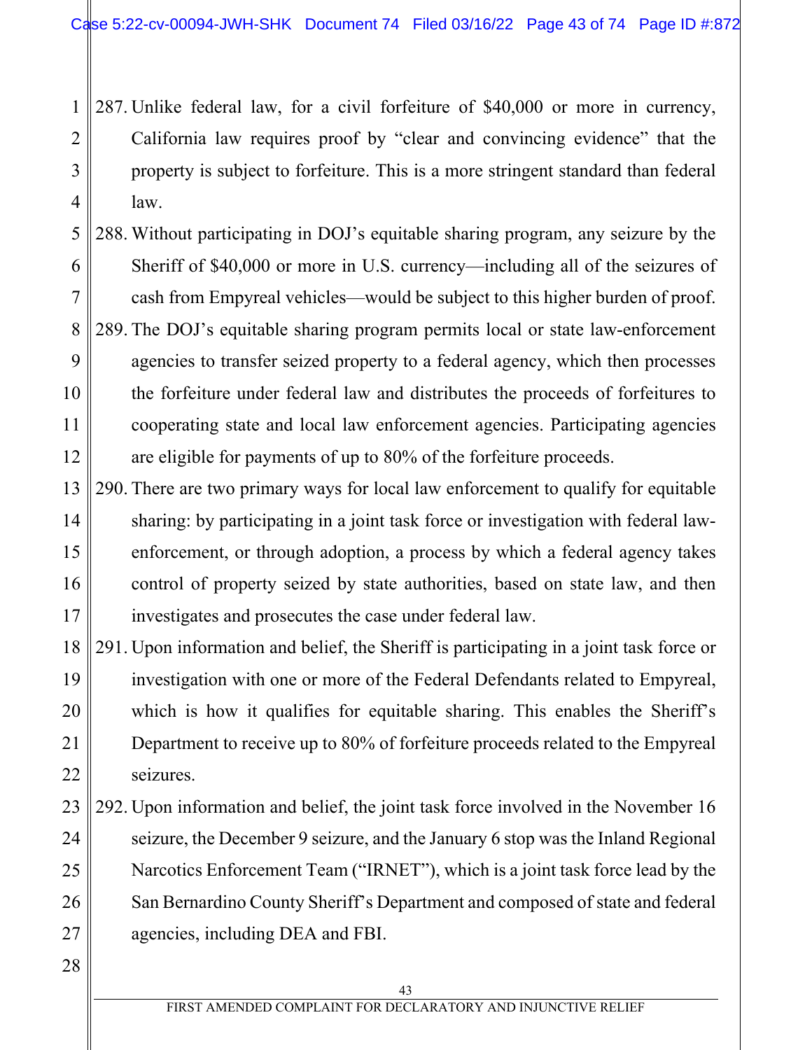287. Unlike federal law, for a civil forfeiture of $40,000 or more in currency, California law requires proof by "clear and convincing evidence" that the property is subject to forfeiture. This is a more stringent standard than federal law.

288. Without participating in DOJ's equitable sharing program, any seizure by the Sheriff of $40,000 or more in U.S. currency—including all of the seizures of cash from Empyreal vehicles—would be subject to this higher burden of proof.

289. The DOJ's equitable sharing program permits local or state law-enforcement agencies to transfer seized property to a federal agency, which then processes the forfeiture under federal law and distributes the proceeds of forfeitures to cooperating state and local law enforcement agencies. Participating agencies are eligible for payments of up to 80% of the forfeiture proceeds.

290. There are two primary ways for local law enforcement to qualify for equitable sharing: by participating in a joint task force or investigation with federal law-enforcement, or through adoption, a process by which a federal agency takes control of property seized by state authorities, based on state law, and then investigates and prosecutes the case under federal law.

291. Upon information and belief, the Sheriff is participating in a joint task force or investigation with one or more of the Federal Defendants related to Empyreal, which is how it qualifies for equitable sharing. This enables the Sheriff's Department to receive up to 80% of forfeiture proceeds related to the Empyreal seizures.

292. Upon information and belief, the joint task force involved in the November 16 seizure, the December 9 seizure, and the January 6 stop was the Inland Regional Narcotics Enforcement Team ("IRNET"), which is a joint task force lead by the San Bernardino County Sheriff's Department and composed of state and federal agencies, including DEA and FBI.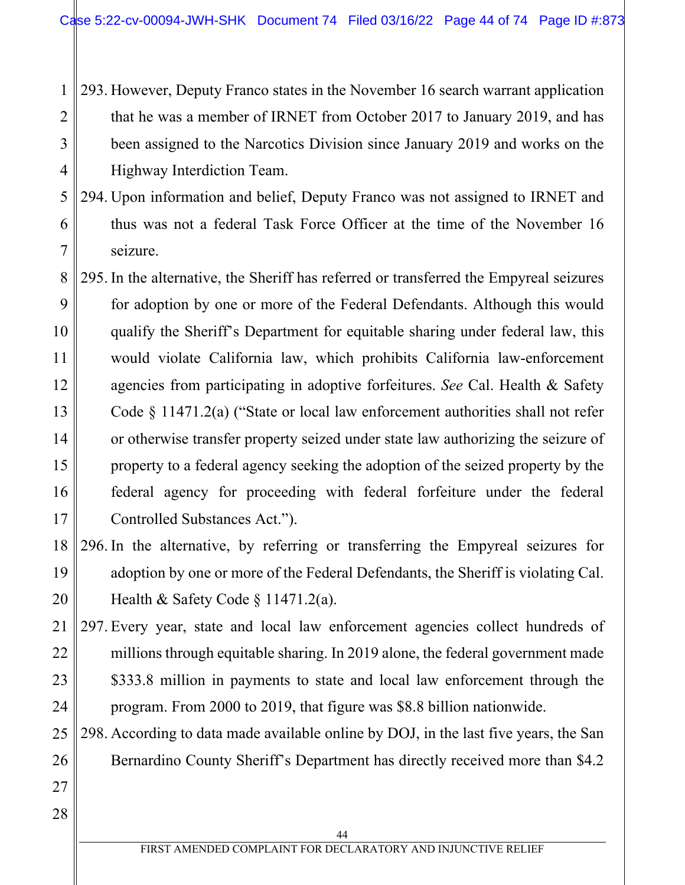293. However, Deputy Franco states in the November 16 search warrant application that he was a member of IRNET from October 2017 to January 2019, and has been assigned to the Narcotics Division since January 2019 and works on the Highway Interdiction Team.

294. Upon information and belief, Deputy Franco was not assigned to IRNET and thus was not a federal Task Force Officer at the time of the November 16 seizure.

295. In the alternative, the Sheriff has referred or transferred the Empyreal seizures for adoption by one or more of the Federal Defendants. Although this would qualify the Sheriff's Department for equitable sharing under federal law, this would violate California law, which prohibits California law-enforcement agencies from participating in adoptive forfeitures. *See* Cal. Health & Safety Code § 11471.2(a) ("State or local law enforcement authorities shall not refer or otherwise transfer property seized under state law authorizing the seizure of property to a federal agency seeking the adoption of the seized property by the federal agency for proceeding with federal forfeiture under the federal Controlled Substances Act.").

296. In the alternative, by referring or transferring the Empyreal seizures for adoption by one or more of the Federal Defendants, the Sheriff is violating Cal. Health & Safety Code § 11471.2(a).

297. Every year, state and local law enforcement agencies collect hundreds of millions through equitable sharing. In 2019 alone, the federal government made $333.8 million in payments to state and local law enforcement through the program. From 2000 to 2019, that figure was $8.8 billion nationwide.

298. According to data made available online by DOJ, in the last five years, the San Bernardino County Sheriff's Department has directly received more than $4.2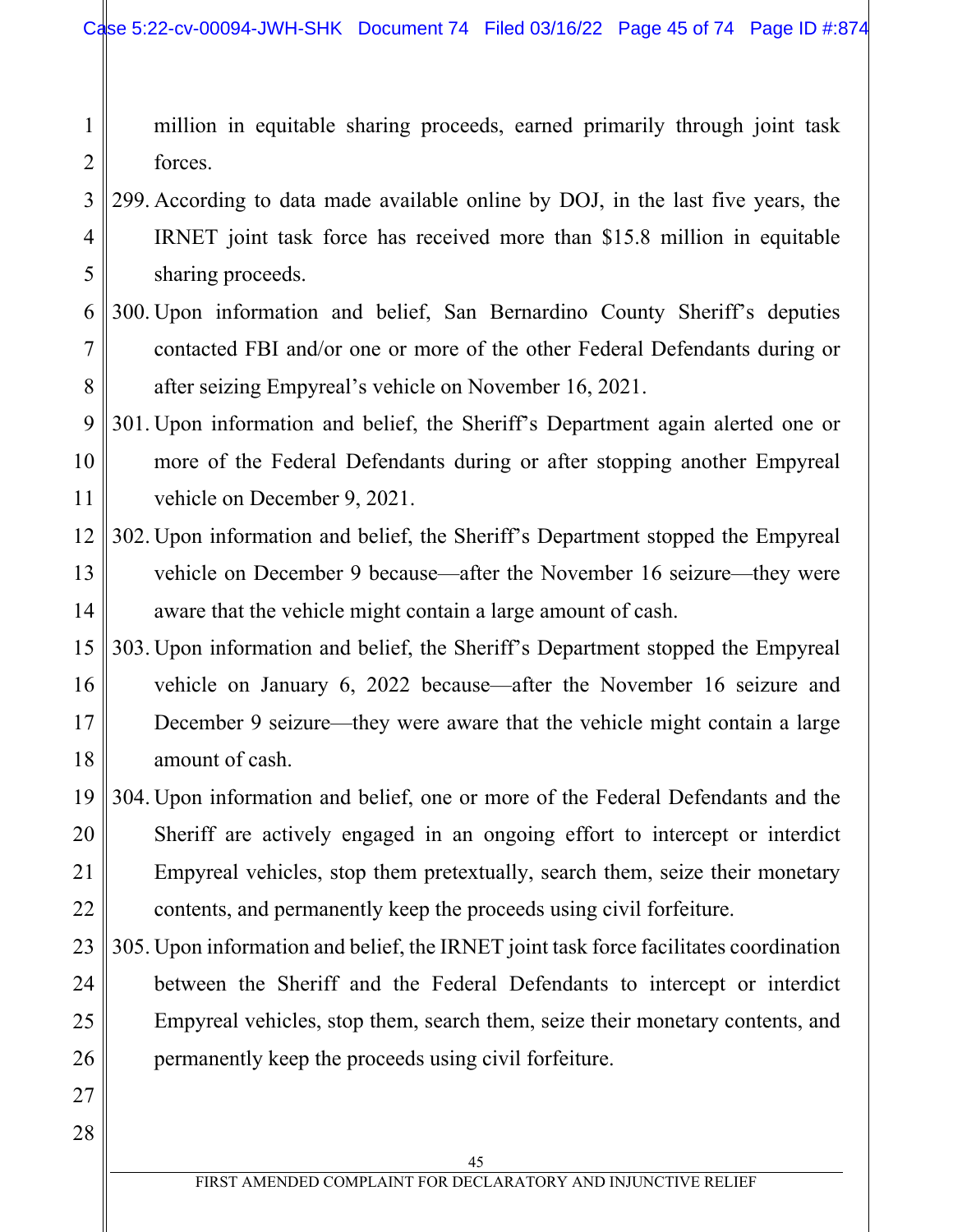million in equitable sharing proceeds, earned primarily through joint task forces.

299. According to data made available online by DOJ, in the last five years, the IRNET joint task force has received more than $15.8 million in equitable sharing proceeds.

300. Upon information and belief, San Bernardino County Sheriff's deputies contacted FBI and/or one or more of the other Federal Defendants during or after seizing Empyreal's vehicle on November 16, 2021.

301. Upon information and belief, the Sheriff's Department again alerted one or more of the Federal Defendants during or after stopping another Empyreal vehicle on December 9, 2021.

302. Upon information and belief, the Sheriff's Department stopped the Empyreal vehicle on December 9 because—after the November 16 seizure—they were aware that the vehicle might contain a large amount of cash.

303. Upon information and belief, the Sheriff's Department stopped the Empyreal vehicle on January 6, 2022 because—after the November 16 seizure and December 9 seizure—they were aware that the vehicle might contain a large amount of cash.

304. Upon information and belief, one or more of the Federal Defendants and the Sheriff are actively engaged in an ongoing effort to intercept or interdict Empyreal vehicles, stop them pretextually, search them, seize their monetary contents, and permanently keep the proceeds using civil forfeiture.

305. Upon information and belief, the IRNET joint task force facilitates coordination between the Sheriff and the Federal Defendants to intercept or interdict Empyreal vehicles, stop them, search them, seize their monetary contents, and permanently keep the proceeds using civil forfeiture.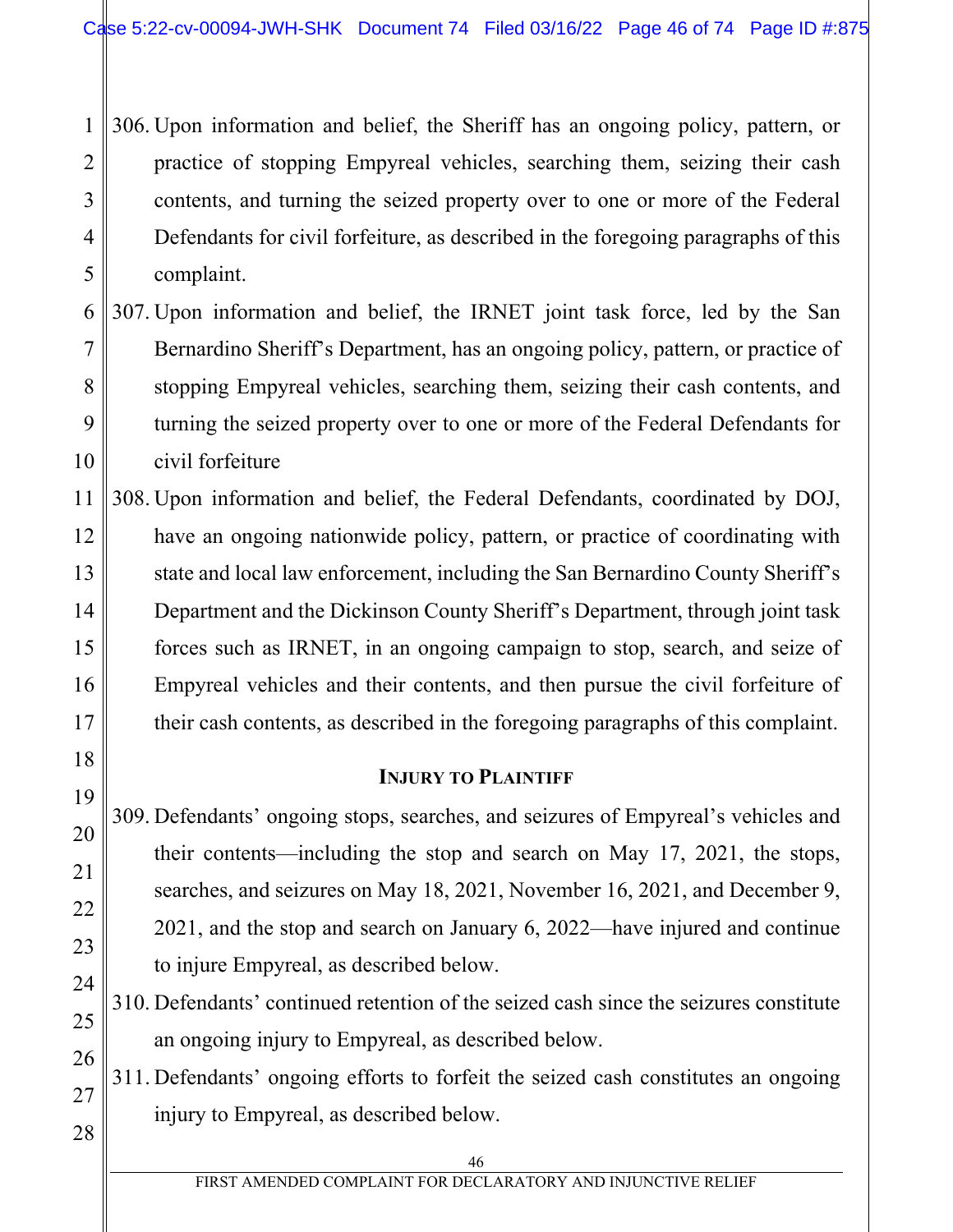306. Upon information and belief, the Sheriff has an ongoing policy, pattern, or practice of stopping Empyreal vehicles, searching them, seizing their cash contents, and turning the seized property over to one or more of the Federal Defendants for civil forfeiture, as described in the foregoing paragraphs of this complaint.

307. Upon information and belief, the IRNET joint task force, led by the San Bernardino Sheriff's Department, has an ongoing policy, pattern, or practice of stopping Empyreal vehicles, searching them, seizing their cash contents, and turning the seized property over to one or more of the Federal Defendants for civil forfeiture

308. Upon information and belief, the Federal Defendants, coordinated by DOJ, have an ongoing nationwide policy, pattern, or practice of coordinating with state and local law enforcement, including the San Bernardino County Sheriff's Department and the Dickinson County Sheriff's Department, through joint task forces such as IRNET, in an ongoing campaign to stop, search, and seize of Empyreal vehicles and their contents, and then pursue the civil forfeiture of their cash contents, as described in the foregoing paragraphs of this complaint.

## Injury to Plaintiff

309. Defendants' ongoing stops, searches, and seizures of Empyreal's vehicles and their contents—including the stop and search on May 17, 2021, the stops, searches, and seizures on May 18, 2021, November 16, 2021, and December 9, 2021, and the stop and search on January 6, 2022—have injured and continue to injure Empyreal, as described below.

310. Defendants' continued retention of the seized cash since the seizures constitute an ongoing injury to Empyreal, as described below.

311. Defendants' ongoing efforts to forfeit the seized cash constitutes an ongoing injury to Empyreal, as described below.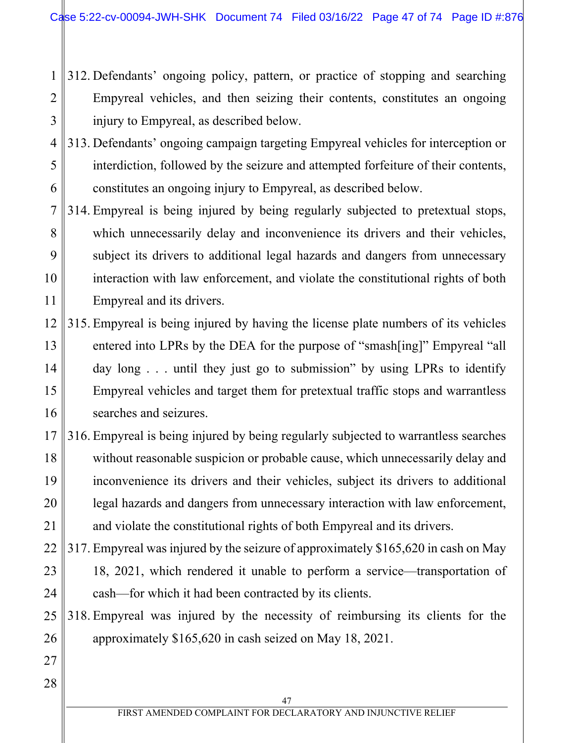312. Defendants' ongoing policy, pattern, or practice of stopping and searching Empyreal vehicles, and then seizing their contents, constitutes an ongoing injury to Empyreal, as described below.

313. Defendants' ongoing campaign targeting Empyreal vehicles for interception or interdiction, followed by the seizure and attempted forfeiture of their contents, constitutes an ongoing injury to Empyreal, as described below.

314. Empyreal is being injured by being regularly subjected to pretextual stops, which unnecessarily delay and inconvenience its drivers and their vehicles, subject its drivers to additional legal hazards and dangers from unnecessary interaction with law enforcement, and violate the constitutional rights of both Empyreal and its drivers.

315. Empyreal is being injured by having the license plate numbers of its vehicles entered into LPRs by the DEA for the purpose of "smash[ing]" Empyreal "all day long . . . until they just go to submission" by using LPRs to identify Empyreal vehicles and target them for pretextual traffic stops and warrantless searches and seizures.

316. Empyreal is being injured by being regularly subjected to warrantless searches without reasonable suspicion or probable cause, which unnecessarily delay and inconvenience its drivers and their vehicles, subject its drivers to additional legal hazards and dangers from unnecessary interaction with law enforcement, and violate the constitutional rights of both Empyreal and its drivers.

317. Empyreal was injured by the seizure of approximately $165,620 in cash on May 18, 2021, which rendered it unable to perform a service—transportation of cash—for which it had been contracted by its clients.

318. Empyreal was injured by the necessity of reimbursing its clients for the approximately $165,620 in cash seized on May 18, 2021.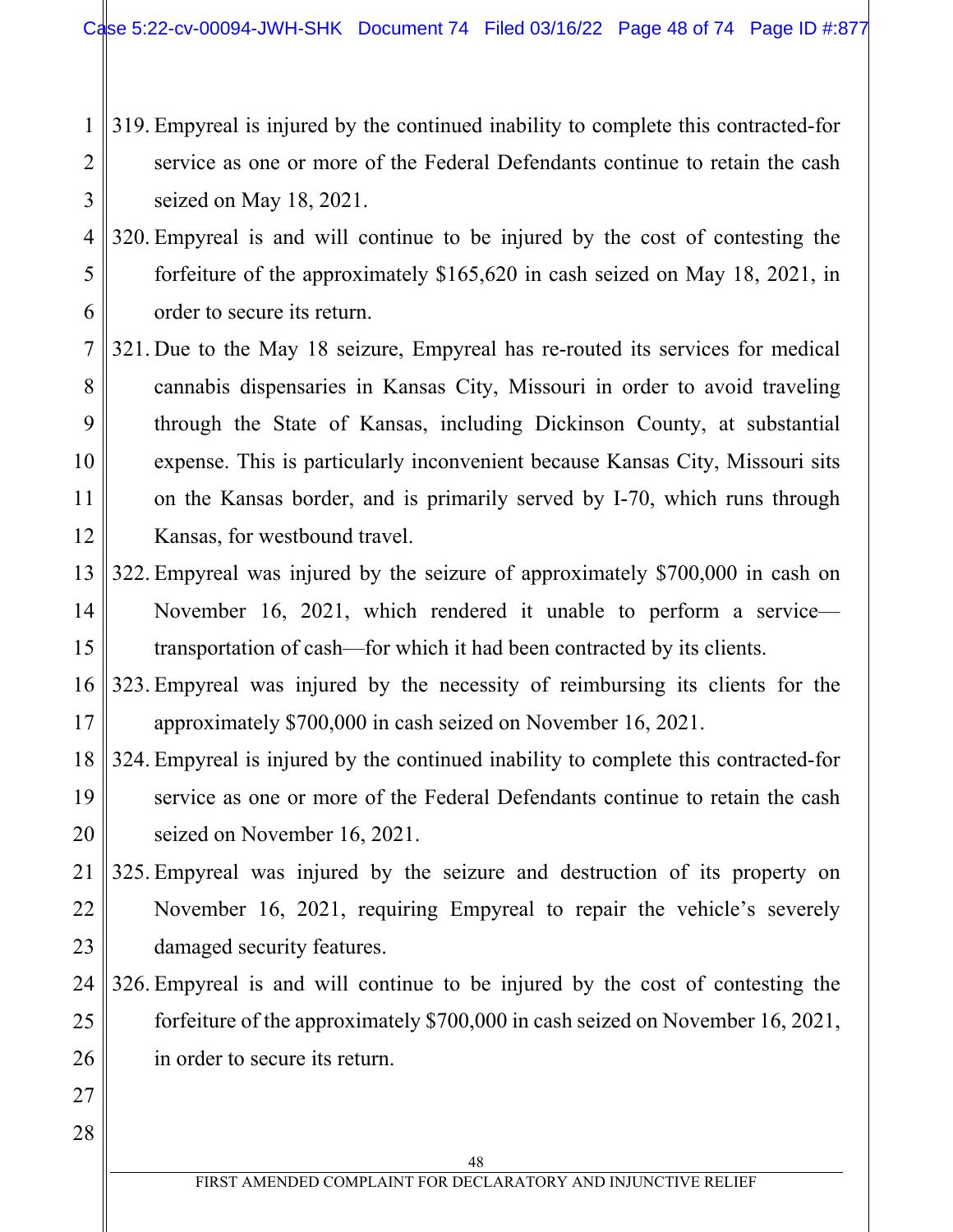319. Empyreal is injured by the continued inability to complete this contracted-for service as one or more of the Federal Defendants continue to retain the cash seized on May 18, 2021.

320. Empyreal is and will continue to be injured by the cost of contesting the forfeiture of the approximately $165,620 in cash seized on May 18, 2021, in order to secure its return.

321. Due to the May 18 seizure, Empyreal has re-routed its services for medical cannabis dispensaries in Kansas City, Missouri in order to avoid traveling through the State of Kansas, including Dickinson County, at substantial expense. This is particularly inconvenient because Kansas City, Missouri sits on the Kansas border, and is primarily served by I-70, which runs through Kansas, for westbound travel.

322. Empyreal was injured by the seizure of approximately $700,000 in cash on November 16, 2021, which rendered it unable to perform a service—transportation of cash—for which it had been contracted by its clients.

323. Empyreal was injured by the necessity of reimbursing its clients for the approximately $700,000 in cash seized on November 16, 2021.

324. Empyreal is injured by the continued inability to complete this contracted-for service as one or more of the Federal Defendants continue to retain the cash seized on November 16, 2021.

325. Empyreal was injured by the seizure and destruction of its property on November 16, 2021, requiring Empyreal to repair the vehicle's severely damaged security features.

326. Empyreal is and will continue to be injured by the cost of contesting the forfeiture of the approximately $700,000 in cash seized on November 16, 2021, in order to secure its return.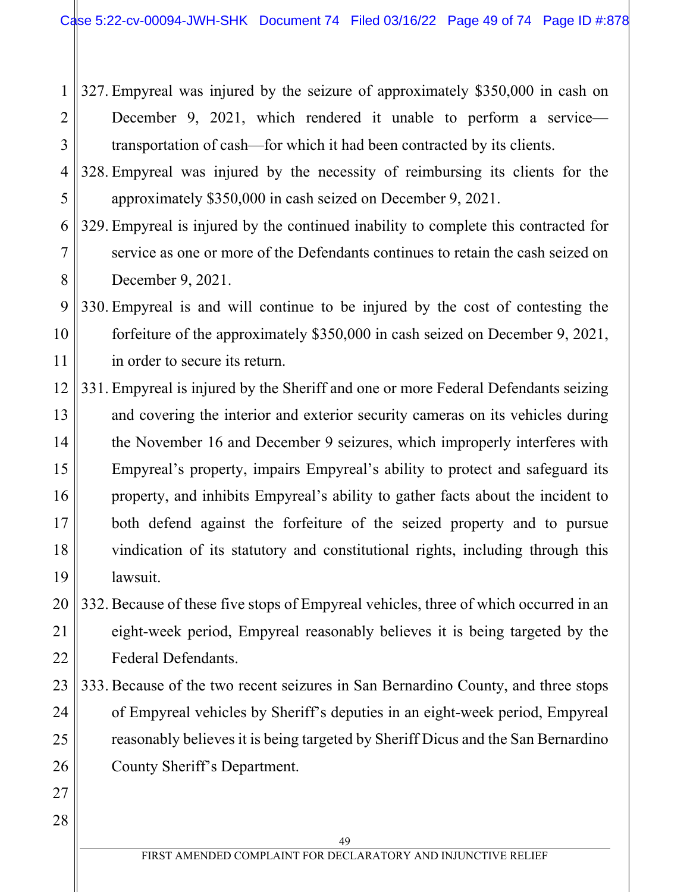327. Empyreal was injured by the seizure of approximately $350,000 in cash on December 9, 2021, which rendered it unable to perform a service—transportation of cash—for which it had been contracted by its clients.
328. Empyreal was injured by the necessity of reimbursing its clients for the approximately $350,000 in cash seized on December 9, 2021.
329. Empyreal is injured by the continued inability to complete this contracted for service as one or more of the Defendants continues to retain the cash seized on December 9, 2021.
330. Empyreal is and will continue to be injured by the cost of contesting the forfeiture of the approximately $350,000 in cash seized on December 9, 2021, in order to secure its return.
331. Empyreal is injured by the Sheriff and one or more Federal Defendants seizing and covering the interior and exterior security cameras on its vehicles during the November 16 and December 9 seizures, which improperly interferes with Empyreal's property, impairs Empyreal's ability to protect and safeguard its property, and inhibits Empyreal's ability to gather facts about the incident to both defend against the forfeiture of the seized property and to pursue vindication of its statutory and constitutional rights, including through this lawsuit.
332. Because of these five stops of Empyreal vehicles, three of which occurred in an eight-week period, Empyreal reasonably believes it is being targeted by the Federal Defendants.
333. Because of the two recent seizures in San Bernardino County, and three stops of Empyreal vehicles by Sheriff's deputies in an eight-week period, Empyreal reasonably believes it is being targeted by Sheriff Dicus and the San Bernardino County Sheriff's Department.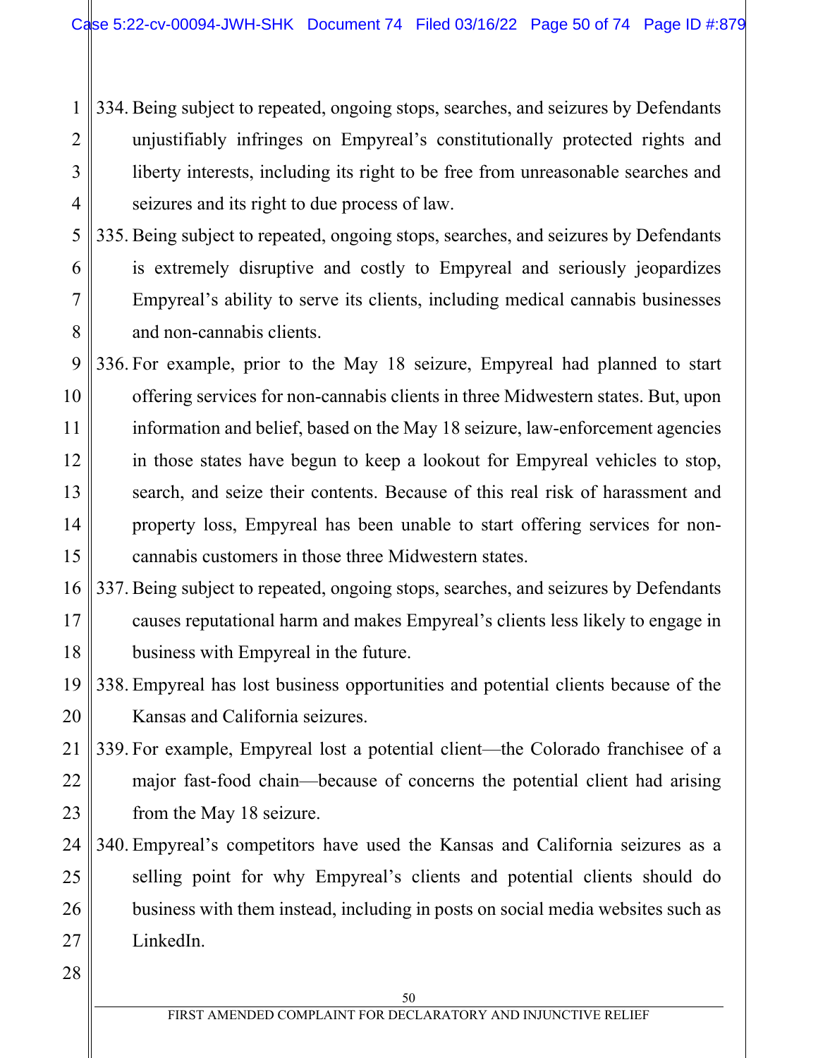334. Being subject to repeated, ongoing stops, searches, and seizures by Defendants unjustifiably infringes on Empyreal's constitutionally protected rights and liberty interests, including its right to be free from unreasonable searches and seizures and its right to due process of law.

335. Being subject to repeated, ongoing stops, searches, and seizures by Defendants is extremely disruptive and costly to Empyreal and seriously jeopardizes Empyreal's ability to serve its clients, including medical cannabis businesses and non-cannabis clients.

336. For example, prior to the May 18 seizure, Empyreal had planned to start offering services for non-cannabis clients in three Midwestern states. But, upon information and belief, based on the May 18 seizure, law-enforcement agencies in those states have begun to keep a lookout for Empyreal vehicles to stop, search, and seize their contents. Because of this real risk of harassment and property loss, Empyreal has been unable to start offering services for non-cannabis customers in those three Midwestern states.

337. Being subject to repeated, ongoing stops, searches, and seizures by Defendants causes reputational harm and makes Empyreal's clients less likely to engage in business with Empyreal in the future.

338. Empyreal has lost business opportunities and potential clients because of the Kansas and California seizures.

339. For example, Empyreal lost a potential client—the Colorado franchisee of a major fast-food chain—because of concerns the potential client had arising from the May 18 seizure.

340. Empyreal's competitors have used the Kansas and California seizures as a selling point for why Empyreal's clients and potential clients should do business with them instead, including in posts on social media websites such as LinkedIn.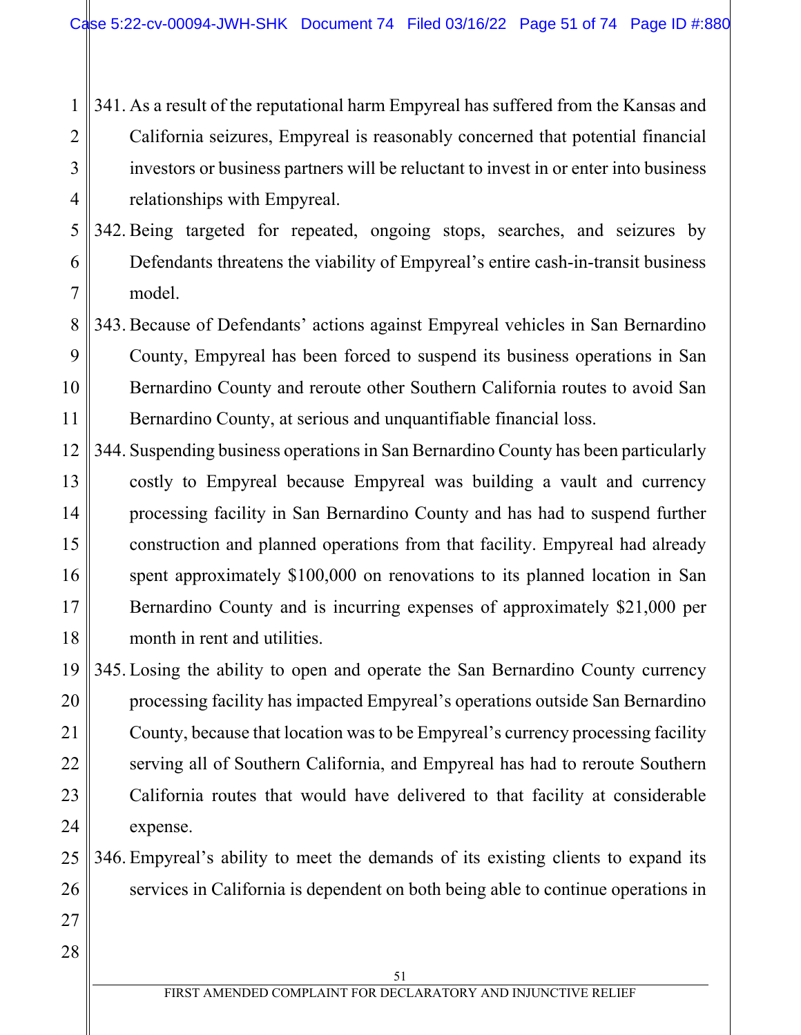341. As a result of the reputational harm Empyreal has suffered from the Kansas and California seizures, Empyreal is reasonably concerned that potential financial investors or business partners will be reluctant to invest in or enter into business relationships with Empyreal.

342. Being targeted for repeated, ongoing stops, searches, and seizures by Defendants threatens the viability of Empyreal's entire cash-in-transit business model.

343. Because of Defendants' actions against Empyreal vehicles in San Bernardino County, Empyreal has been forced to suspend its business operations in San Bernardino County and reroute other Southern California routes to avoid San Bernardino County, at serious and unquantifiable financial loss.

344. Suspending business operations in San Bernardino County has been particularly costly to Empyreal because Empyreal was building a vault and currency processing facility in San Bernardino County and has had to suspend further construction and planned operations from that facility. Empyreal had already spent approximately $100,000 on renovations to its planned location in San Bernardino County and is incurring expenses of approximately $21,000 per month in rent and utilities.

345. Losing the ability to open and operate the San Bernardino County currency processing facility has impacted Empyreal's operations outside San Bernardino County, because that location was to be Empyreal's currency processing facility serving all of Southern California, and Empyreal has had to reroute Southern California routes that would have delivered to that facility at considerable expense.

346. Empyreal's ability to meet the demands of its existing clients to expand its services in California is dependent on both being able to continue operations in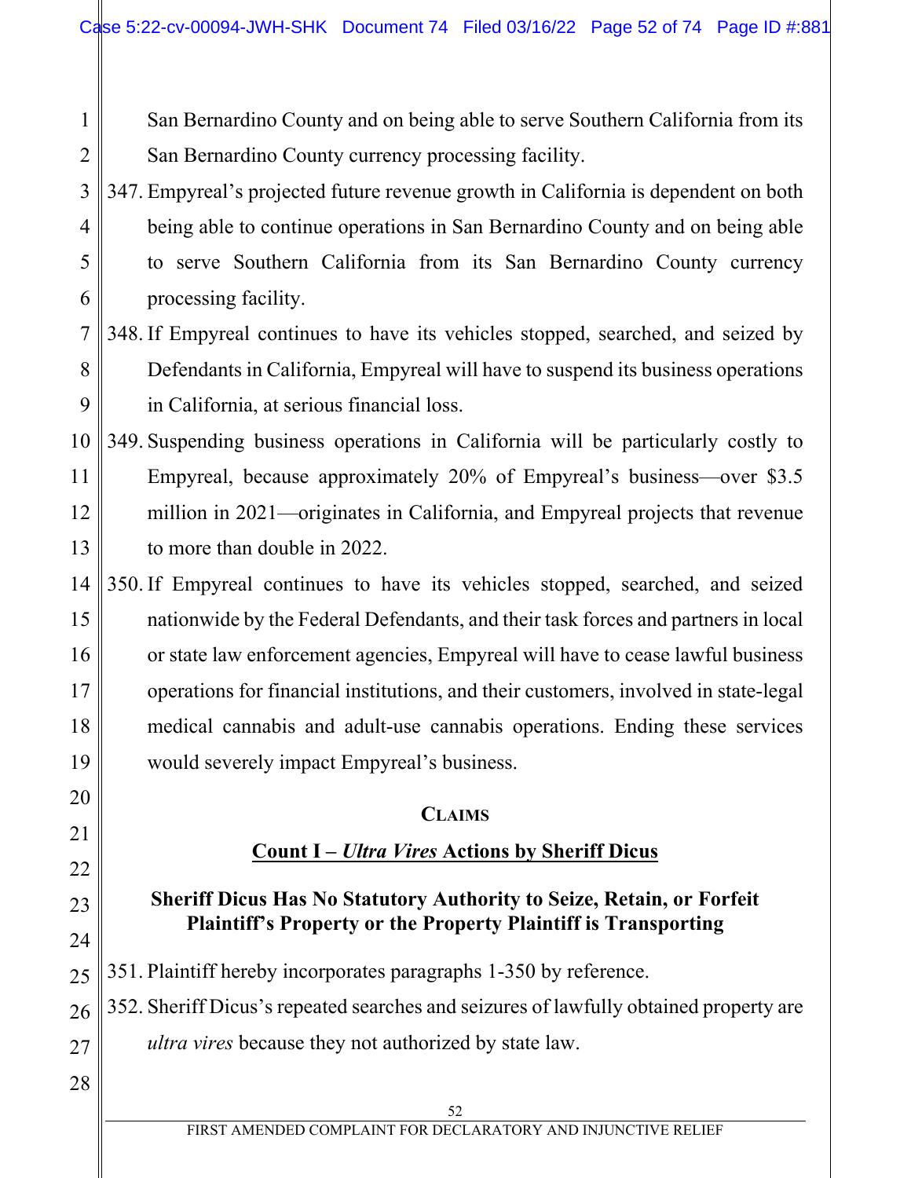San Bernardino County and on being able to serve Southern California from its San Bernardino County currency processing facility.

347. Empyreal's projected future revenue growth in California is dependent on both being able to continue operations in San Bernardino County and on being able to serve Southern California from its San Bernardino County currency processing facility.

348. If Empyreal continues to have its vehicles stopped, searched, and seized by Defendants in California, Empyreal will have to suspend its business operations in California, at serious financial loss.

349. Suspending business operations in California will be particularly costly to Empyreal, because approximately 20% of Empyreal's business—over $3.5 million in 2021—originates in California, and Empyreal projects that revenue to more than double in 2022.

350. If Empyreal continues to have its vehicles stopped, searched, and seized nationwide by the Federal Defendants, and their task forces and partners in local or state law enforcement agencies, Empyreal will have to cease lawful business operations for financial institutions, and their customers, involved in state-legal medical cannabis and adult-use cannabis operations. Ending these services would severely impact Empyreal's business.

## CLAIMS

### Count I – *Ultra Vires* Actions by Sheriff Dicus

#### Sheriff Dicus Has No Statutory Authority to Seize, Retain, or Forfeit Plaintiff's Property or the Property Plaintiff is Transporting

351. Plaintiff hereby incorporates paragraphs 1-350 by reference.

352. Sheriff Dicus's repeated searches and seizures of lawfully obtained property are *ultra vires* because they not authorized by state law.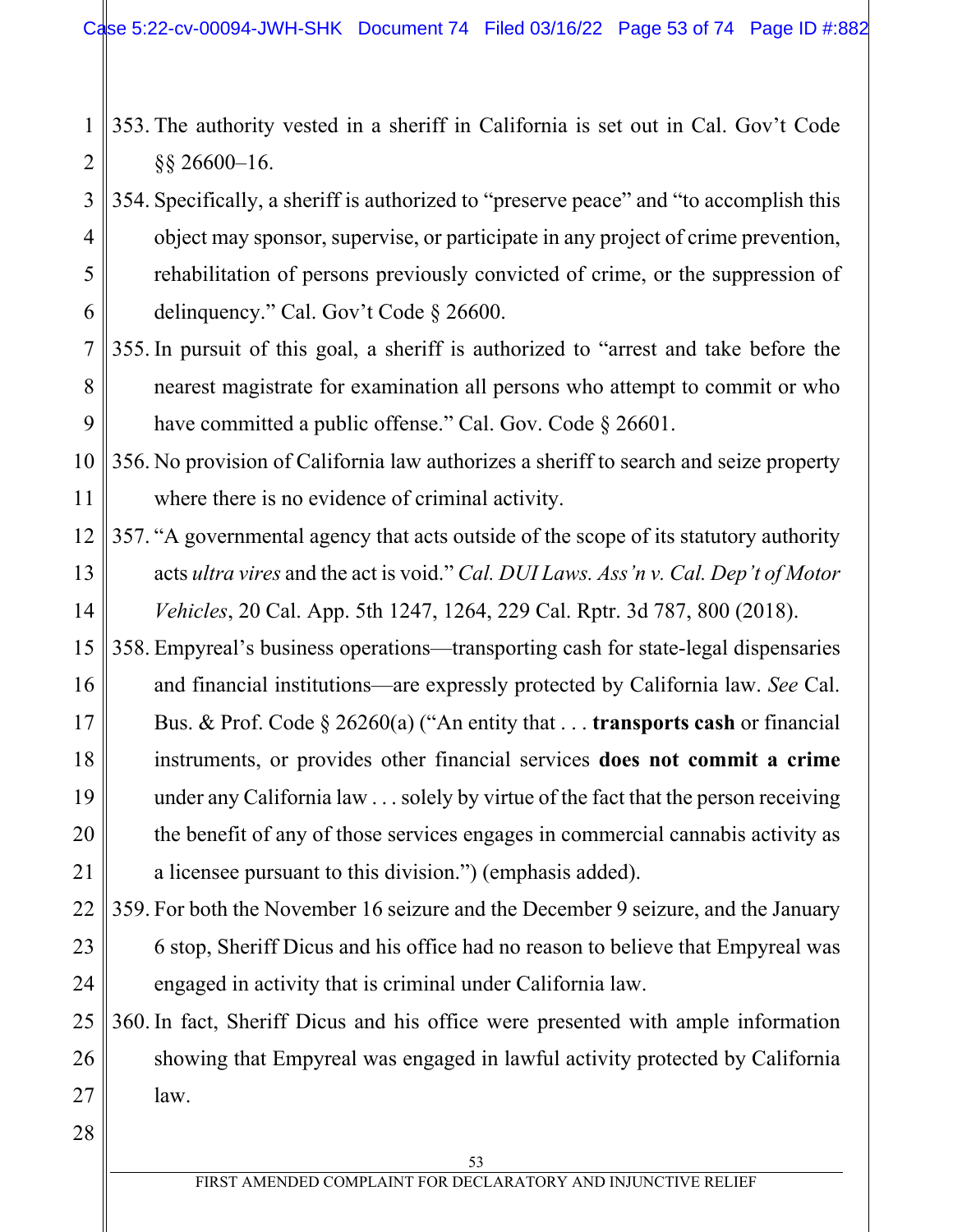353. The authority vested in a sheriff in California is set out in Cal. Gov't Code §§ 26600–16.

354. Specifically, a sheriff is authorized to "preserve peace" and "to accomplish this object may sponsor, supervise, or participate in any project of crime prevention, rehabilitation of persons previously convicted of crime, or the suppression of delinquency." Cal. Gov't Code § 26600.

355. In pursuit of this goal, a sheriff is authorized to "arrest and take before the nearest magistrate for examination all persons who attempt to commit or who have committed a public offense." Cal. Gov. Code § 26601.

356. No provision of California law authorizes a sheriff to search and seize property where there is no evidence of criminal activity.

357. "A governmental agency that acts outside of the scope of its statutory authority acts *ultra vires* and the act is void." *Cal. DUI Laws. Ass'n v. Cal. Dep't of Motor Vehicles*, 20 Cal. App. 5th 1247, 1264, 229 Cal. Rptr. 3d 787, 800 (2018).

358. Empyreal's business operations—transporting cash for state-legal dispensaries and financial institutions—are expressly protected by California law. *See* Cal. Bus. & Prof. Code § 26260(a) ("An entity that . . . **transports cash** or financial instruments, or provides other financial services **does not commit a crime** under any California law . . . solely by virtue of the fact that the person receiving the benefit of any of those services engages in commercial cannabis activity as a licensee pursuant to this division.") (emphasis added).

359. For both the November 16 seizure and the December 9 seizure, and the January 6 stop, Sheriff Dicus and his office had no reason to believe that Empyreal was engaged in activity that is criminal under California law.

360. In fact, Sheriff Dicus and his office were presented with ample information showing that Empyreal was engaged in lawful activity protected by California law.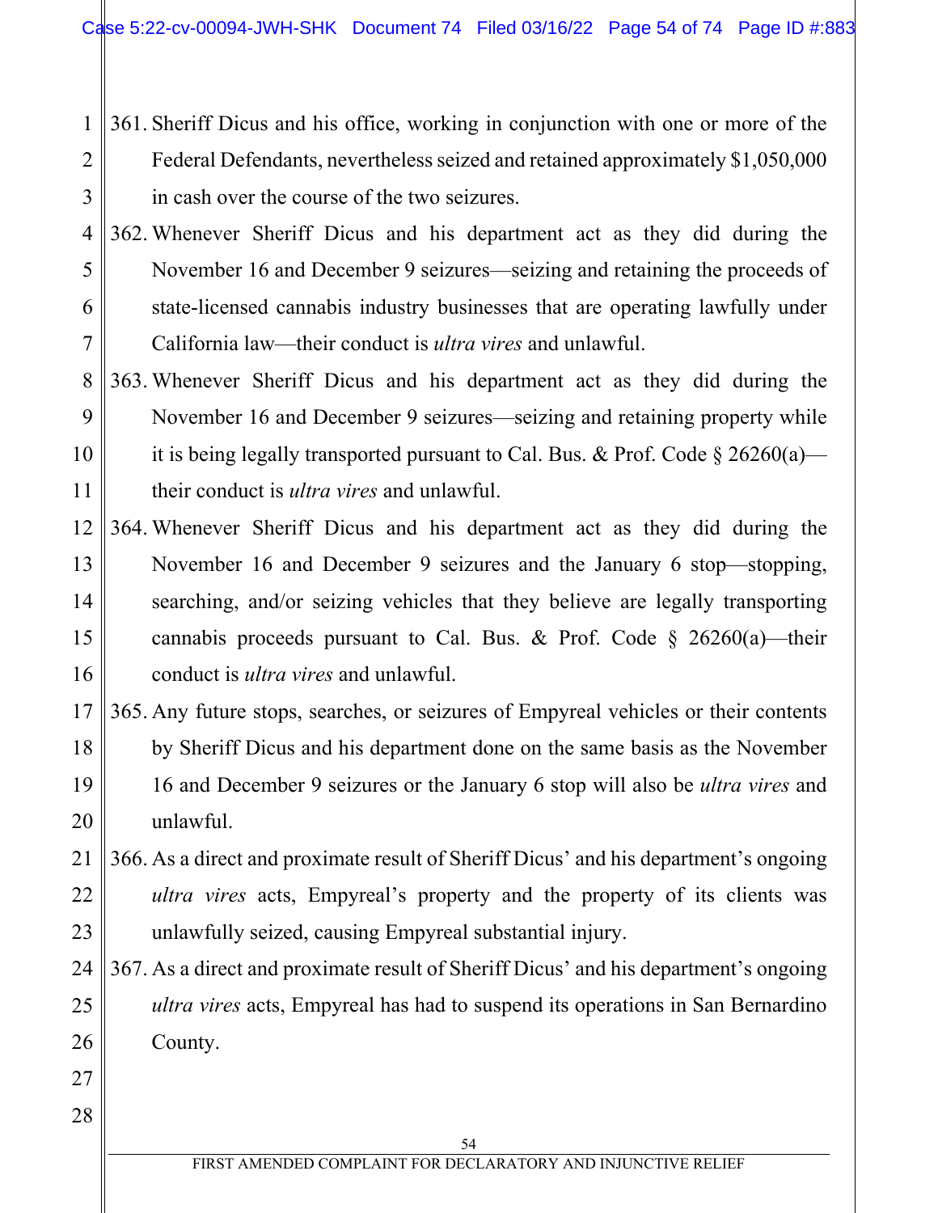361. Sheriff Dicus and his office, working in conjunction with one or more of the Federal Defendants, nevertheless seized and retained approximately $1,050,000 in cash over the course of the two seizures.

362. Whenever Sheriff Dicus and his department act as they did during the November 16 and December 9 seizures—seizing and retaining the proceeds of state-licensed cannabis industry businesses that are operating lawfully under California law—their conduct is *ultra vires* and unlawful.

363. Whenever Sheriff Dicus and his department act as they did during the November 16 and December 9 seizures—seizing and retaining property while it is being legally transported pursuant to Cal. Bus. & Prof. Code § 26260(a)—their conduct is *ultra vires* and unlawful.

364. Whenever Sheriff Dicus and his department act as they did during the November 16 and December 9 seizures and the January 6 stop—stopping, searching, and/or seizing vehicles that they believe are legally transporting cannabis proceeds pursuant to Cal. Bus. & Prof. Code § 26260(a)—their conduct is *ultra vires* and unlawful.

365. Any future stops, searches, or seizures of Empyreal vehicles or their contents by Sheriff Dicus and his department done on the same basis as the November 16 and December 9 seizures or the January 6 stop will also be *ultra vires* and unlawful.

366. As a direct and proximate result of Sheriff Dicus' and his department's ongoing *ultra vires* acts, Empyreal's property and the property of its clients was unlawfully seized, causing Empyreal substantial injury.

367. As a direct and proximate result of Sheriff Dicus' and his department's ongoing *ultra vires* acts, Empyreal has had to suspend its operations in San Bernardino County.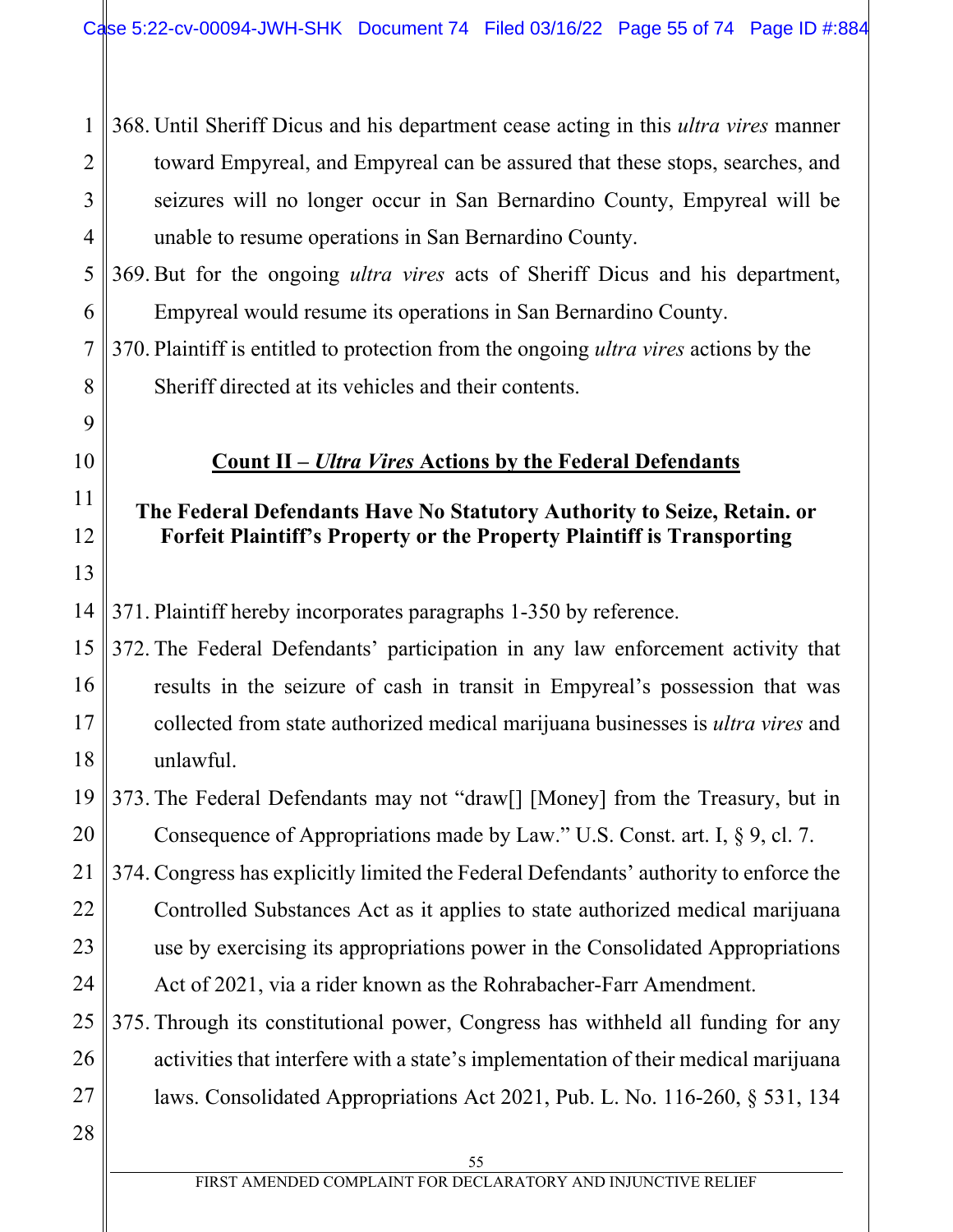368. Until Sheriff Dicus and his department cease acting in this *ultra vires* manner toward Empyreal, and Empyreal can be assured that these stops, searches, and seizures will no longer occur in San Bernardino County, Empyreal will be unable to resume operations in San Bernardino County.

369. But for the ongoing *ultra vires* acts of Sheriff Dicus and his department, Empyreal would resume its operations in San Bernardino County.

370. Plaintiff is entitled to protection from the ongoing *ultra vires* actions by the Sheriff directed at its vehicles and their contents.

## Count II – *Ultra Vires* Actions by the Federal Defendants

### The Federal Defendants Have No Statutory Authority to Seize, Retain. or Forfeit Plaintiff's Property or the Property Plaintiff is Transporting

371. Plaintiff hereby incorporates paragraphs 1-350 by reference.

372. The Federal Defendants' participation in any law enforcement activity that results in the seizure of cash in transit in Empyreal's possession that was collected from state authorized medical marijuana businesses is *ultra vires* and unlawful.

373. The Federal Defendants may not "draw[] [Money] from the Treasury, but in Consequence of Appropriations made by Law." U.S. Const. art. I, § 9, cl. 7.

374. Congress has explicitly limited the Federal Defendants' authority to enforce the Controlled Substances Act as it applies to state authorized medical marijuana use by exercising its appropriations power in the Consolidated Appropriations Act of 2021, via a rider known as the Rohrabacher-Farr Amendment.

375. Through its constitutional power, Congress has withheld all funding for any activities that interfere with a state's implementation of their medical marijuana laws. Consolidated Appropriations Act 2021, Pub. L. No. 116-260, § 531, 134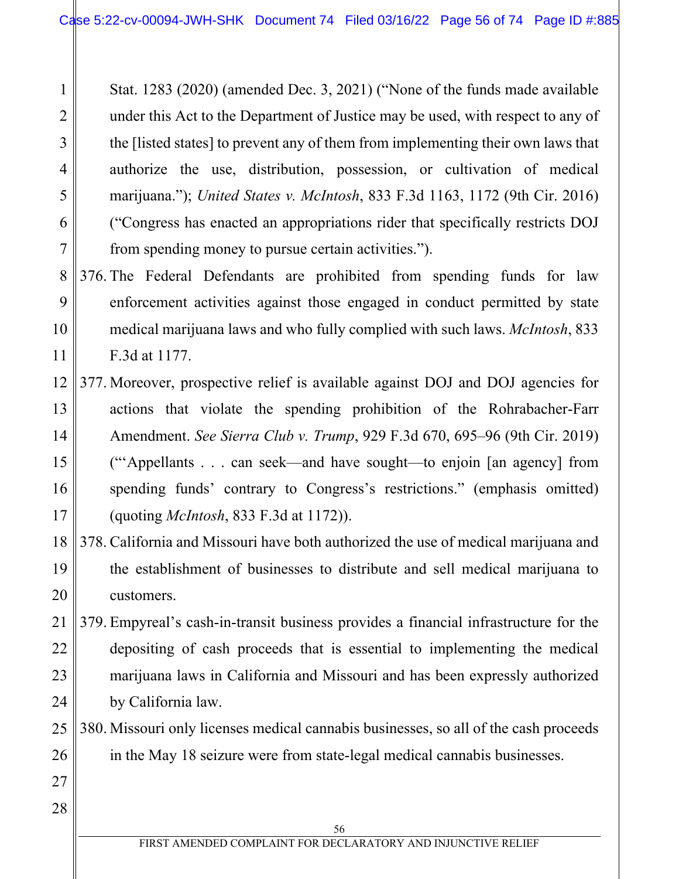Stat. 1283 (2020) (amended Dec. 3, 2021) ("None of the funds made available under this Act to the Department of Justice may be used, with respect to any of the [listed states] to prevent any of them from implementing their own laws that authorize the use, distribution, possession, or cultivation of medical marijuana."); *United States v. McIntosh*, 833 F.3d 1163, 1172 (9th Cir. 2016) ("Congress has enacted an appropriations rider that specifically restricts DOJ from spending money to pursue certain activities.").

376. The Federal Defendants are prohibited from spending funds for law enforcement activities against those engaged in conduct permitted by state medical marijuana laws and who fully complied with such laws. *McIntosh*, 833 F.3d at 1177.

377. Moreover, prospective relief is available against DOJ and DOJ agencies for actions that violate the spending prohibition of the Rohrabacher-Farr Amendment. *See Sierra Club v. Trump*, 929 F.3d 670, 695–96 (9th Cir. 2019) ("'Appellants . . . can seek—and have sought—to enjoin [an agency] from spending funds' contrary to Congress's restrictions." (emphasis omitted) (quoting *McIntosh*, 833 F.3d at 1172)).

378. California and Missouri have both authorized the use of medical marijuana and the establishment of businesses to distribute and sell medical marijuana to customers.

379. Empyreal's cash-in-transit business provides a financial infrastructure for the depositing of cash proceeds that is essential to implementing the medical marijuana laws in California and Missouri and has been expressly authorized by California law.

380. Missouri only licenses medical cannabis businesses, so all of the cash proceeds in the May 18 seizure were from state-legal medical cannabis businesses.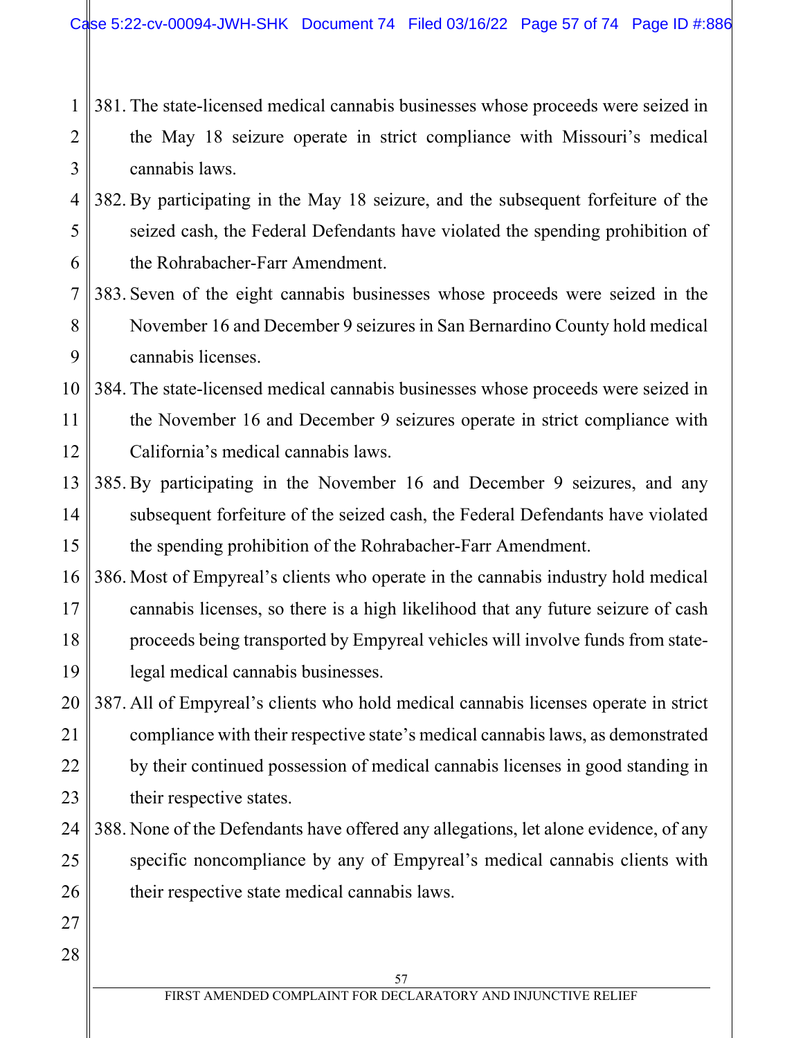381. The state-licensed medical cannabis businesses whose proceeds were seized in the May 18 seizure operate in strict compliance with Missouri's medical cannabis laws.

382. By participating in the May 18 seizure, and the subsequent forfeiture of the seized cash, the Federal Defendants have violated the spending prohibition of the Rohrabacher-Farr Amendment.

383. Seven of the eight cannabis businesses whose proceeds were seized in the November 16 and December 9 seizures in San Bernardino County hold medical cannabis licenses.

384. The state-licensed medical cannabis businesses whose proceeds were seized in the November 16 and December 9 seizures operate in strict compliance with California's medical cannabis laws.

385. By participating in the November 16 and December 9 seizures, and any subsequent forfeiture of the seized cash, the Federal Defendants have violated the spending prohibition of the Rohrabacher-Farr Amendment.

386. Most of Empyreal's clients who operate in the cannabis industry hold medical cannabis licenses, so there is a high likelihood that any future seizure of cash proceeds being transported by Empyreal vehicles will involve funds from state-legal medical cannabis businesses.

387. All of Empyreal's clients who hold medical cannabis licenses operate in strict compliance with their respective state's medical cannabis laws, as demonstrated by their continued possession of medical cannabis licenses in good standing in their respective states.

388. None of the Defendants have offered any allegations, let alone evidence, of any specific noncompliance by any of Empyreal's medical cannabis clients with their respective state medical cannabis laws.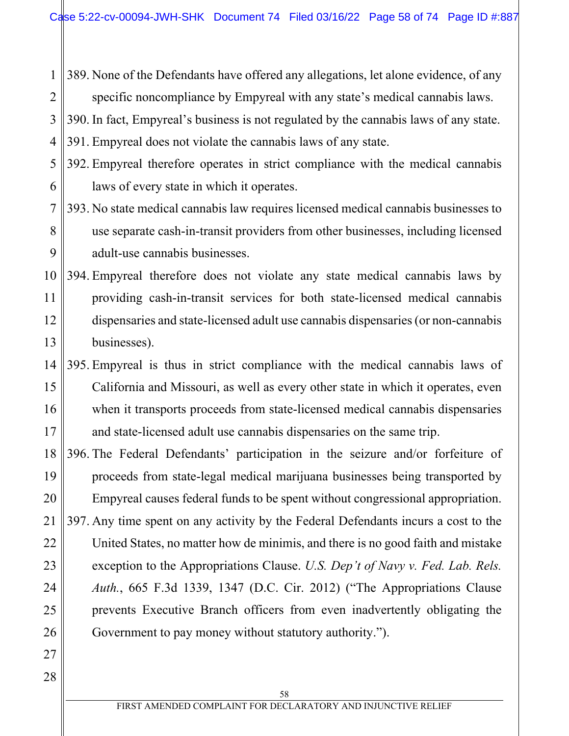389. None of the Defendants have offered any allegations, let alone evidence, of any specific noncompliance by Empyreal with any state's medical cannabis laws.
390. In fact, Empyreal's business is not regulated by the cannabis laws of any state.
391. Empyreal does not violate the cannabis laws of any state.
392. Empyreal therefore operates in strict compliance with the medical cannabis laws of every state in which it operates.
393. No state medical cannabis law requires licensed medical cannabis businesses to use separate cash-in-transit providers from other businesses, including licensed adult-use cannabis businesses.
394. Empyreal therefore does not violate any state medical cannabis laws by providing cash-in-transit services for both state-licensed medical cannabis dispensaries and state-licensed adult use cannabis dispensaries (or non-cannabis businesses).
395. Empyreal is thus in strict compliance with the medical cannabis laws of California and Missouri, as well as every other state in which it operates, even when it transports proceeds from state-licensed medical cannabis dispensaries and state-licensed adult use cannabis dispensaries on the same trip.
396. The Federal Defendants' participation in the seizure and/or forfeiture of proceeds from state-legal medical marijuana businesses being transported by Empyreal causes federal funds to be spent without congressional appropriation.
397. Any time spent on any activity by the Federal Defendants incurs a cost to the United States, no matter how de minimis, and there is no good faith and mistake exception to the Appropriations Clause. *U.S. Dep't of Navy v. Fed. Lab. Rels. Auth.*, 665 F.3d 1339, 1347 (D.C. Cir. 2012) ("The Appropriations Clause prevents Executive Branch officers from even inadvertently obligating the Government to pay money without statutory authority.").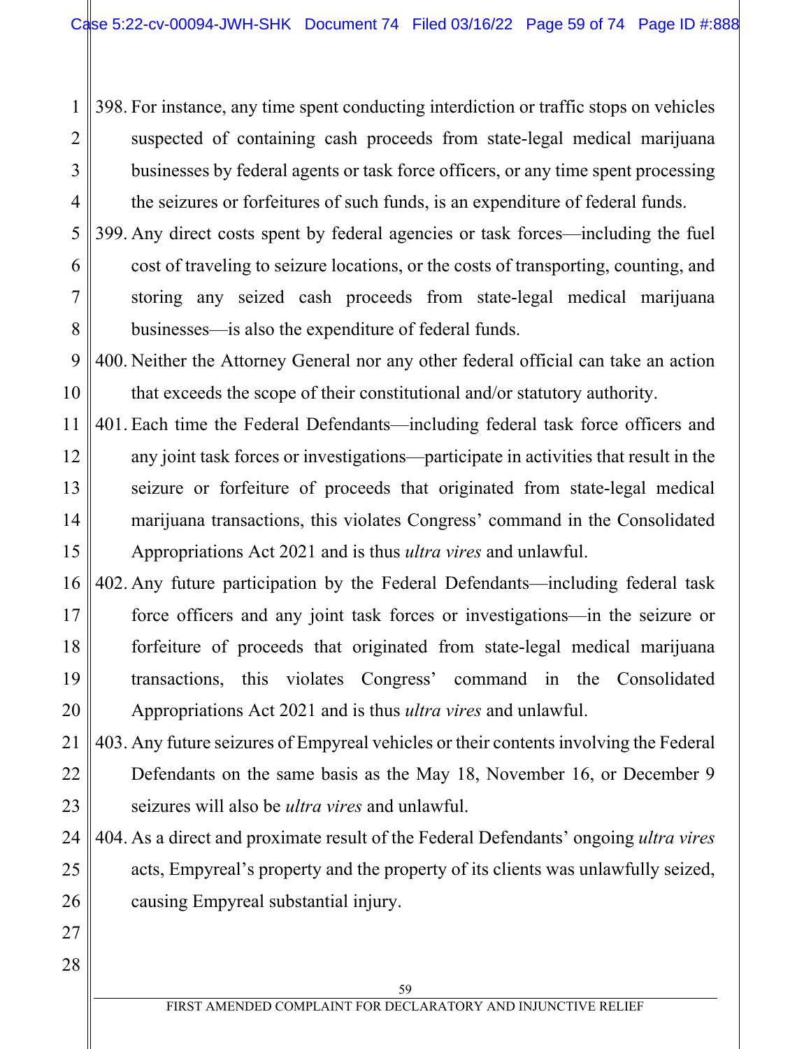398. For instance, any time spent conducting interdiction or traffic stops on vehicles suspected of containing cash proceeds from state-legal medical marijuana businesses by federal agents or task force officers, or any time spent processing the seizures or forfeitures of such funds, is an expenditure of federal funds.

399. Any direct costs spent by federal agencies or task forces—including the fuel cost of traveling to seizure locations, or the costs of transporting, counting, and storing any seized cash proceeds from state-legal medical marijuana businesses—is also the expenditure of federal funds.

400. Neither the Attorney General nor any other federal official can take an action that exceeds the scope of their constitutional and/or statutory authority.

401. Each time the Federal Defendants—including federal task force officers and any joint task forces or investigations—participate in activities that result in the seizure or forfeiture of proceeds that originated from state-legal medical marijuana transactions, this violates Congress' command in the Consolidated Appropriations Act 2021 and is thus *ultra vires* and unlawful.

402. Any future participation by the Federal Defendants—including federal task force officers and any joint task forces or investigations—in the seizure or forfeiture of proceeds that originated from state-legal medical marijuana transactions, this violates Congress' command in the Consolidated Appropriations Act 2021 and is thus *ultra vires* and unlawful.

403. Any future seizures of Empyreal vehicles or their contents involving the Federal Defendants on the same basis as the May 18, November 16, or December 9 seizures will also be *ultra vires* and unlawful.

404. As a direct and proximate result of the Federal Defendants' ongoing *ultra vires* acts, Empyreal's property and the property of its clients was unlawfully seized, causing Empyreal substantial injury.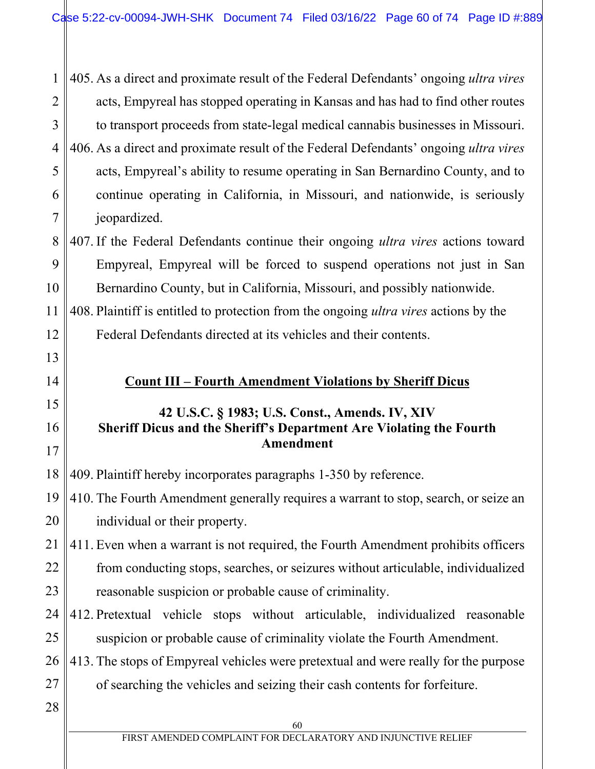405. As a direct and proximate result of the Federal Defendants' ongoing *ultra vires* acts, Empyreal has stopped operating in Kansas and has had to find other routes to transport proceeds from state-legal medical cannabis businesses in Missouri.

406. As a direct and proximate result of the Federal Defendants' ongoing *ultra vires* acts, Empyreal's ability to resume operating in San Bernardino County, and to continue operating in California, in Missouri, and nationwide, is seriously jeopardized.

407. If the Federal Defendants continue their ongoing *ultra vires* actions toward Empyreal, Empyreal will be forced to suspend operations not just in San Bernardino County, but in California, Missouri, and possibly nationwide.

408. Plaintiff is entitled to protection from the ongoing *ultra vires* actions by the Federal Defendants directed at its vehicles and their contents.

## Count III – Fourth Amendment Violations by Sheriff Dicus

### 42 U.S.C. § 1983; U.S. Const., Amends. IV, XIV
### Sheriff Dicus and the Sheriff's Department Are Violating the Fourth Amendment

409. Plaintiff hereby incorporates paragraphs 1-350 by reference.

410. The Fourth Amendment generally requires a warrant to stop, search, or seize an individual or their property.

411. Even when a warrant is not required, the Fourth Amendment prohibits officers from conducting stops, searches, or seizures without articulable, individualized reasonable suspicion or probable cause of criminality.

412. Pretextual vehicle stops without articulable, individualized reasonable suspicion or probable cause of criminality violate the Fourth Amendment.

413. The stops of Empyreal vehicles were pretextual and were really for the purpose of searching the vehicles and seizing their cash contents for forfeiture.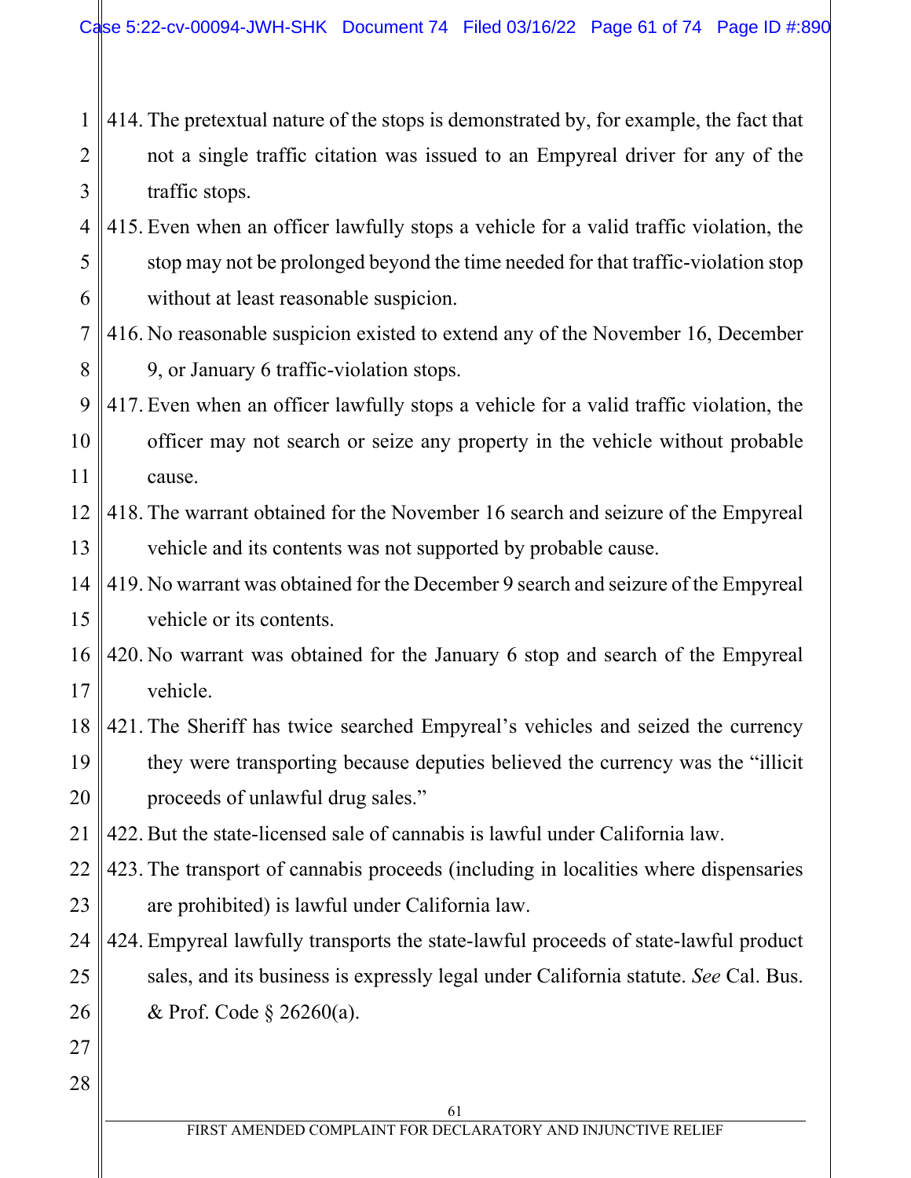414. The pretextual nature of the stops is demonstrated by, for example, the fact that not a single traffic citation was issued to an Empyreal driver for any of the traffic stops.

415. Even when an officer lawfully stops a vehicle for a valid traffic violation, the stop may not be prolonged beyond the time needed for that traffic-violation stop without at least reasonable suspicion.

416. No reasonable suspicion existed to extend any of the November 16, December 9, or January 6 traffic-violation stops.

417. Even when an officer lawfully stops a vehicle for a valid traffic violation, the officer may not search or seize any property in the vehicle without probable cause.

418. The warrant obtained for the November 16 search and seizure of the Empyreal vehicle and its contents was not supported by probable cause.

419. No warrant was obtained for the December 9 search and seizure of the Empyreal vehicle or its contents.

420. No warrant was obtained for the January 6 stop and search of the Empyreal vehicle.

421. The Sheriff has twice searched Empyreal's vehicles and seized the currency they were transporting because deputies believed the currency was the "illicit proceeds of unlawful drug sales."

422. But the state-licensed sale of cannabis is lawful under California law.

423. The transport of cannabis proceeds (including in localities where dispensaries are prohibited) is lawful under California law.

424. Empyreal lawfully transports the state-lawful proceeds of state-lawful product sales, and its business is expressly legal under California statute. *See* Cal. Bus. & Prof. Code § 26260(a).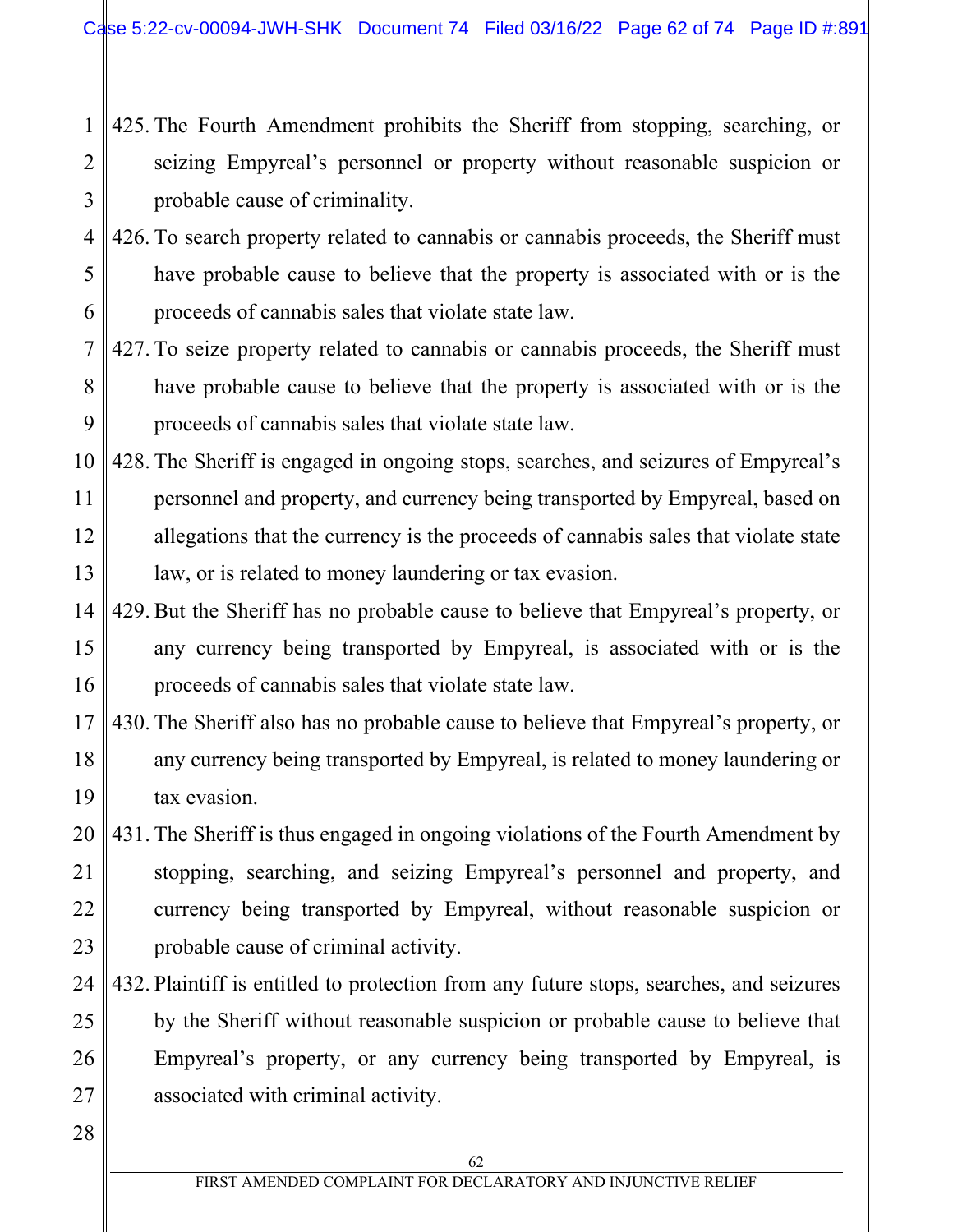425. The Fourth Amendment prohibits the Sheriff from stopping, searching, or seizing Empyreal's personnel or property without reasonable suspicion or probable cause of criminality.

426. To search property related to cannabis or cannabis proceeds, the Sheriff must have probable cause to believe that the property is associated with or is the proceeds of cannabis sales that violate state law.

427. To seize property related to cannabis or cannabis proceeds, the Sheriff must have probable cause to believe that the property is associated with or is the proceeds of cannabis sales that violate state law.

428. The Sheriff is engaged in ongoing stops, searches, and seizures of Empyreal's personnel and property, and currency being transported by Empyreal, based on allegations that the currency is the proceeds of cannabis sales that violate state law, or is related to money laundering or tax evasion.

429. But the Sheriff has no probable cause to believe that Empyreal's property, or any currency being transported by Empyreal, is associated with or is the proceeds of cannabis sales that violate state law.

430. The Sheriff also has no probable cause to believe that Empyreal's property, or any currency being transported by Empyreal, is related to money laundering or tax evasion.

431. The Sheriff is thus engaged in ongoing violations of the Fourth Amendment by stopping, searching, and seizing Empyreal's personnel and property, and currency being transported by Empyreal, without reasonable suspicion or probable cause of criminal activity.

432. Plaintiff is entitled to protection from any future stops, searches, and seizures by the Sheriff without reasonable suspicion or probable cause to believe that Empyreal's property, or any currency being transported by Empyreal, is associated with criminal activity.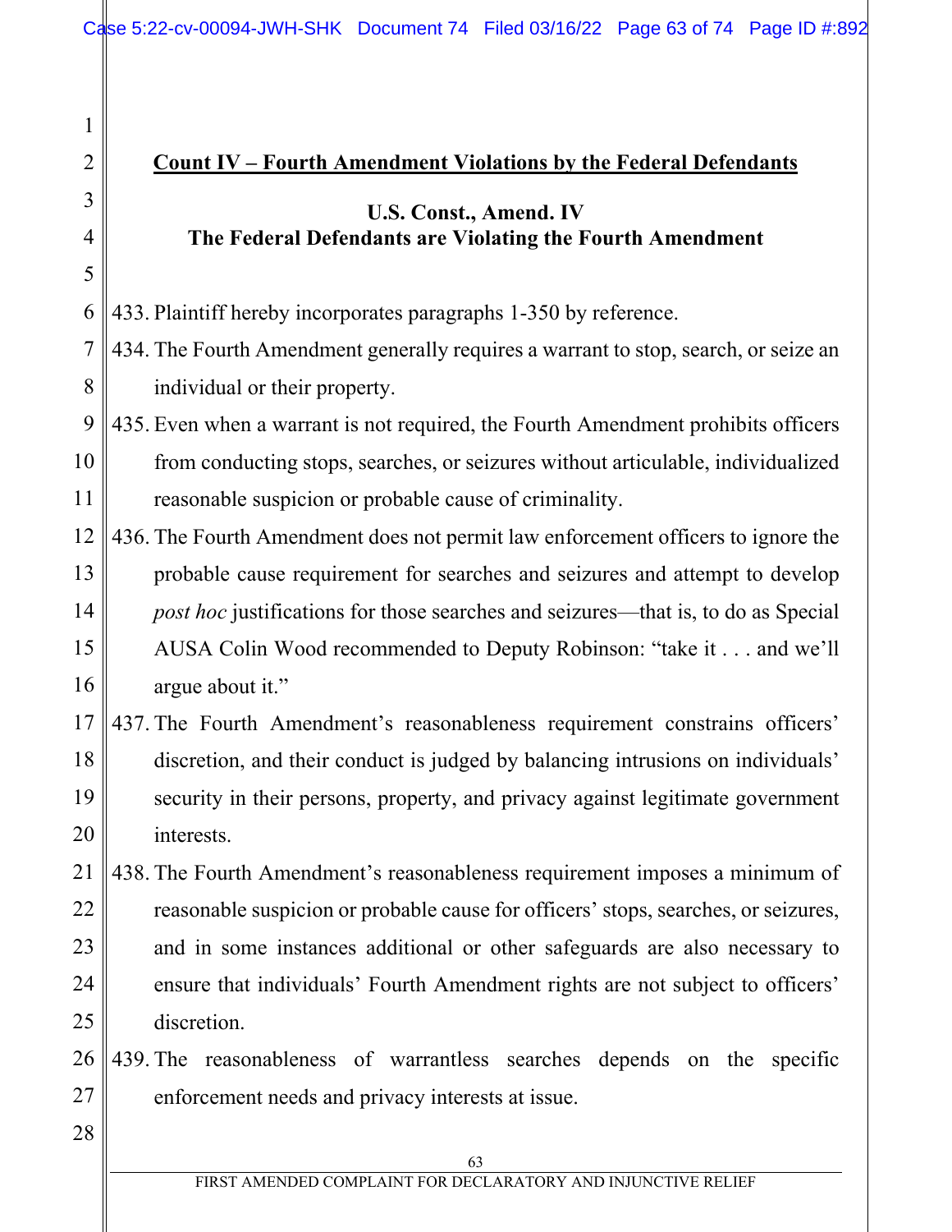## Count IV – Fourth Amendment Violations by the Federal Defendants

### U.S. Const., Amend. IV
### The Federal Defendants are Violating the Fourth Amendment

433. Plaintiff hereby incorporates paragraphs 1-350 by reference.

434. The Fourth Amendment generally requires a warrant to stop, search, or seize an individual or their property.

435. Even when a warrant is not required, the Fourth Amendment prohibits officers from conducting stops, searches, or seizures without articulable, individualized reasonable suspicion or probable cause of criminality.

436. The Fourth Amendment does not permit law enforcement officers to ignore the probable cause requirement for searches and seizures and attempt to develop *post hoc* justifications for those searches and seizures—that is, to do as Special AUSA Colin Wood recommended to Deputy Robinson: "take it . . . and we'll argue about it."

437. The Fourth Amendment's reasonableness requirement constrains officers' discretion, and their conduct is judged by balancing intrusions on individuals' security in their persons, property, and privacy against legitimate government interests.

438. The Fourth Amendment's reasonableness requirement imposes a minimum of reasonable suspicion or probable cause for officers' stops, searches, or seizures, and in some instances additional or other safeguards are also necessary to ensure that individuals' Fourth Amendment rights are not subject to officers' discretion.

439. The reasonableness of warrantless searches depends on the specific enforcement needs and privacy interests at issue.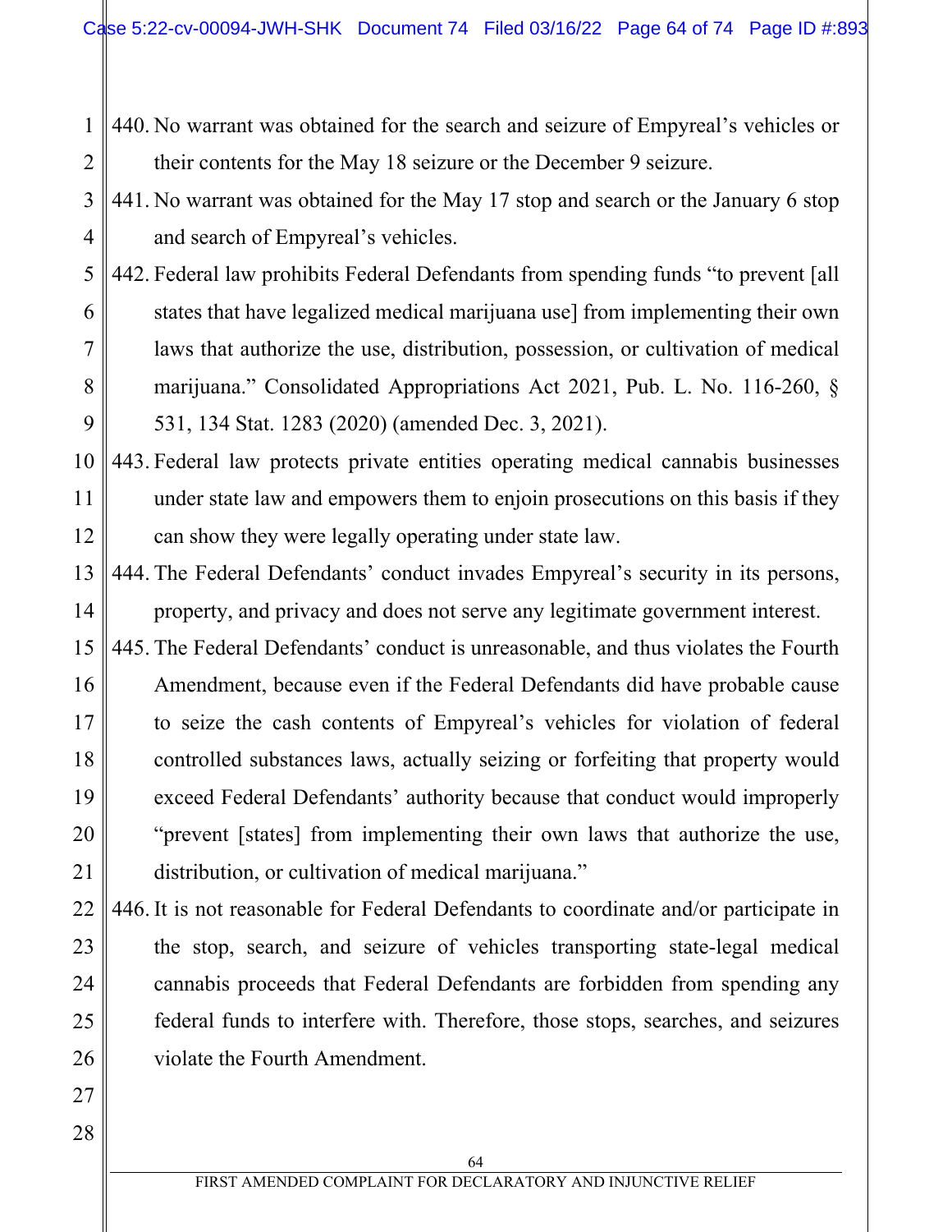440. No warrant was obtained for the search and seizure of Empyreal's vehicles or their contents for the May 18 seizure or the December 9 seizure.

441. No warrant was obtained for the May 17 stop and search or the January 6 stop and search of Empyreal's vehicles.

442. Federal law prohibits Federal Defendants from spending funds "to prevent [all states that have legalized medical marijuana use] from implementing their own laws that authorize the use, distribution, possession, or cultivation of medical marijuana." Consolidated Appropriations Act 2021, Pub. L. No. 116-260, § 531, 134 Stat. 1283 (2020) (amended Dec. 3, 2021).

443. Federal law protects private entities operating medical cannabis businesses under state law and empowers them to enjoin prosecutions on this basis if they can show they were legally operating under state law.

444. The Federal Defendants' conduct invades Empyreal's security in its persons, property, and privacy and does not serve any legitimate government interest.

445. The Federal Defendants' conduct is unreasonable, and thus violates the Fourth Amendment, because even if the Federal Defendants did have probable cause to seize the cash contents of Empyreal's vehicles for violation of federal controlled substances laws, actually seizing or forfeiting that property would exceed Federal Defendants' authority because that conduct would improperly "prevent [states] from implementing their own laws that authorize the use, distribution, or cultivation of medical marijuana."

446. It is not reasonable for Federal Defendants to coordinate and/or participate in the stop, search, and seizure of vehicles transporting state-legal medical cannabis proceeds that Federal Defendants are forbidden from spending any federal funds to interfere with. Therefore, those stops, searches, and seizures violate the Fourth Amendment.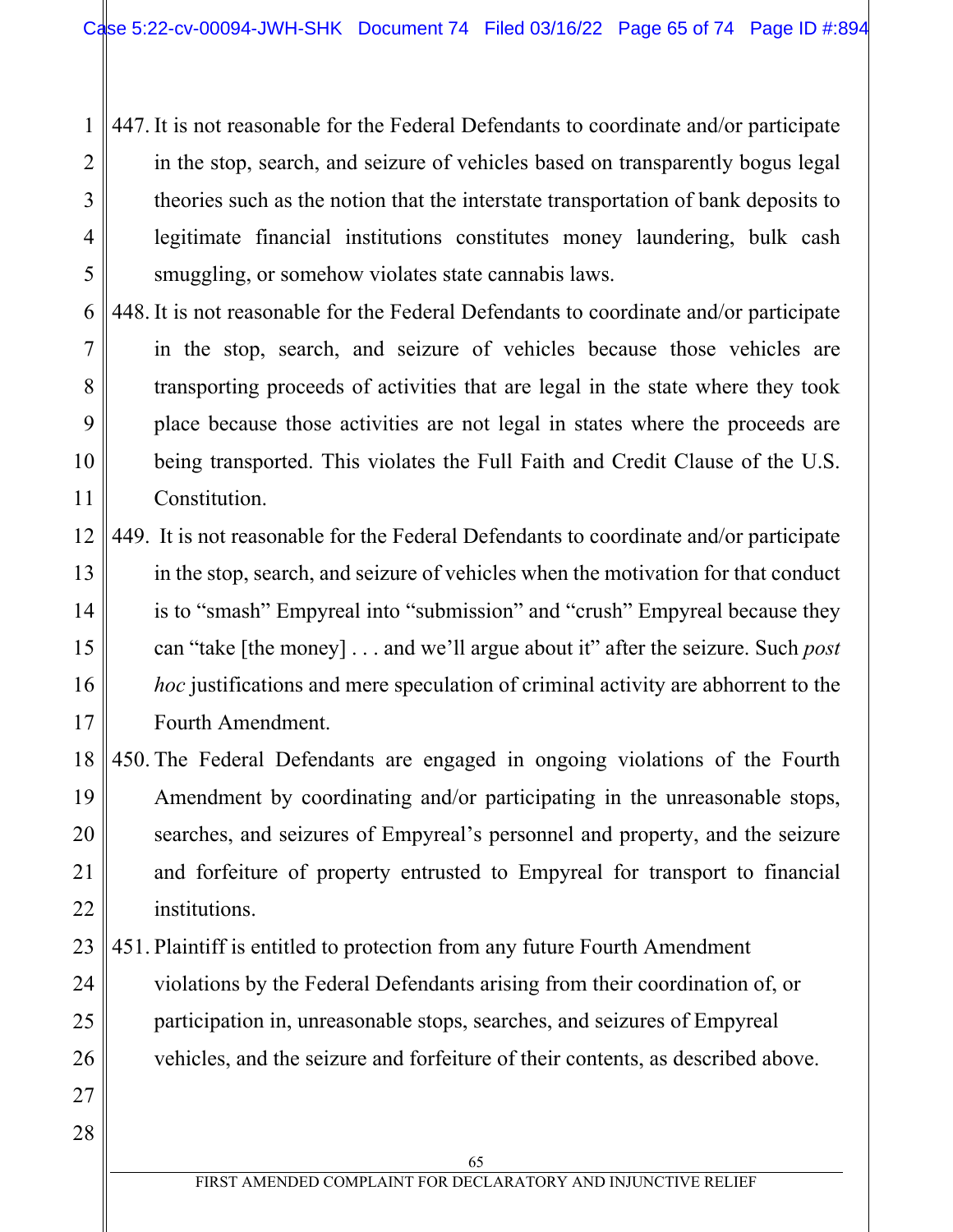447. It is not reasonable for the Federal Defendants to coordinate and/or participate in the stop, search, and seizure of vehicles based on transparently bogus legal theories such as the notion that the interstate transportation of bank deposits to legitimate financial institutions constitutes money laundering, bulk cash smuggling, or somehow violates state cannabis laws.

448. It is not reasonable for the Federal Defendants to coordinate and/or participate in the stop, search, and seizure of vehicles because those vehicles are transporting proceeds of activities that are legal in the state where they took place because those activities are not legal in states where the proceeds are being transported. This violates the Full Faith and Credit Clause of the U.S. Constitution.

449. It is not reasonable for the Federal Defendants to coordinate and/or participate in the stop, search, and seizure of vehicles when the motivation for that conduct is to "smash" Empyreal into "submission" and "crush" Empyreal because they can "take [the money] . . . and we'll argue about it" after the seizure. Such *post hoc* justifications and mere speculation of criminal activity are abhorrent to the Fourth Amendment.

450. The Federal Defendants are engaged in ongoing violations of the Fourth Amendment by coordinating and/or participating in the unreasonable stops, searches, and seizures of Empyreal's personnel and property, and the seizure and forfeiture of property entrusted to Empyreal for transport to financial institutions.

451. Plaintiff is entitled to protection from any future Fourth Amendment violations by the Federal Defendants arising from their coordination of, or participation in, unreasonable stops, searches, and seizures of Empyreal vehicles, and the seizure and forfeiture of their contents, as described above.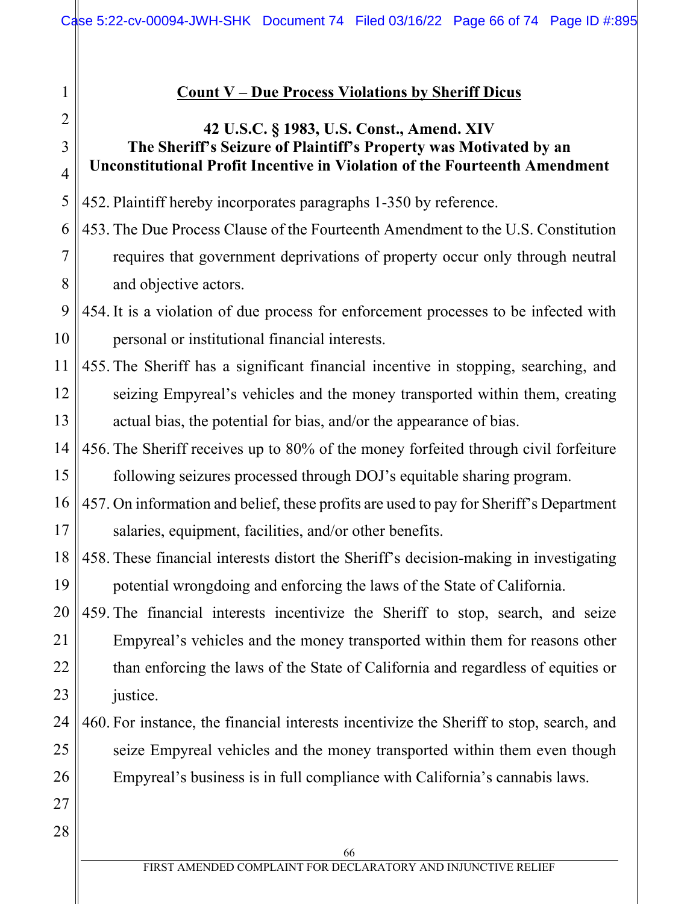## Count V – Due Process Violations by Sheriff Dicus

### 42 U.S.C. § 1983, U.S. Const., Amend. XIV
### The Sheriff's Seizure of Plaintiff's Property was Motivated by an Unconstitutional Profit Incentive in Violation of the Fourteenth Amendment

452. Plaintiff hereby incorporates paragraphs 1-350 by reference.

453. The Due Process Clause of the Fourteenth Amendment to the U.S. Constitution requires that government deprivations of property occur only through neutral and objective actors.

454. It is a violation of due process for enforcement processes to be infected with personal or institutional financial interests.

455. The Sheriff has a significant financial incentive in stopping, searching, and seizing Empyreal's vehicles and the money transported within them, creating actual bias, the potential for bias, and/or the appearance of bias.

456. The Sheriff receives up to 80% of the money forfeited through civil forfeiture following seizures processed through DOJ's equitable sharing program.

457. On information and belief, these profits are used to pay for Sheriff's Department salaries, equipment, facilities, and/or other benefits.

458. These financial interests distort the Sheriff's decision-making in investigating potential wrongdoing and enforcing the laws of the State of California.

459. The financial interests incentivize the Sheriff to stop, search, and seize Empyreal's vehicles and the money transported within them for reasons other than enforcing the laws of the State of California and regardless of equities or justice.

460. For instance, the financial interests incentivize the Sheriff to stop, search, and seize Empyreal vehicles and the money transported within them even though Empyreal's business is in full compliance with California's cannabis laws.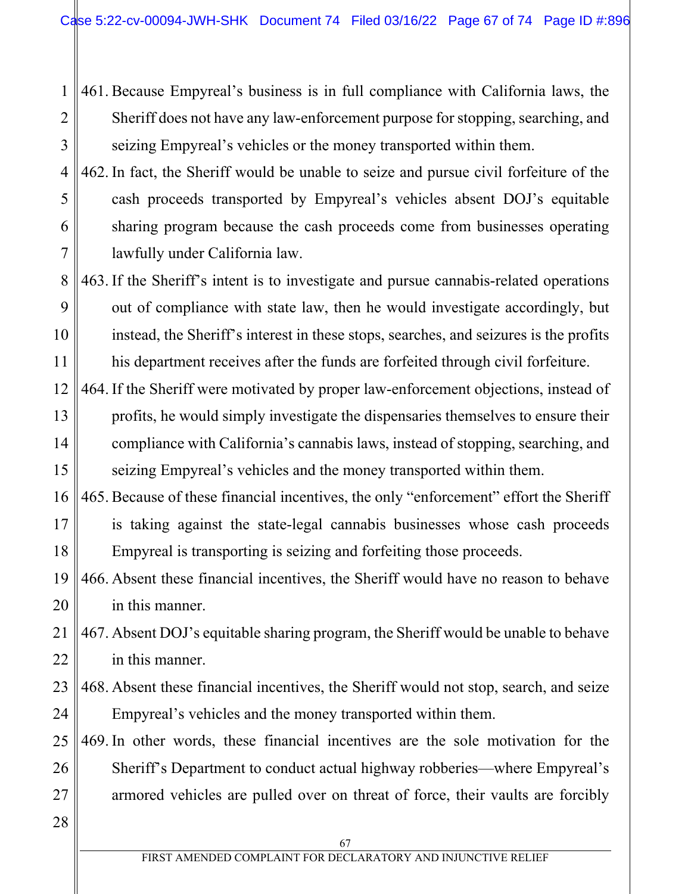461. Because Empyreal's business is in full compliance with California laws, the Sheriff does not have any law-enforcement purpose for stopping, searching, and seizing Empyreal's vehicles or the money transported within them.
462. In fact, the Sheriff would be unable to seize and pursue civil forfeiture of the cash proceeds transported by Empyreal's vehicles absent DOJ's equitable sharing program because the cash proceeds come from businesses operating lawfully under California law.
463. If the Sheriff's intent is to investigate and pursue cannabis-related operations out of compliance with state law, then he would investigate accordingly, but instead, the Sheriff's interest in these stops, searches, and seizures is the profits his department receives after the funds are forfeited through civil forfeiture.
464. If the Sheriff were motivated by proper law-enforcement objections, instead of profits, he would simply investigate the dispensaries themselves to ensure their compliance with California's cannabis laws, instead of stopping, searching, and seizing Empyreal's vehicles and the money transported within them.
465. Because of these financial incentives, the only "enforcement" effort the Sheriff is taking against the state-legal cannabis businesses whose cash proceeds Empyreal is transporting is seizing and forfeiting those proceeds.
466. Absent these financial incentives, the Sheriff would have no reason to behave in this manner.
467. Absent DOJ's equitable sharing program, the Sheriff would be unable to behave in this manner.
468. Absent these financial incentives, the Sheriff would not stop, search, and seize Empyreal's vehicles and the money transported within them.
469. In other words, these financial incentives are the sole motivation for the Sheriff's Department to conduct actual highway robberies—where Empyreal's armored vehicles are pulled over on threat of force, their vaults are forcibly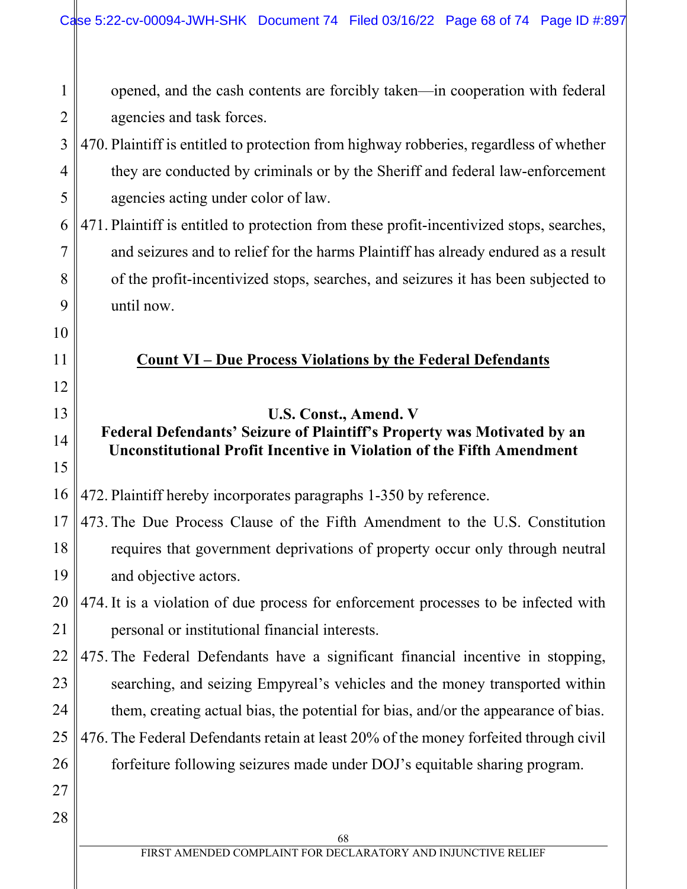opened, and the cash contents are forcibly taken—in cooperation with federal agencies and task forces.

470. Plaintiff is entitled to protection from highway robberies, regardless of whether they are conducted by criminals or by the Sheriff and federal law-enforcement agencies acting under color of law.

471. Plaintiff is entitled to protection from these profit-incentivized stops, searches, and seizures and to relief for the harms Plaintiff has already endured as a result of the profit-incentivized stops, searches, and seizures it has been subjected to until now.

## Count VI – Due Process Violations by the Federal Defendants

### U.S. Const., Amend. V
### Federal Defendants' Seizure of Plaintiff's Property was Motivated by an Unconstitutional Profit Incentive in Violation of the Fifth Amendment

472. Plaintiff hereby incorporates paragraphs 1-350 by reference.

473. The Due Process Clause of the Fifth Amendment to the U.S. Constitution requires that government deprivations of property occur only through neutral and objective actors.

474. It is a violation of due process for enforcement processes to be infected with personal or institutional financial interests.

475. The Federal Defendants have a significant financial incentive in stopping, searching, and seizing Empyreal's vehicles and the money transported within them, creating actual bias, the potential for bias, and/or the appearance of bias.

476. The Federal Defendants retain at least 20% of the money forfeited through civil forfeiture following seizures made under DOJ's equitable sharing program.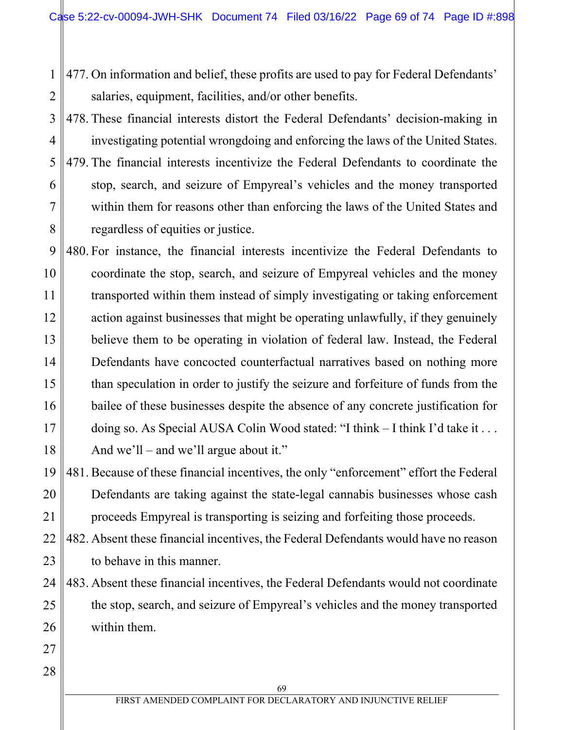477. On information and belief, these profits are used to pay for Federal Defendants' salaries, equipment, facilities, and/or other benefits.

478. These financial interests distort the Federal Defendants' decision-making in investigating potential wrongdoing and enforcing the laws of the United States.

479. The financial interests incentivize the Federal Defendants to coordinate the stop, search, and seizure of Empyreal's vehicles and the money transported within them for reasons other than enforcing the laws of the United States and regardless of equities or justice.

480. For instance, the financial interests incentivize the Federal Defendants to coordinate the stop, search, and seizure of Empyreal vehicles and the money transported within them instead of simply investigating or taking enforcement action against businesses that might be operating unlawfully, if they genuinely believe them to be operating in violation of federal law. Instead, the Federal Defendants have concocted counterfactual narratives based on nothing more than speculation in order to justify the seizure and forfeiture of funds from the bailee of these businesses despite the absence of any concrete justification for doing so. As Special AUSA Colin Wood stated: "I think – I think I'd take it . . . And we'll – and we'll argue about it."

481. Because of these financial incentives, the only "enforcement" effort the Federal Defendants are taking against the state-legal cannabis businesses whose cash proceeds Empyreal is transporting is seizing and forfeiting those proceeds.

482. Absent these financial incentives, the Federal Defendants would have no reason to behave in this manner.

483. Absent these financial incentives, the Federal Defendants would not coordinate the stop, search, and seizure of Empyreal's vehicles and the money transported within them.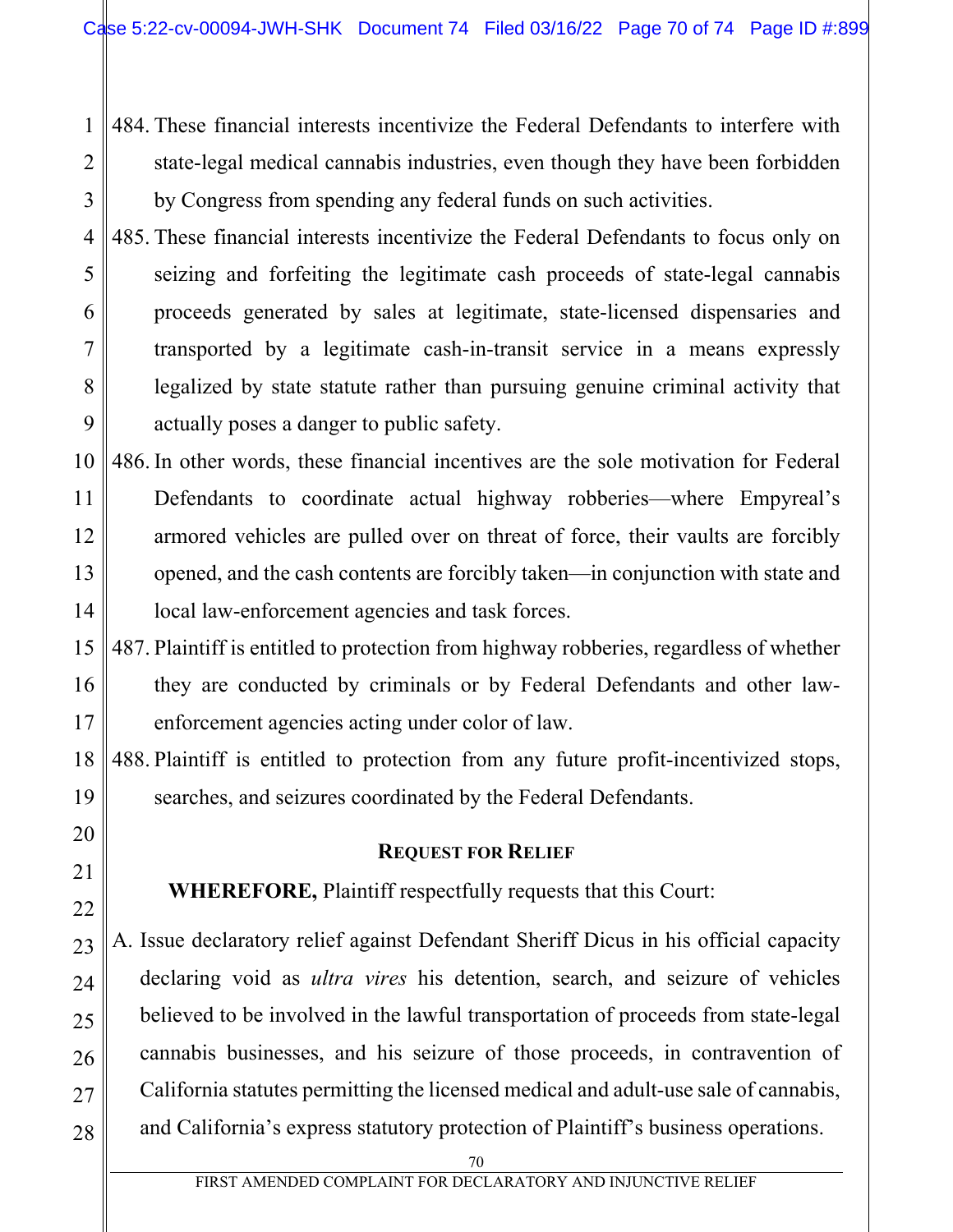484. These financial interests incentivize the Federal Defendants to interfere with state-legal medical cannabis industries, even though they have been forbidden by Congress from spending any federal funds on such activities.

485. These financial interests incentivize the Federal Defendants to focus only on seizing and forfeiting the legitimate cash proceeds of state-legal cannabis proceeds generated by sales at legitimate, state-licensed dispensaries and transported by a legitimate cash-in-transit service in a means expressly legalized by state statute rather than pursuing genuine criminal activity that actually poses a danger to public safety.

486. In other words, these financial incentives are the sole motivation for Federal Defendants to coordinate actual highway robberies—where Empyreal's armored vehicles are pulled over on threat of force, their vaults are forcibly opened, and the cash contents are forcibly taken—in conjunction with state and local law-enforcement agencies and task forces.

487. Plaintiff is entitled to protection from highway robberies, regardless of whether they are conducted by criminals or by Federal Defendants and other law-enforcement agencies acting under color of law.

488. Plaintiff is entitled to protection from any future profit-incentivized stops, searches, and seizures coordinated by the Federal Defendants.

## Request for Relief

**WHEREFORE,** Plaintiff respectfully requests that this Court:

A. Issue declaratory relief against Defendant Sheriff Dicus in his official capacity declaring void as *ultra vires* his detention, search, and seizure of vehicles believed to be involved in the lawful transportation of proceeds from state-legal cannabis businesses, and his seizure of those proceeds, in contravention of California statutes permitting the licensed medical and adult-use sale of cannabis, and California's express statutory protection of Plaintiff's business operations.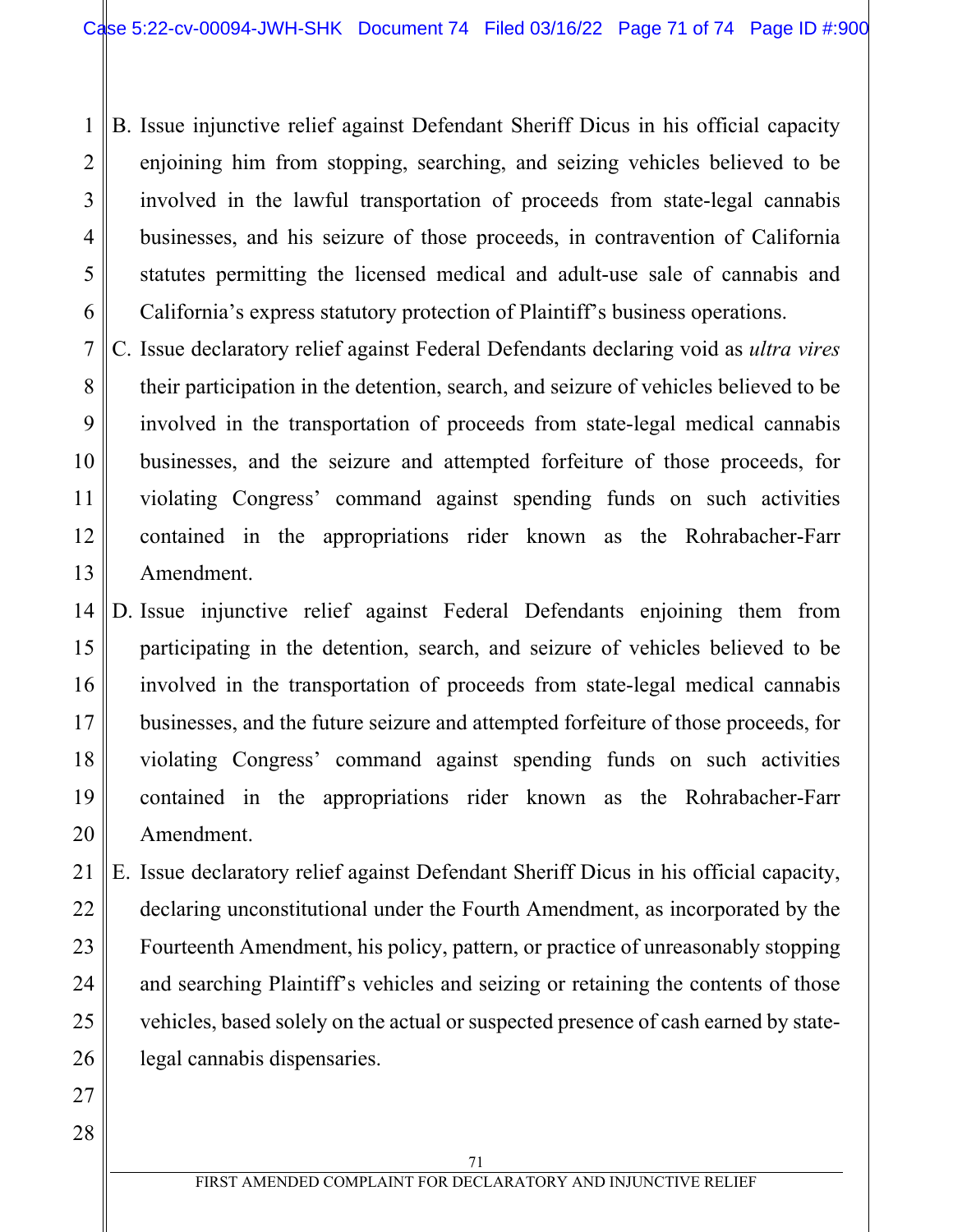B. Issue injunctive relief against Defendant Sheriff Dicus in his official capacity enjoining him from stopping, searching, and seizing vehicles believed to be involved in the lawful transportation of proceeds from state-legal cannabis businesses, and his seizure of those proceeds, in contravention of California statutes permitting the licensed medical and adult-use sale of cannabis and California's express statutory protection of Plaintiff's business operations.

C. Issue declaratory relief against Federal Defendants declaring void as *ultra vires* their participation in the detention, search, and seizure of vehicles believed to be involved in the transportation of proceeds from state-legal medical cannabis businesses, and the seizure and attempted forfeiture of those proceeds, for violating Congress' command against spending funds on such activities contained in the appropriations rider known as the Rohrabacher-Farr Amendment.

D. Issue injunctive relief against Federal Defendants enjoining them from participating in the detention, search, and seizure of vehicles believed to be involved in the transportation of proceeds from state-legal medical cannabis businesses, and the future seizure and attempted forfeiture of those proceeds, for violating Congress' command against spending funds on such activities contained in the appropriations rider known as the Rohrabacher-Farr Amendment.

E. Issue declaratory relief against Defendant Sheriff Dicus in his official capacity, declaring unconstitutional under the Fourth Amendment, as incorporated by the Fourteenth Amendment, his policy, pattern, or practice of unreasonably stopping and searching Plaintiff's vehicles and seizing or retaining the contents of those vehicles, based solely on the actual or suspected presence of cash earned by state-legal cannabis dispensaries.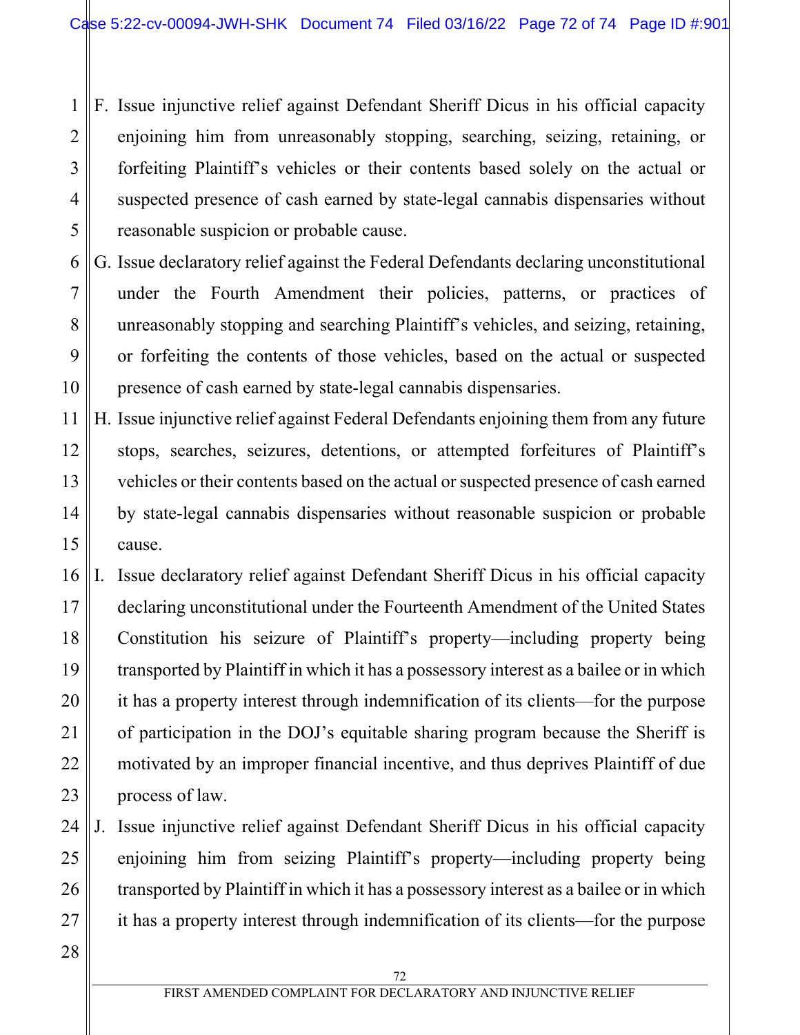F. Issue injunctive relief against Defendant Sheriff Dicus in his official capacity enjoining him from unreasonably stopping, searching, seizing, retaining, or forfeiting Plaintiff's vehicles or their contents based solely on the actual or suspected presence of cash earned by state-legal cannabis dispensaries without reasonable suspicion or probable cause.

G. Issue declaratory relief against the Federal Defendants declaring unconstitutional under the Fourth Amendment their policies, patterns, or practices of unreasonably stopping and searching Plaintiff's vehicles, and seizing, retaining, or forfeiting the contents of those vehicles, based on the actual or suspected presence of cash earned by state-legal cannabis dispensaries.

H. Issue injunctive relief against Federal Defendants enjoining them from any future stops, searches, seizures, detentions, or attempted forfeitures of Plaintiff's vehicles or their contents based on the actual or suspected presence of cash earned by state-legal cannabis dispensaries without reasonable suspicion or probable cause.

I. Issue declaratory relief against Defendant Sheriff Dicus in his official capacity declaring unconstitutional under the Fourteenth Amendment of the United States Constitution his seizure of Plaintiff's property—including property being transported by Plaintiff in which it has a possessory interest as a bailee or in which it has a property interest through indemnification of its clients—for the purpose of participation in the DOJ's equitable sharing program because the Sheriff is motivated by an improper financial incentive, and thus deprives Plaintiff of due process of law.

J. Issue injunctive relief against Defendant Sheriff Dicus in his official capacity enjoining him from seizing Plaintiff's property—including property being transported by Plaintiff in which it has a possessory interest as a bailee or in which it has a property interest through indemnification of its clients—for the purpose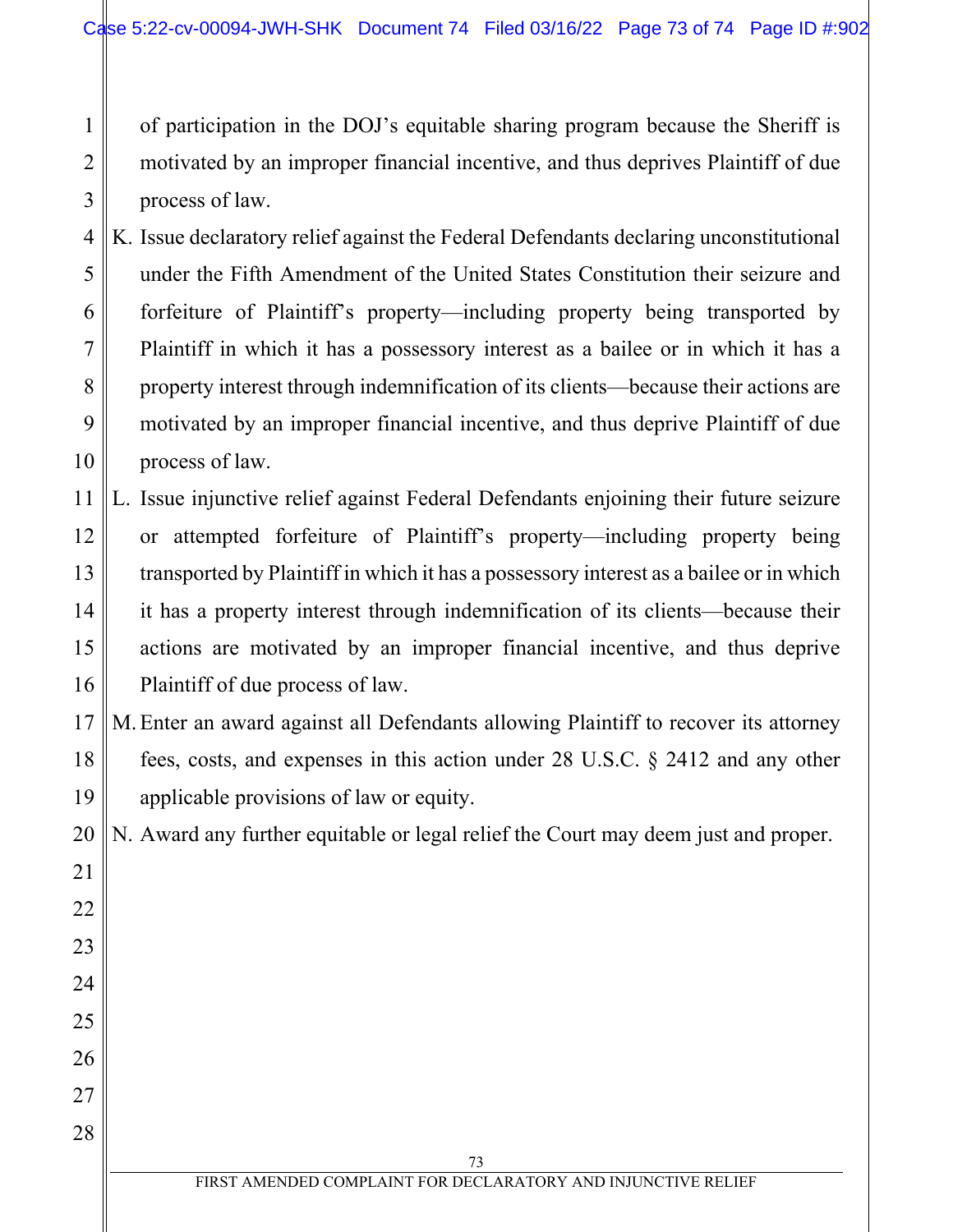of participation in the DOJ's equitable sharing program because the Sheriff is motivated by an improper financial incentive, and thus deprives Plaintiff of due process of law.

K. Issue declaratory relief against the Federal Defendants declaring unconstitutional under the Fifth Amendment of the United States Constitution their seizure and forfeiture of Plaintiff's property—including property being transported by Plaintiff in which it has a possessory interest as a bailee or in which it has a property interest through indemnification of its clients—because their actions are motivated by an improper financial incentive, and thus deprive Plaintiff of due process of law.

L. Issue injunctive relief against Federal Defendants enjoining their future seizure or attempted forfeiture of Plaintiff's property—including property being transported by Plaintiff in which it has a possessory interest as a bailee or in which it has a property interest through indemnification of its clients—because their actions are motivated by an improper financial incentive, and thus deprive Plaintiff of due process of law.

M. Enter an award against all Defendants allowing Plaintiff to recover its attorney fees, costs, and expenses in this action under 28 U.S.C. § 2412 and any other applicable provisions of law or equity.

N. Award any further equitable or legal relief the Court may deem just and proper.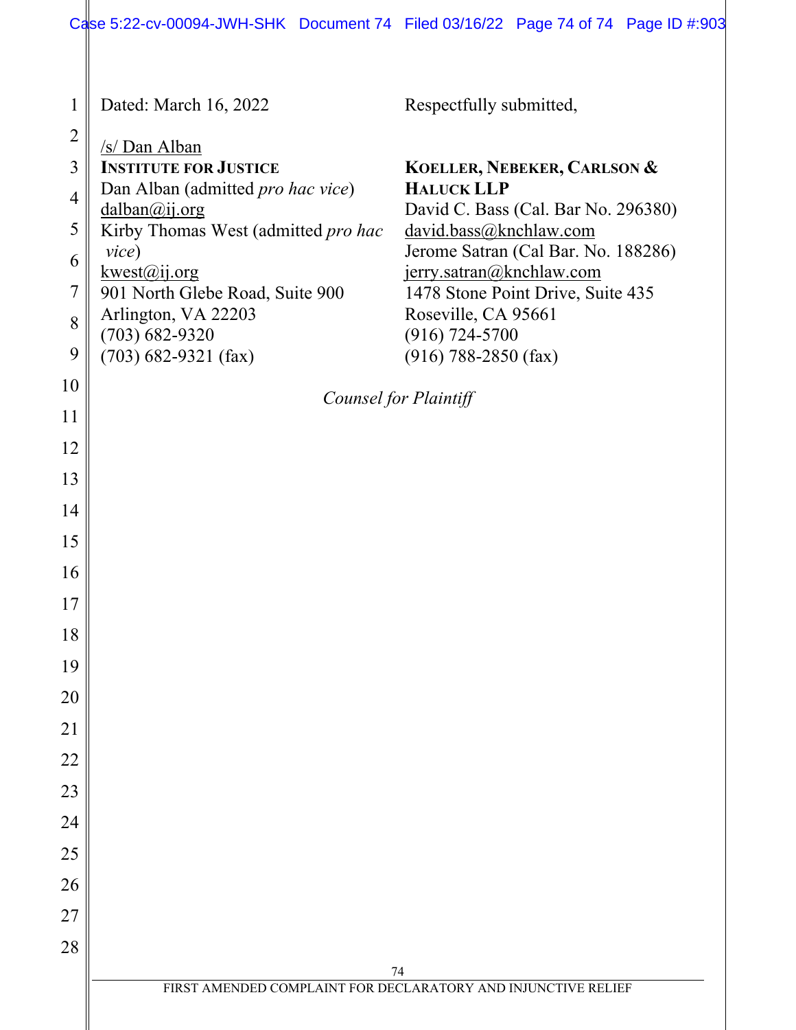Dated: March 16, 2022

Respectfully submitted,

/s/ Dan Alban
**INSTITUTE FOR JUSTICE**
Dan Alban (admitted *pro hac vice*)
dalban@ij.org
Kirby Thomas West (admitted *pro hac vice*)
kwest@ij.org
901 North Glebe Road, Suite 900
Arlington, VA 22203
(703) 682-9320
(703) 682-9321 (fax)

**KOELLER, NEBEKER, CARLSON & HALUCK LLP**
David C. Bass (Cal. Bar No. 296380)
david.bass@knchlaw.com
Jerome Satran (Cal Bar. No. 188286)
jerry.satran@knchlaw.com
1478 Stone Point Drive, Suite 435
Roseville, CA 95661
(916) 724-5700
(916) 788-2850 (fax)

*Counsel for Plaintiff*